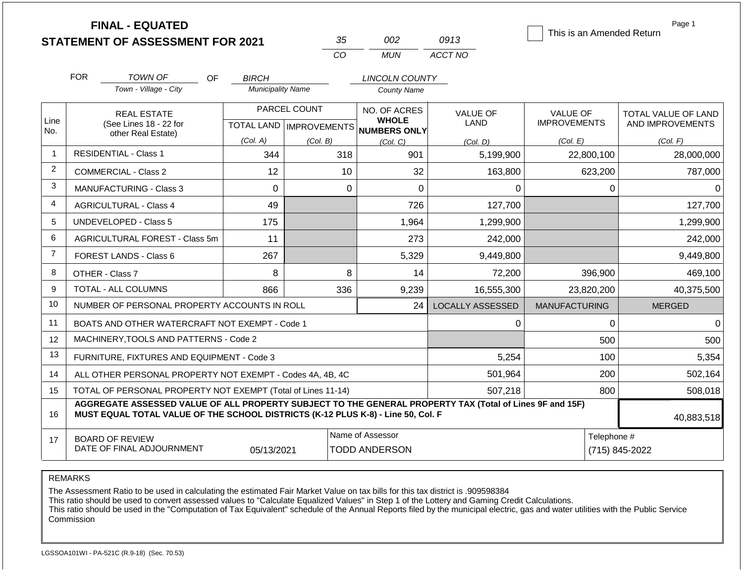# FINAL - EQUATED
# STATEMENT OF ASSESSMENT FOR 2021

| 35 | 002 | 0913 |
|---|---|---|
| CO | MUN | ACCT NO |

☐ This is an Amended Return

FOR *TOWN OF* (Town - Village - City) OF *BIRCH* (Municipality Name) *LINCOLN COUNTY* (County Name)

| Line No. | REAL ESTATE (See Lines 18 - 22 for other Real Estate) | PARCEL COUNT TOTAL LAND (Col. A) | PARCEL COUNT IMPROVEMENTS (Col. B) | NO. OF ACRES WHOLE NUMBERS ONLY (Col. C) | VALUE OF LAND (Col. D) | VALUE OF IMPROVEMENTS (Col. E) | TOTAL VALUE OF LAND AND IMPROVEMENTS (Col. F) |
|---|---|---|---|---|---|---|---|
| 1 | RESIDENTIAL - Class 1 | 344 | 318 | 901 | 5,199,900 | 22,800,100 | 28,000,000 |
| 2 | COMMERCIAL - Class 2 | 12 | 10 | 32 | 163,800 | 623,200 | 787,000 |
| 3 | MANUFACTURING - Class 3 | 0 | 0 | 0 | 0 | 0 | 0 |
| 4 | AGRICULTURAL - Class 4 | 49 | | 726 | 127,700 | | 127,700 |
| 5 | UNDEVELOPED - Class 5 | 175 | | 1,964 | 1,299,900 | | 1,299,900 |
| 6 | AGRICULTURAL FOREST - Class 5m | 11 | | 273 | 242,000 | | 242,000 |
| 7 | FOREST LANDS - Class 6 | 267 | | 5,329 | 9,449,800 | | 9,449,800 |
| 8 | OTHER - Class 7 | 8 | 8 | 14 | 72,200 | 396,900 | 469,100 |
| 9 | TOTAL - ALL COLUMNS | 866 | 336 | 9,239 | 16,555,300 | 23,820,200 | 40,375,500 |
| 10 | NUMBER OF PERSONAL PROPERTY ACCOUNTS IN ROLL | | | 24 | LOCALLY ASSESSED | MANUFACTURING | MERGED |
| 11 | BOATS AND OTHER WATERCRAFT NOT EXEMPT - Code 1 | | | | 0 | 0 | 0 |
| 12 | MACHINERY,TOOLS AND PATTERNS - Code 2 | | | | | 500 | 500 |
| 13 | FURNITURE, FIXTURES AND EQUIPMENT - Code 3 | | | | 5,254 | 100 | 5,354 |
| 14 | ALL OTHER PERSONAL PROPERTY NOT EXEMPT - Codes 4A, 4B, 4C | | | | 501,964 | 200 | 502,164 |
| 15 | TOTAL OF PERSONAL PROPERTY NOT EXEMPT (Total of Lines 11-14) | | | | 507,218 | 800 | 508,018 |
| 16 | AGGREGATE ASSESSED VALUE OF ALL PROPERTY SUBJECT TO THE GENERAL PROPERTY TAX (Total of Lines 9F and 15F) MUST EQUAL TOTAL VALUE OF THE SCHOOL DISTRICTS (K-12 PLUS K-8) - Line 50, Col. F | | | | | | 40,883,518 |
| 17 | BOARD OF REVIEW DATE OF FINAL ADJOURNMENT | 05/13/2021 | | Name of Assessor: TODD ANDERSON | | | Telephone #: (715) 845-2022 |

REMARKS

The Assessment Ratio to be used in calculating the estimated Fair Market Value on tax bills for this tax district is .909598384
This ratio should be used to convert assessed values to "Calculate Equalized Values" in Step 1 of the Lottery and Gaming Credit Calculations.
This ratio should be used in the "Computation of Tax Equivalent" schedule of the Annual Reports filed by the municipal electric, gas and water utilities with the Public Service Commission

LGSSOA101WI - PA-521C (R.9-18) (Sec. 70.53)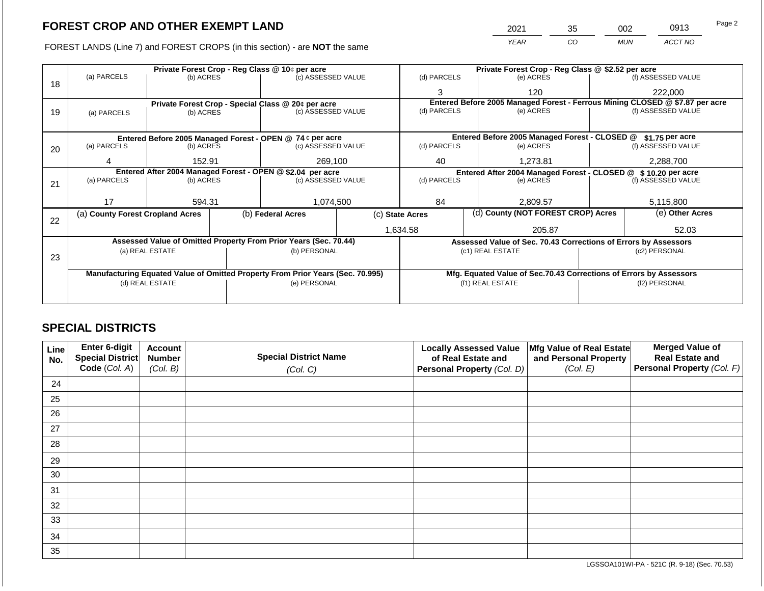## FOREST CROP AND OTHER EXEMPT LAND

FOREST LANDS (Line 7) and FOREST CROPS (in this section) - are **NOT** the same

| YEAR | CO | MUN | ACCT NO |
|---|---|---|---|
| 2021 | 35 | 002 | 0913 |

| Line | Private Forest Crop - Reg Class @ 10¢ per acre | | | Private Forest Crop - Reg Class @ $2.52 per acre | | |
|---|---|---|---|---|---|---|
| | (a) PARCELS | (b) ACRES | (c) ASSESSED VALUE | (d) PARCELS | (e) ACRES | (f) ASSESSED VALUE |
| 18 | | | | 3 | 120 | 222,000 |
| | **Private Forest Crop - Special Class @ 20¢ per acre** | | | **Entered Before 2005 Managed Forest - Ferrous Mining CLOSED @ $7.87 per acre** | | |
| | (a) PARCELS | (b) ACRES | (c) ASSESSED VALUE | (d) PARCELS | (e) ACRES | (f) ASSESSED VALUE |
| 19 | | | | | | |
| | **Entered Before 2005 Managed Forest - OPEN @ 74 ¢ per acre** | | | **Entered Before 2005 Managed Forest - CLOSED @ $1.75 per acre** | | |
| | (a) PARCELS | (b) ACRES | (c) ASSESSED VALUE | (d) PARCELS | (e) ACRES | (f) ASSESSED VALUE |
| 20 | 4 | 152.91 | 269,100 | 40 | 1,273.81 | 2,288,700 |
| | **Entered After 2004 Managed Forest - OPEN @ $2.04 per acre** | | | **Entered After 2004 Managed Forest - CLOSED @ $ 10.20 per acre** | | |
| | (a) PARCELS | (b) ACRES | (c) ASSESSED VALUE | (d) PARCELS | (e) ACRES | (f) ASSESSED VALUE |
| 21 | 17 | 594.31 | 1,074,500 | 84 | 2,809.57 | 5,115,800 |

| Line | (a) County Forest Cropland Acres | (b) Federal Acres | (c) State Acres | (d) County (NOT FOREST CROP) Acres | (e) Other Acres |
|---|---|---|---|---|---|
| 22 | | | 1,634.58 | 205.87 | 52.03 |

| Line | Assessed Value of Omitted Property From Prior Years (Sec. 70.44) | | Assessed Value of Sec. 70.43 Corrections of Errors by Assessors | |
|---|---|---|---|---|
| | (a) REAL ESTATE | (b) PERSONAL | (c1) REAL ESTATE | (c2) PERSONAL |
| 23 | | | | |
| | **Manufacturing Equated Value of Omitted Property From Prior Years (Sec. 70.995)** | | **Mfg. Equated Value of Sec.70.43 Corrections of Errors by Assessors** | |
| | (d) REAL ESTATE | (e) PERSONAL | (f1) REAL ESTATE | (f2) PERSONAL |
| | | | | |

## SPECIAL DISTRICTS

| Line No. | Enter 6-digit Special District Code (Col. A) | Account Number (Col. B) | Special District Name (Col. C) | Locally Assessed Value of Real Estate and Personal Property (Col. D) | Mfg Value of Real Estate and Personal Property (Col. E) | Merged Value of Real Estate and Personal Property (Col. F) |
|---|---|---|---|---|---|---|
| 24 | | | | | | |
| 25 | | | | | | |
| 26 | | | | | | |
| 27 | | | | | | |
| 28 | | | | | | |
| 29 | | | | | | |
| 30 | | | | | | |
| 31 | | | | | | |
| 32 | | | | | | |
| 33 | | | | | | |
| 34 | | | | | | |
| 35 | | | | | | |

LGSSOA101WI-PA - 521C (R. 9-18) (Sec. 70.53)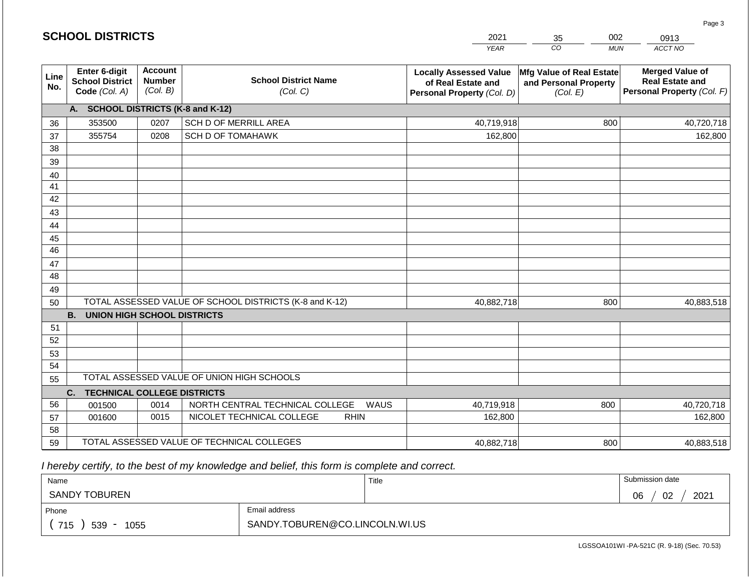# SCHOOL DISTRICTS

| 2021 | 35 | 002 | 0913 |
|---|---|---|---|
| YEAR | CO | MUN | ACCT NO |

| Line No. | Enter 6-digit School District Code (Col. A) | Account Number (Col. B) | School District Name (Col. C) | Locally Assessed Value of Real Estate and Personal Property (Col. D) | Mfg Value of Real Estate and Personal Property (Col. E) | Merged Value of Real Estate and Personal Property (Col. F) |
|---|---|---|---|---|---|---|
| | **A. SCHOOL DISTRICTS (K-8 and K-12)** | | | | | |
| 36 | 353500 | 0207 | SCH D OF MERRILL AREA | 40,719,918 | 800 | 40,720,718 |
| 37 | 355754 | 0208 | SCH D OF TOMAHAWK | 162,800 | | 162,800 |
| 38 | | | | | | |
| 39 | | | | | | |
| 40 | | | | | | |
| 41 | | | | | | |
| 42 | | | | | | |
| 43 | | | | | | |
| 44 | | | | | | |
| 45 | | | | | | |
| 46 | | | | | | |
| 47 | | | | | | |
| 48 | | | | | | |
| 49 | | | | | | |
| 50 | | | TOTAL ASSESSED VALUE OF SCHOOL DISTRICTS (K-8 and K-12) | 40,882,718 | 800 | 40,883,518 |
| | **B. UNION HIGH SCHOOL DISTRICTS** | | | | | |
| 51 | | | | | | |
| 52 | | | | | | |
| 53 | | | | | | |
| 54 | | | | | | |
| 55 | | | TOTAL ASSESSED VALUE OF UNION HIGH SCHOOLS | | | |
| | **C. TECHNICAL COLLEGE DISTRICTS** | | | | | |
| 56 | 001500 | 0014 | NORTH CENTRAL TECHNICAL COLLEGE WAUS | 40,719,918 | 800 | 40,720,718 |
| 57 | 001600 | 0015 | NICOLET TECHNICAL COLLEGE RHIN | 162,800 | | 162,800 |
| 58 | | | | | | |
| 59 | | | TOTAL ASSESSED VALUE OF TECHNICAL COLLEGES | 40,882,718 | 800 | 40,883,518 |

*I hereby certify, to the best of my knowledge and belief, this form is complete and correct.*

| Name | | Title | Submission date |
|---|---|---|---|
| SANDY TOBUREN | | | 06 / 02 / 2021 |
| Phone | Email address | | |
| ( 715 ) 539 - 1055 | SANDY.TOBUREN@CO.LINCOLN.WI.US | | |

LGSSOA101WI -PA-521C (R. 9-18) (Sec. 70.53)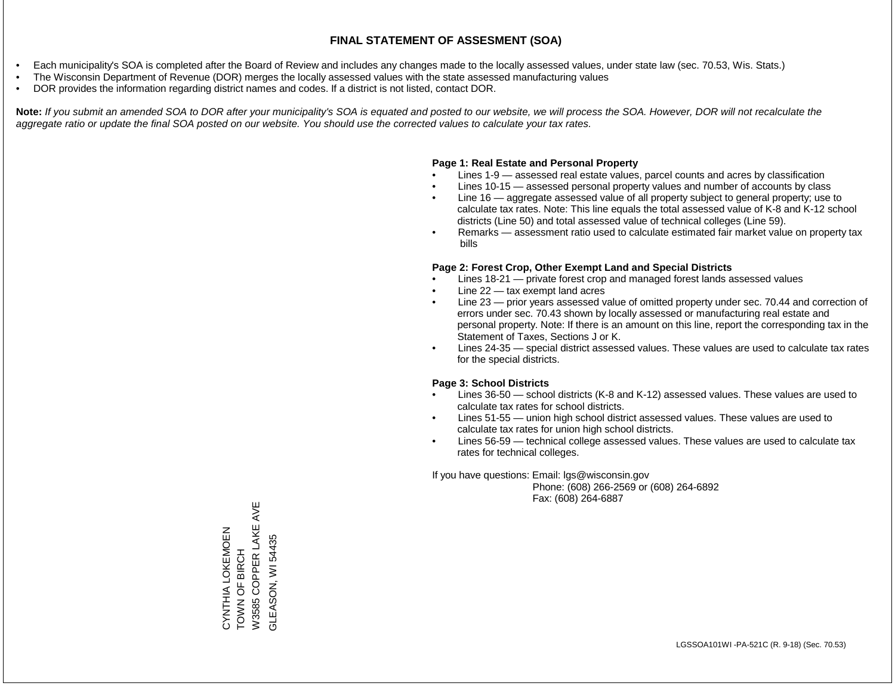# FINAL STATEMENT OF ASSESMENT (SOA)

- Each municipality's SOA is completed after the Board of Review and includes any changes made to the locally assessed values, under state law (sec. 70.53, Wis. Stats.)
- The Wisconsin Department of Revenue (DOR) merges the locally assessed values with the state assessed manufacturing values
- DOR provides the information regarding district names and codes. If a district is not listed, contact DOR.

**Note:** *If you submit an amended SOA to DOR after your municipality's SOA is equated and posted to our website, we will process the SOA. However, DOR will not recalculate the aggregate ratio or update the final SOA posted on our website. You should use the corrected values to calculate your tax rates.*

**Page 1: Real Estate and Personal Property**

- Lines 1-9 — assessed real estate values, parcel counts and acres by classification
- Lines 10-15 — assessed personal property values and number of accounts by class
- Line 16 — aggregate assessed value of all property subject to general property; use to calculate tax rates. Note: This line equals the total assessed value of K-8 and K-12 school districts (Line 50) and total assessed value of technical colleges (Line 59).
- Remarks — assessment ratio used to calculate estimated fair market value on property tax bills

**Page 2: Forest Crop, Other Exempt Land and Special Districts**

- Lines 18-21 — private forest crop and managed forest lands assessed values
- Line 22 — tax exempt land acres
- Line 23 — prior years assessed value of omitted property under sec. 70.44 and correction of errors under sec. 70.43 shown by locally assessed or manufacturing real estate and personal property. Note: If there is an amount on this line, report the corresponding tax in the Statement of Taxes, Sections J or K.
- Lines 24-35 — special district assessed values. These values are used to calculate tax rates for the special districts.

**Page 3: School Districts**

- Lines 36-50 — school districts (K-8 and K-12) assessed values. These values are used to calculate tax rates for school districts.
- Lines 51-55 — union high school district assessed values. These values are used to calculate tax rates for union high school districts.
- Lines 56-59 — technical college assessed values. These values are used to calculate tax rates for technical colleges.

If you have questions: Email: lgs@wisconsin.gov
Phone: (608) 266-2569 or (608) 264-6892
Fax: (608) 264-6887

CYNTHIA LOKEMOEN
TOWN OF BIRCH
W3585 COPPER LAKE AVE
GLEASON, WI 54435

LGSSOA101WI -PA-521C (R. 9-18) (Sec. 70.53)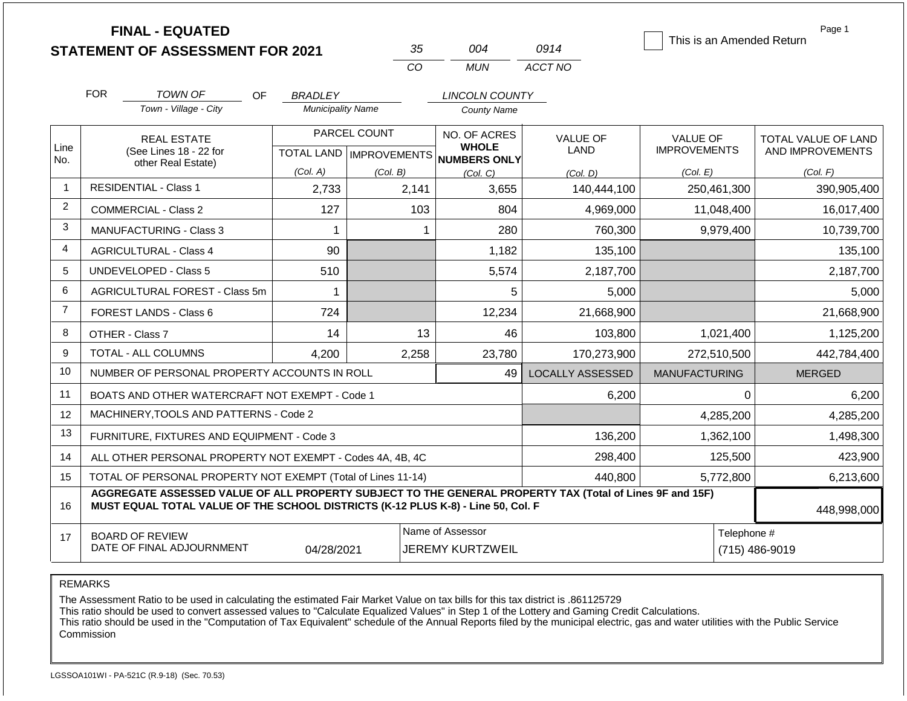# FINAL - EQUATED
# STATEMENT OF ASSESSMENT FOR 2021

| 35 | 004 | 0914 |
|---|---|---|
| CO | MUN | ACCT NO |

☐ This is an Amended Return

Page 1

FOR *TOWN OF* (Town - Village - City) OF *BRADLEY* (Municipality Name) *LINCOLN COUNTY* (County Name)

| Line No. | REAL ESTATE (See Lines 18 - 22 for other Real Estate) | PARCEL COUNT | | NO. OF ACRES WHOLE NUMBERS ONLY | VALUE OF LAND | VALUE OF IMPROVEMENTS | TOTAL VALUE OF LAND AND IMPROVEMENTS |
|---|---|---|---|---|---|---|---|
| | | TOTAL LAND (Col. A) | IMPROVEMENTS (Col. B) | (Col. C) | (Col. D) | (Col. E) | (Col. F) |
| 1 | RESIDENTIAL - Class 1 | 2,733 | 2,141 | 3,655 | 140,444,100 | 250,461,300 | 390,905,400 |
| 2 | COMMERCIAL - Class 2 | 127 | 103 | 804 | 4,969,000 | 11,048,400 | 16,017,400 |
| 3 | MANUFACTURING - Class 3 | 1 | 1 | 280 | 760,300 | 9,979,400 | 10,739,700 |
| 4 | AGRICULTURAL - Class 4 | 90 | | 1,182 | 135,100 | | 135,100 |
| 5 | UNDEVELOPED - Class 5 | 510 | | 5,574 | 2,187,700 | | 2,187,700 |
| 6 | AGRICULTURAL FOREST - Class 5m | 1 | | 5 | 5,000 | | 5,000 |
| 7 | FOREST LANDS - Class 6 | 724 | | 12,234 | 21,668,900 | | 21,668,900 |
| 8 | OTHER - Class 7 | 14 | 13 | 46 | 103,800 | 1,021,400 | 1,125,200 |
| 9 | TOTAL - ALL COLUMNS | 4,200 | 2,258 | 23,780 | 170,273,900 | 272,510,500 | 442,784,400 |
| 10 | NUMBER OF PERSONAL PROPERTY ACCOUNTS IN ROLL | | | 49 | LOCALLY ASSESSED | MANUFACTURING | MERGED |
| 11 | BOATS AND OTHER WATERCRAFT NOT EXEMPT - Code 1 | | | | 6,200 | 0 | 6,200 |
| 12 | MACHINERY,TOOLS AND PATTERNS - Code 2 | | | | | 4,285,200 | 4,285,200 |
| 13 | FURNITURE, FIXTURES AND EQUIPMENT - Code 3 | | | | 136,200 | 1,362,100 | 1,498,300 |
| 14 | ALL OTHER PERSONAL PROPERTY NOT EXEMPT - Codes 4A, 4B, 4C | | | | 298,400 | 125,500 | 423,900 |
| 15 | TOTAL OF PERSONAL PROPERTY NOT EXEMPT (Total of Lines 11-14) | | | | 440,800 | 5,772,800 | 6,213,600 |
| 16 | **AGGREGATE ASSESSED VALUE OF ALL PROPERTY SUBJECT TO THE GENERAL PROPERTY TAX (Total of Lines 9F and 15F) MUST EQUAL TOTAL VALUE OF THE SCHOOL DISTRICTS (K-12 PLUS K-8) - Line 50, Col. F** | | | | | | 448,998,000 |
| 17 | BOARD OF REVIEW DATE OF FINAL ADJOURNMENT | 04/28/2021 | Name of Assessor: JEREMY KURTZWEIL | | | Telephone #: (715) 486-9019 | |

REMARKS

The Assessment Ratio to be used in calculating the estimated Fair Market Value on tax bills for this tax district is .861125729
This ratio should be used to convert assessed values to "Calculate Equalized Values" in Step 1 of the Lottery and Gaming Credit Calculations.
This ratio should be used in the "Computation of Tax Equivalent" schedule of the Annual Reports filed by the municipal electric, gas and water utilities with the Public Service Commission

LGSSOA101WI - PA-521C (R.9-18) (Sec. 70.53)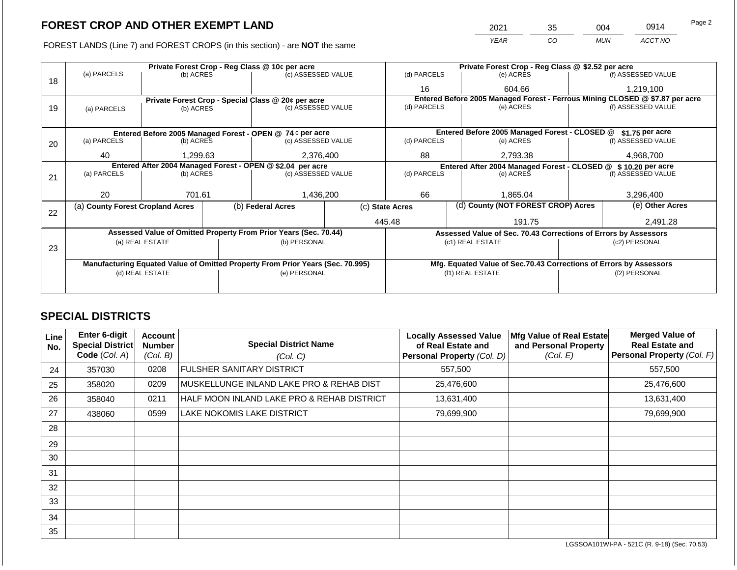## FOREST CROP AND OTHER EXEMPT LAND

| 2021 | 35 | 004 | 0914 |
|---|---|---|---|
| YEAR | CO | MUN | ACCT NO |

FOREST LANDS (Line 7) and FOREST CROPS (in this section) - are **NOT** the same

| Line | Private Forest Crop - Reg Class @ 10¢ per acre | | | Private Forest Crop - Reg Class @ $2.52 per acre | | |
|---|---|---|---|---|---|---|
| | (a) PARCELS | (b) ACRES | (c) ASSESSED VALUE | (d) PARCELS | (e) ACRES | (f) ASSESSED VALUE |
| 18 | | | | 16 | 604.66 | 1,219,100 |
| | **Private Forest Crop - Special Class @ 20¢ per acre** | | | **Entered Before 2005 Managed Forest - Ferrous Mining CLOSED @ $7.87 per acre** | | |
| | (a) PARCELS | (b) ACRES | (c) ASSESSED VALUE | (d) PARCELS | (e) ACRES | (f) ASSESSED VALUE |
| 19 | | | | | | |
| | **Entered Before 2005 Managed Forest - OPEN @ 74 ¢ per acre** | | | **Entered Before 2005 Managed Forest - CLOSED @ $1.75 per acre** | | |
| | (a) PARCELS | (b) ACRES | (c) ASSESSED VALUE | (d) PARCELS | (e) ACRES | (f) ASSESSED VALUE |
| 20 | 40 | 1,299.63 | 2,376,400 | 88 | 2,793.38 | 4,968,700 |
| | **Entered After 2004 Managed Forest - OPEN @ $2.04 per acre** | | | **Entered After 2004 Managed Forest - CLOSED @ $ 10.20 per acre** | | |
| | (a) PARCELS | (b) ACRES | (c) ASSESSED VALUE | (d) PARCELS | (e) ACRES | (f) ASSESSED VALUE |
| 21 | 20 | 701.61 | 1,436,200 | 66 | 1,865.04 | 3,296,400 |

| Line | (a) County Forest Cropland Acres | (b) Federal Acres | (c) State Acres | (d) County (NOT FOREST CROP) Acres | (e) Other Acres |
|---|---|---|---|---|---|
| 22 | | | 445.48 | 191.75 | 2,491.28 |

| Line | Assessed Value of Omitted Property From Prior Years (Sec. 70.44) | | Assessed Value of Sec. 70.43 Corrections of Errors by Assessors | |
|---|---|---|---|---|
| | (a) REAL ESTATE | (b) PERSONAL | (c1) REAL ESTATE | (c2) PERSONAL |
| 23 | | | | |
| | **Manufacturing Equated Value of Omitted Property From Prior Years (Sec. 70.995)** | | **Mfg. Equated Value of Sec.70.43 Corrections of Errors by Assessors** | |
| | (d) REAL ESTATE | (e) PERSONAL | (f1) REAL ESTATE | (f2) PERSONAL |
| | | | | |

## SPECIAL DISTRICTS

| Line No. | Enter 6-digit Special District Code (Col. A) | Account Number (Col. B) | Special District Name (Col. C) | Locally Assessed Value of Real Estate and Personal Property (Col. D) | Mfg Value of Real Estate and Personal Property (Col. E) | Merged Value of Real Estate and Personal Property (Col. F) |
|---|---|---|---|---|---|---|
| 24 | 357030 | 0208 | FULSHER SANITARY DISTRICT | 557,500 | | 557,500 |
| 25 | 358020 | 0209 | MUSKELLUNGE INLAND LAKE PRO & REHAB DIST | 25,476,600 | | 25,476,600 |
| 26 | 358040 | 0211 | HALF MOON INLAND LAKE PRO & REHAB DISTRICT | 13,631,400 | | 13,631,400 |
| 27 | 438060 | 0599 | LAKE NOKOMIS LAKE DISTRICT | 79,699,900 | | 79,699,900 |
| 28 | | | | | | |
| 29 | | | | | | |
| 30 | | | | | | |
| 31 | | | | | | |
| 32 | | | | | | |
| 33 | | | | | | |
| 34 | | | | | | |
| 35 | | | | | | |

LGSSOA101WI-PA - 521C (R. 9-18) (Sec. 70.53)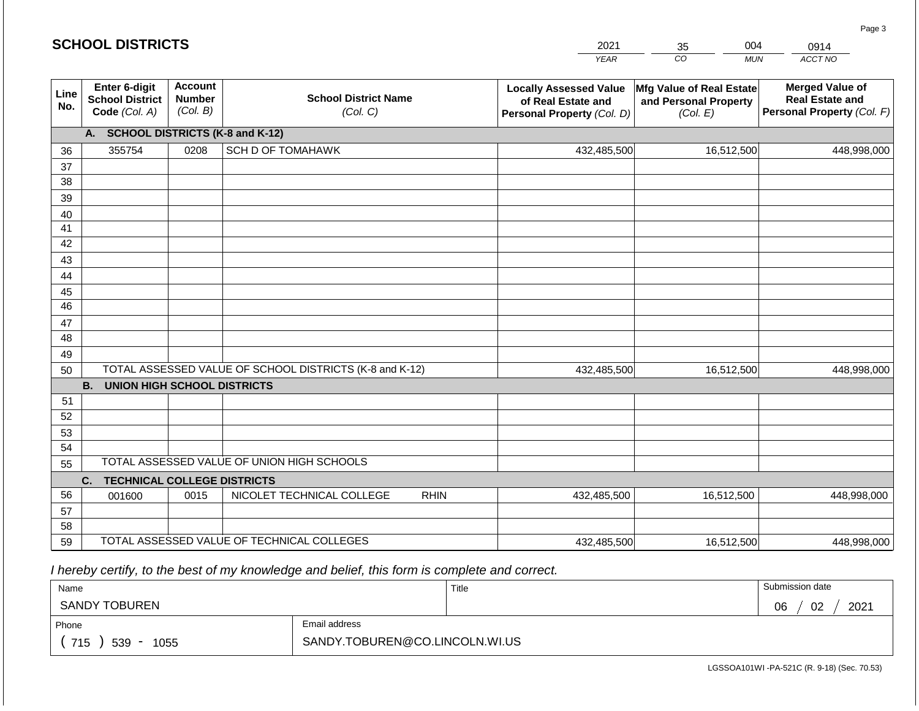# SCHOOL DISTRICTS

| 2021 | 35 | 004 | 0914 |
|---|---|---|---|
| *YEAR* | *CO* | *MUN* | *ACCT NO* |

| Line No. | Enter 6-digit School District Code *(Col. A)* | Account Number *(Col. B)* | School District Name *(Col. C)* | Locally Assessed Value of Real Estate and Personal Property *(Col. D)* | Mfg Value of Real Estate and Personal Property *(Col. E)* | Merged Value of Real Estate and Personal Property *(Col. F)* |
|---|---|---|---|---|---|---|
| | **A. SCHOOL DISTRICTS (K-8 and K-12)** | | | | | |
| 36 | 355754 | 0208 | SCH D OF TOMAHAWK | 432,485,500 | 16,512,500 | 448,998,000 |
| 37 | | | | | | |
| 38 | | | | | | |
| 39 | | | | | | |
| 40 | | | | | | |
| 41 | | | | | | |
| 42 | | | | | | |
| 43 | | | | | | |
| 44 | | | | | | |
| 45 | | | | | | |
| 46 | | | | | | |
| 47 | | | | | | |
| 48 | | | | | | |
| 49 | | | | | | |
| 50 | TOTAL ASSESSED VALUE OF SCHOOL DISTRICTS (K-8 and K-12) | | | 432,485,500 | 16,512,500 | 448,998,000 |
| | **B. UNION HIGH SCHOOL DISTRICTS** | | | | | |
| 51 | | | | | | |
| 52 | | | | | | |
| 53 | | | | | | |
| 54 | | | | | | |
| 55 | TOTAL ASSESSED VALUE OF UNION HIGH SCHOOLS | | | | | |
| | **C. TECHNICAL COLLEGE DISTRICTS** | | | | | |
| 56 | 001600 | 0015 | NICOLET TECHNICAL COLLEGE RHIN | 432,485,500 | 16,512,500 | 448,998,000 |
| 57 | | | | | | |
| 58 | | | | | | |
| 59 | TOTAL ASSESSED VALUE OF TECHNICAL COLLEGES | | | 432,485,500 | 16,512,500 | 448,998,000 |

*I hereby certify, to the best of my knowledge and belief, this form is complete and correct.*

| Name | | Title | Submission date |
|---|---|---|---|
| SANDY TOBUREN | | | 06 / 02 / 2021 |
| Phone | Email address | | |
| ( 715 ) 539 - 1055 | SANDY.TOBUREN@CO.LINCOLN.WI.US | | |

LGSSOA101WI -PA-521C (R. 9-18) (Sec. 70.53)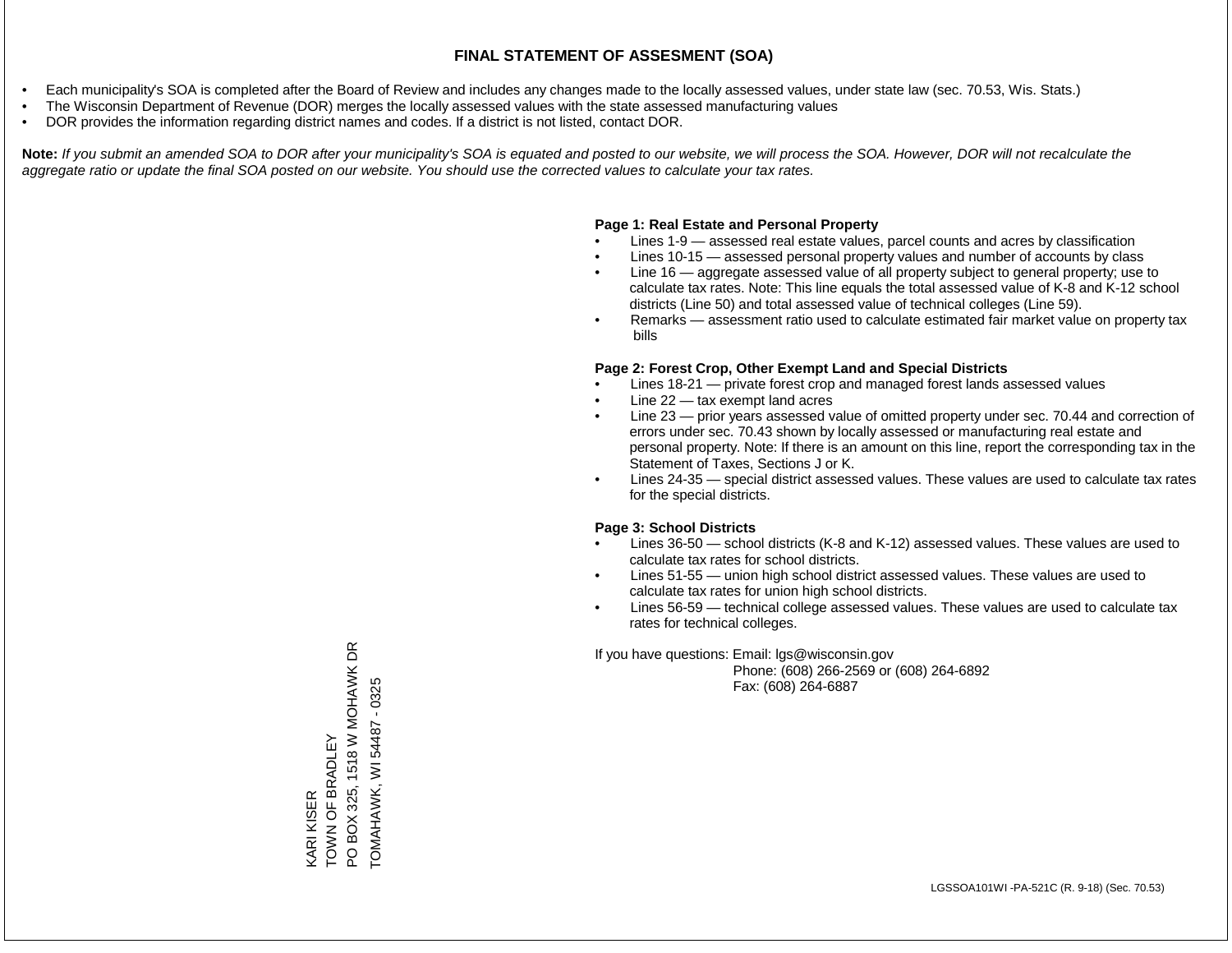# FINAL STATEMENT OF ASSESMENT (SOA)

- Each municipality's SOA is completed after the Board of Review and includes any changes made to the locally assessed values, under state law (sec. 70.53, Wis. Stats.)
- The Wisconsin Department of Revenue (DOR) merges the locally assessed values with the state assessed manufacturing values
- DOR provides the information regarding district names and codes. If a district is not listed, contact DOR.

**Note:** *If you submit an amended SOA to DOR after your municipality's SOA is equated and posted to our website, we will process the SOA. However, DOR will not recalculate the aggregate ratio or update the final SOA posted on our website. You should use the corrected values to calculate your tax rates.*

**Page 1: Real Estate and Personal Property**

- Lines 1-9 — assessed real estate values, parcel counts and acres by classification
- Lines 10-15 — assessed personal property values and number of accounts by class
- Line 16 — aggregate assessed value of all property subject to general property; use to calculate tax rates. Note: This line equals the total assessed value of K-8 and K-12 school districts (Line 50) and total assessed value of technical colleges (Line 59).
- Remarks — assessment ratio used to calculate estimated fair market value on property tax bills

**Page 2: Forest Crop, Other Exempt Land and Special Districts**

- Lines 18-21 — private forest crop and managed forest lands assessed values
- Line 22 — tax exempt land acres
- Line 23 — prior years assessed value of omitted property under sec. 70.44 and correction of errors under sec. 70.43 shown by locally assessed or manufacturing real estate and personal property. Note: If there is an amount on this line, report the corresponding tax in the Statement of Taxes, Sections J or K.
- Lines 24-35 — special district assessed values. These values are used to calculate tax rates for the special districts.

**Page 3: School Districts**

- Lines 36-50 — school districts (K-8 and K-12) assessed values. These values are used to calculate tax rates for school districts.
- Lines 51-55 — union high school district assessed values. These values are used to calculate tax rates for union high school districts.
- Lines 56-59 — technical college assessed values. These values are used to calculate tax rates for technical colleges.

If you have questions: Email: lgs@wisconsin.gov
Phone: (608) 266-2569 or (608) 264-6892
Fax: (608) 264-6887

KARI KISER
TOWN OF BRADLEY
PO BOX 325, 1518 W MOHAWK DR
TOMAHAWK, WI 54487 - 0325

LGSSOA101WI -PA-521C (R. 9-18) (Sec. 70.53)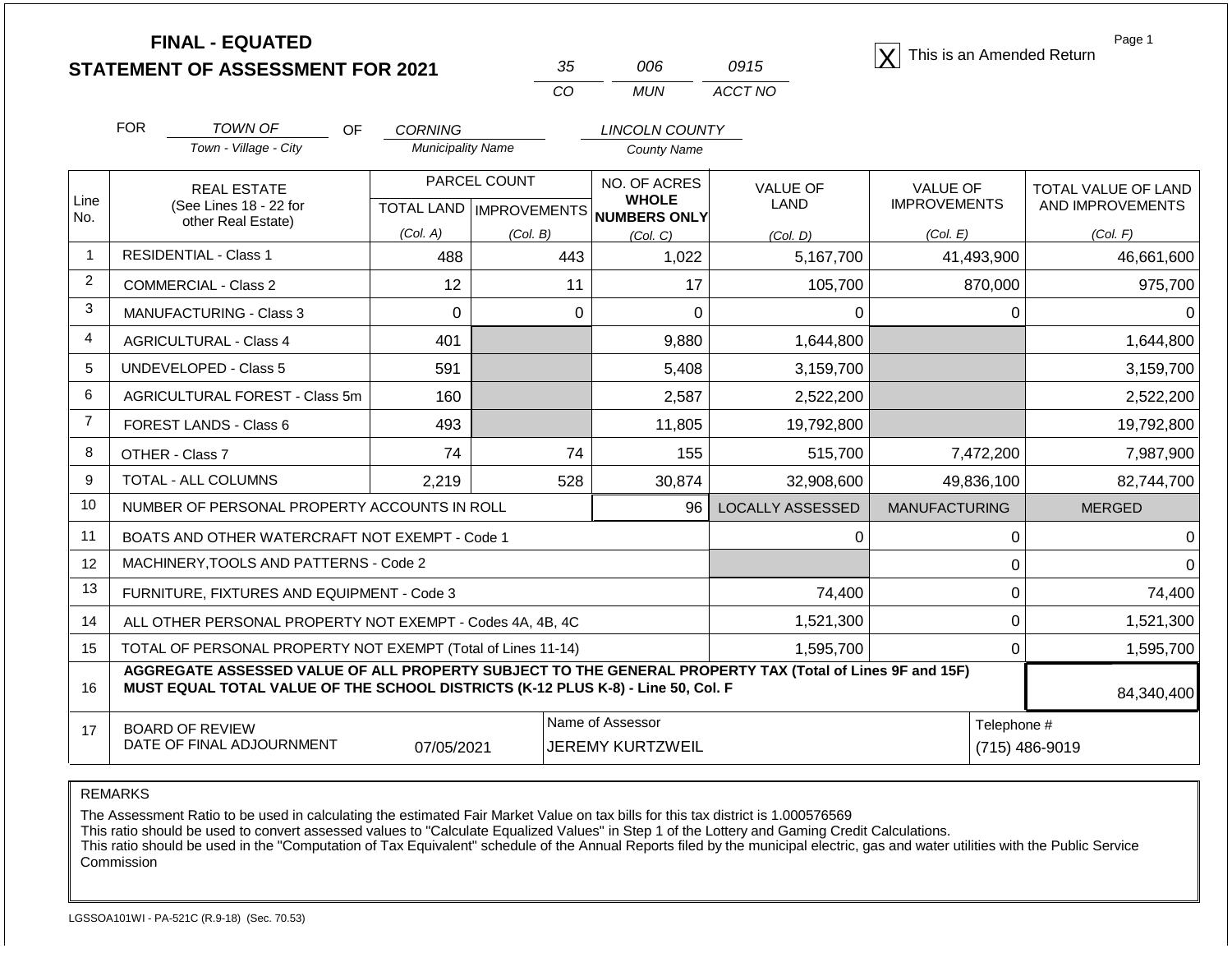**FINAL - EQUATED**
**STATEMENT OF ASSESSMENT FOR 2021**

| 35 | 006 | 0915 |
|---|---|---|
| CO | MUN | ACCT NO |

[X] This is an Amended Return

Page 1

FOR TOWN OF (Town - Village - City) OF CORNING (Municipality Name) LINCOLN COUNTY (County Name)

| Line No. | REAL ESTATE (See Lines 18 - 22 for other Real Estate) | PARCEL COUNT TOTAL LAND (Col. A) | PARCEL COUNT IMPROVEMENTS (Col. B) | NO. OF ACRES WHOLE NUMBERS ONLY (Col. C) | VALUE OF LAND (Col. D) | VALUE OF IMPROVEMENTS (Col. E) | TOTAL VALUE OF LAND AND IMPROVEMENTS (Col. F) |
|---|---|---|---|---|---|---|---|
| 1 | RESIDENTIAL - Class 1 | 488 | 443 | 1,022 | 5,167,700 | 41,493,900 | 46,661,600 |
| 2 | COMMERCIAL - Class 2 | 12 | 11 | 17 | 105,700 | 870,000 | 975,700 |
| 3 | MANUFACTURING - Class 3 | 0 | 0 | 0 | 0 | 0 | 0 |
| 4 | AGRICULTURAL - Class 4 | 401 | | 9,880 | 1,644,800 | | 1,644,800 |
| 5 | UNDEVELOPED - Class 5 | 591 | | 5,408 | 3,159,700 | | 3,159,700 |
| 6 | AGRICULTURAL FOREST - Class 5m | 160 | | 2,587 | 2,522,200 | | 2,522,200 |
| 7 | FOREST LANDS - Class 6 | 493 | | 11,805 | 19,792,800 | | 19,792,800 |
| 8 | OTHER - Class 7 | 74 | 74 | 155 | 515,700 | 7,472,200 | 7,987,900 |
| 9 | TOTAL - ALL COLUMNS | 2,219 | 528 | 30,874 | 32,908,600 | 49,836,100 | 82,744,700 |
| 10 | NUMBER OF PERSONAL PROPERTY ACCOUNTS IN ROLL | | | 96 | LOCALLY ASSESSED | MANUFACTURING | MERGED |
| 11 | BOATS AND OTHER WATERCRAFT NOT EXEMPT - Code 1 | | | | 0 | 0 | 0 |
| 12 | MACHINERY,TOOLS AND PATTERNS - Code 2 | | | | | 0 | 0 |
| 13 | FURNITURE, FIXTURES AND EQUIPMENT - Code 3 | | | | 74,400 | 0 | 74,400 |
| 14 | ALL OTHER PERSONAL PROPERTY NOT EXEMPT - Codes 4A, 4B, 4C | | | | 1,521,300 | 0 | 1,521,300 |
| 15 | TOTAL OF PERSONAL PROPERTY NOT EXEMPT (Total of Lines 11-14) | | | | 1,595,700 | 0 | 1,595,700 |
| 16 | **AGGREGATE ASSESSED VALUE OF ALL PROPERTY SUBJECT TO THE GENERAL PROPERTY TAX (Total of Lines 9F and 15F) MUST EQUAL TOTAL VALUE OF THE SCHOOL DISTRICTS (K-12 PLUS K-8) - Line 50, Col. F** | | | | | | 84,340,400 |
| 17 | BOARD OF REVIEW DATE OF FINAL ADJOURNMENT | 07/05/2021 | | Name of Assessor: JEREMY KURTZWEIL | | Telephone #: (715) 486-9019 | |

REMARKS

The Assessment Ratio to be used in calculating the estimated Fair Market Value on tax bills for this tax district is 1.000576569
This ratio should be used to convert assessed values to "Calculate Equalized Values" in Step 1 of the Lottery and Gaming Credit Calculations.
This ratio should be used in the "Computation of Tax Equivalent" schedule of the Annual Reports filed by the municipal electric, gas and water utilities with the Public Service Commission

LGSSOA101WI - PA-521C (R.9-18) (Sec. 70.53)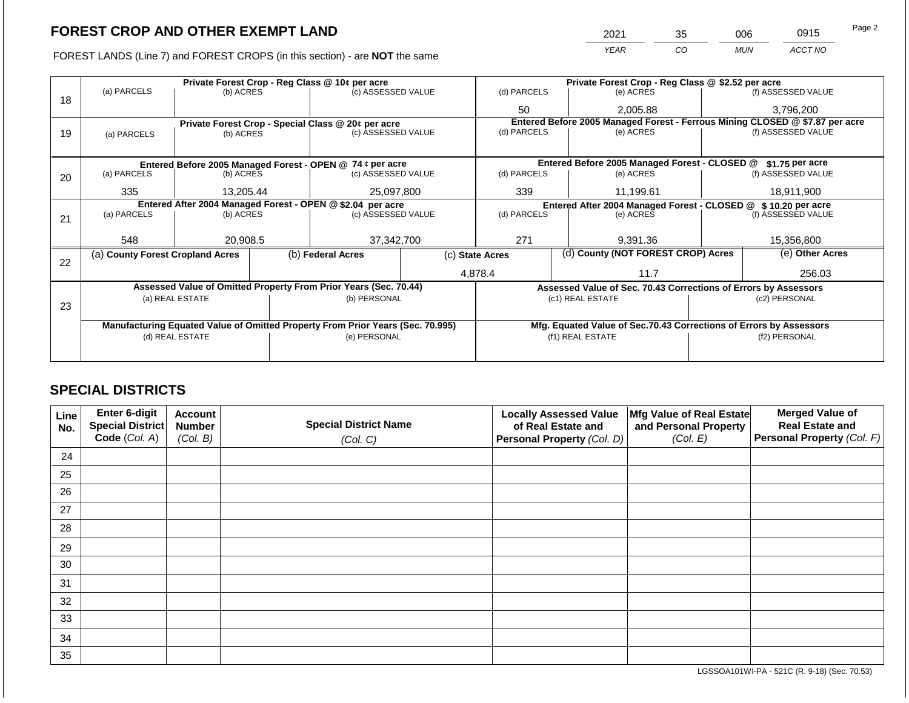## FOREST CROP AND OTHER EXEMPT LAND

FOREST LANDS (Line 7) and FOREST CROPS (in this section) - are **NOT** the same

| YEAR | CO | MUN | ACCT NO |
|---|---|---|---|
| 2021 | 35 | 006 | 0915 |

| | Private Forest Crop - Reg Class @ 10¢ per acre | | | Private Forest Crop - Reg Class @ $2.52 per acre | | |
|---|---|---|---|---|---|---|
| 18 | (a) PARCELS | (b) ACRES | (c) ASSESSED VALUE | (d) PARCELS | (e) ACRES | (f) ASSESSED VALUE |
| | | | | 50 | 2,005.88 | 3,796,200 |
| | Private Forest Crop - Special Class @ 20¢ per acre | | | Entered Before 2005 Managed Forest - Ferrous Mining CLOSED @ $7.87 per acre | | |
| 19 | (a) PARCELS | (b) ACRES | (c) ASSESSED VALUE | (d) PARCELS | (e) ACRES | (f) ASSESSED VALUE |
| | | | | | | |
| | Entered Before 2005 Managed Forest - OPEN @ 74 ¢ per acre | | | Entered Before 2005 Managed Forest - CLOSED @ $1.75 per acre | | |
| 20 | (a) PARCELS | (b) ACRES | (c) ASSESSED VALUE | (d) PARCELS | (e) ACRES | (f) ASSESSED VALUE |
| | 335 | 13,205.44 | 25,097,800 | 339 | 11,199.61 | 18,911,900 |
| | Entered After 2004 Managed Forest - OPEN @ $2.04 per acre | | | Entered After 2004 Managed Forest - CLOSED @ $ 10.20 per acre | | |
| 21 | (a) PARCELS | (b) ACRES | (c) ASSESSED VALUE | (d) PARCELS | (e) ACRES | (f) ASSESSED VALUE |
| | 548 | 20,908.5 | 37,342,700 | 271 | 9,391.36 | 15,356,800 |

| | (a) County Forest Cropland Acres | (b) Federal Acres | (c) State Acres | (d) County (NOT FOREST CROP) Acres | (e) Other Acres |
|---|---|---|---|---|---|
| 22 | | | 4,878.4 | 11.7 | 256.03 |

| | Assessed Value of Omitted Property From Prior Years (Sec. 70.44) | | Assessed Value of Sec. 70.43 Corrections of Errors by Assessors | |
|---|---|---|---|---|
| 23 | (a) REAL ESTATE | (b) PERSONAL | (c1) REAL ESTATE | (c2) PERSONAL |
| | | | | |
| | Manufacturing Equated Value of Omitted Property From Prior Years (Sec. 70.995) | | Mfg. Equated Value of Sec.70.43 Corrections of Errors by Assessors | |
| | (d) REAL ESTATE | (e) PERSONAL | (f1) REAL ESTATE | (f2) PERSONAL |
| | | | | |

## SPECIAL DISTRICTS

| Line No. | Enter 6-digit Special District Code (Col. A) | Account Number (Col. B) | Special District Name (Col. C) | Locally Assessed Value of Real Estate and Personal Property (Col. D) | Mfg Value of Real Estate and Personal Property (Col. E) | Merged Value of Real Estate and Personal Property (Col. F) |
|---|---|---|---|---|---|---|
| 24 | | | | | | |
| 25 | | | | | | |
| 26 | | | | | | |
| 27 | | | | | | |
| 28 | | | | | | |
| 29 | | | | | | |
| 30 | | | | | | |
| 31 | | | | | | |
| 32 | | | | | | |
| 33 | | | | | | |
| 34 | | | | | | |
| 35 | | | | | | |

LGSSOA101WI-PA - 521C (R. 9-18) (Sec. 70.53)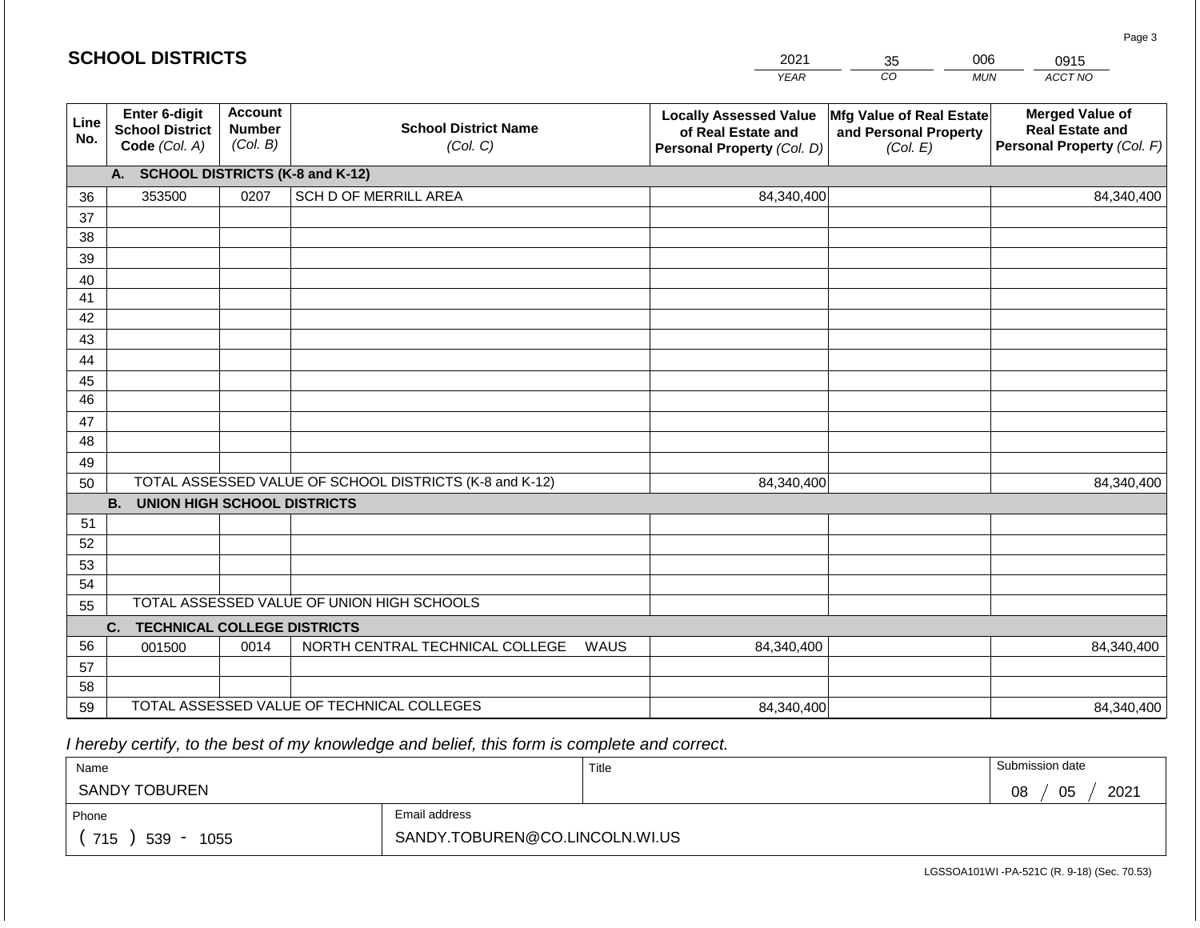## SCHOOL DISTRICTS

| YEAR | CO | MUN | ACCT NO |
|---|---|---|---|
| 2021 | 35 | 006 | 0915 |

| Line No. | Enter 6-digit School District Code (Col. A) | Account Number (Col. B) | School District Name (Col. C) | Locally Assessed Value of Real Estate and Personal Property (Col. D) | Mfg Value of Real Estate and Personal Property (Col. E) | Merged Value of Real Estate and Personal Property (Col. F) |
|---|---|---|---|---|---|---|
| | **A. SCHOOL DISTRICTS (K-8 and K-12)** | | | | | |
| 36 | 353500 | 0207 | SCH D OF MERRILL AREA | 84,340,400 | | 84,340,400 |
| 37 | | | | | | |
| 38 | | | | | | |
| 39 | | | | | | |
| 40 | | | | | | |
| 41 | | | | | | |
| 42 | | | | | | |
| 43 | | | | | | |
| 44 | | | | | | |
| 45 | | | | | | |
| 46 | | | | | | |
| 47 | | | | | | |
| 48 | | | | | | |
| 49 | | | | | | |
| 50 | TOTAL ASSESSED VALUE OF SCHOOL DISTRICTS (K-8 and K-12) | | | 84,340,400 | | 84,340,400 |
| | **B. UNION HIGH SCHOOL DISTRICTS** | | | | | |
| 51 | | | | | | |
| 52 | | | | | | |
| 53 | | | | | | |
| 54 | | | | | | |
| 55 | TOTAL ASSESSED VALUE OF UNION HIGH SCHOOLS | | | | | |
| | **C. TECHNICAL COLLEGE DISTRICTS** | | | | | |
| 56 | 001500 | 0014 | NORTH CENTRAL TECHNICAL COLLEGE WAUS | 84,340,400 | | 84,340,400 |
| 57 | | | | | | |
| 58 | | | | | | |
| 59 | TOTAL ASSESSED VALUE OF TECHNICAL COLLEGES | | | 84,340,400 | | 84,340,400 |

*I hereby certify, to the best of my knowledge and belief, this form is complete and correct.*

| Name | Title | Submission date |
|---|---|---|
| SANDY TOBUREN | | 08 / 05 / 2021 |

| Phone | Email address |
|---|---|
| ( 715 ) 539 - 1055 | SANDY.TOBUREN@CO.LINCOLN.WI.US |

LGSSOA101WI -PA-521C (R. 9-18) (Sec. 70.53)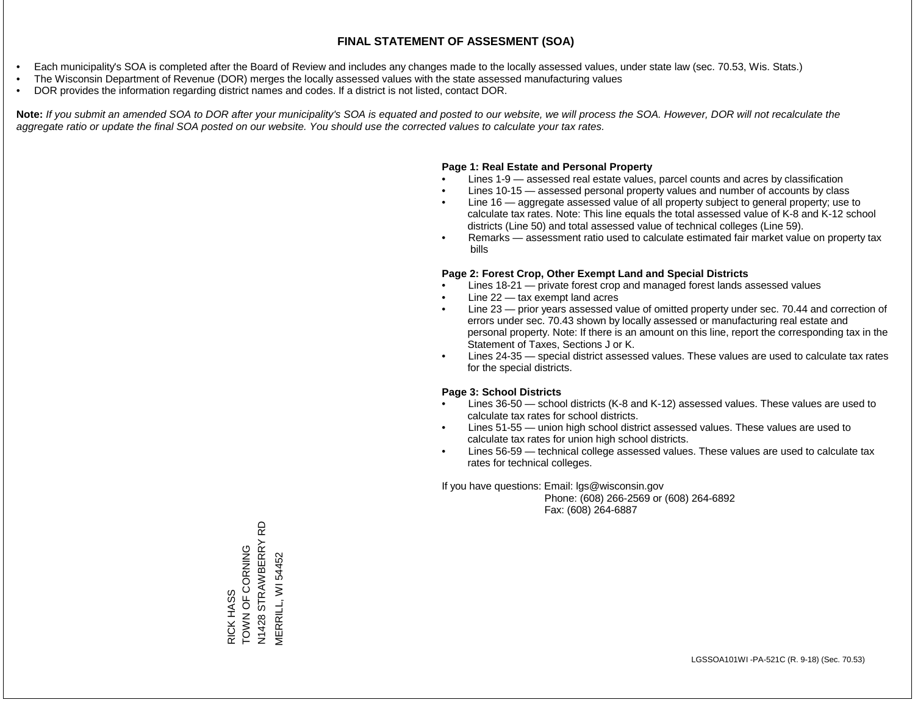# FINAL STATEMENT OF ASSESMENT (SOA)

- Each municipality's SOA is completed after the Board of Review and includes any changes made to the locally assessed values, under state law (sec. 70.53, Wis. Stats.)
- The Wisconsin Department of Revenue (DOR) merges the locally assessed values with the state assessed manufacturing values
- DOR provides the information regarding district names and codes. If a district is not listed, contact DOR.

**Note:** *If you submit an amended SOA to DOR after your municipality's SOA is equated and posted to our website, we will process the SOA. However, DOR will not recalculate the aggregate ratio or update the final SOA posted on our website. You should use the corrected values to calculate your tax rates.*

**Page 1: Real Estate and Personal Property**

- Lines 1-9 — assessed real estate values, parcel counts and acres by classification
- Lines 10-15 — assessed personal property values and number of accounts by class
- Line 16 — aggregate assessed value of all property subject to general property; use to calculate tax rates. Note: This line equals the total assessed value of K-8 and K-12 school districts (Line 50) and total assessed value of technical colleges (Line 59).
- Remarks — assessment ratio used to calculate estimated fair market value on property tax bills

**Page 2: Forest Crop, Other Exempt Land and Special Districts**

- Lines 18-21 — private forest crop and managed forest lands assessed values
- Line 22 — tax exempt land acres
- Line 23 — prior years assessed value of omitted property under sec. 70.44 and correction of errors under sec. 70.43 shown by locally assessed or manufacturing real estate and personal property. Note: If there is an amount on this line, report the corresponding tax in the Statement of Taxes, Sections J or K.
- Lines 24-35 — special district assessed values. These values are used to calculate tax rates for the special districts.

**Page 3: School Districts**

- Lines 36-50 — school districts (K-8 and K-12) assessed values. These values are used to calculate tax rates for school districts.
- Lines 51-55 — union high school district assessed values. These values are used to calculate tax rates for union high school districts.
- Lines 56-59 — technical college assessed values. These values are used to calculate tax rates for technical colleges.

If you have questions: Email: lgs@wisconsin.gov
Phone: (608) 266-2569 or (608) 264-6892
Fax: (608) 264-6887

RICK HASS
TOWN OF CORNING
N1428 STRAWBERRY RD
MERRILL, WI 54452

LGSSOA101WI -PA-521C (R. 9-18) (Sec. 70.53)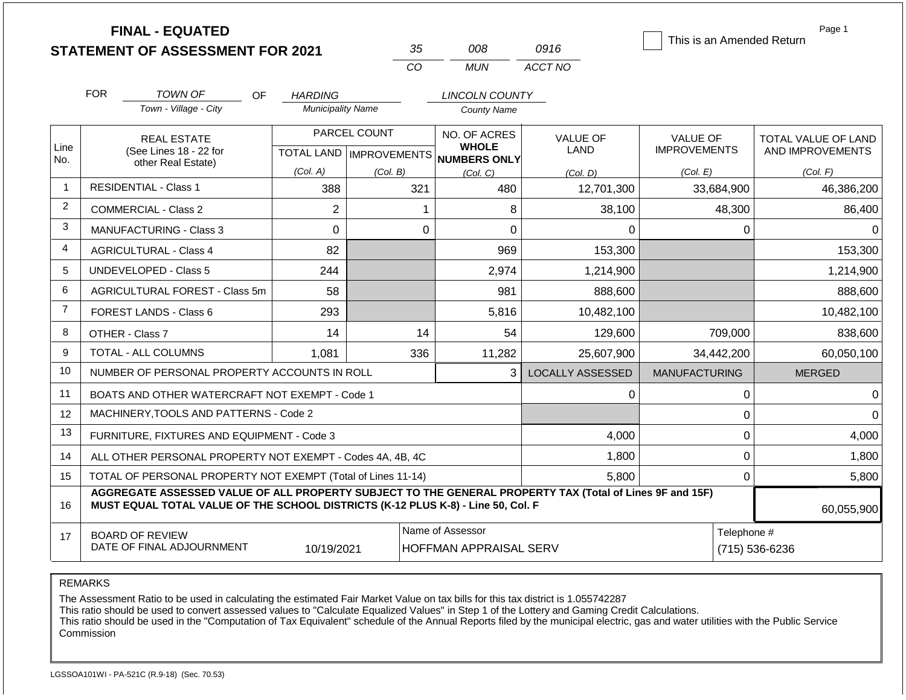**FINAL - EQUATED**
**STATEMENT OF ASSESSMENT FOR 2021**

| 35 | 008 | 0916 |
|---|---|---|
| CO | MUN | ACCT NO |

☐ This is an Amended Return

Page 1

FOR *TOWN OF* (Town - Village - City) OF *HARDING* (Municipality Name) *LINCOLN COUNTY* (County Name)

| Line No. | REAL ESTATE (See Lines 18 - 22 for other Real Estate) | PARCEL COUNT TOTAL LAND (Col. A) | PARCEL COUNT IMPROVEMENTS (Col. B) | NO. OF ACRES WHOLE NUMBERS ONLY (Col. C) | VALUE OF LAND (Col. D) | VALUE OF IMPROVEMENTS (Col. E) | TOTAL VALUE OF LAND AND IMPROVEMENTS (Col. F) |
|---|---|---|---|---|---|---|---|
| 1 | RESIDENTIAL - Class 1 | 388 | 321 | 480 | 12,701,300 | 33,684,900 | 46,386,200 |
| 2 | COMMERCIAL - Class 2 | 2 | 1 | 8 | 38,100 | 48,300 | 86,400 |
| 3 | MANUFACTURING - Class 3 | 0 | 0 | 0 | 0 | 0 | 0 |
| 4 | AGRICULTURAL - Class 4 | 82 | | 969 | 153,300 | | 153,300 |
| 5 | UNDEVELOPED - Class 5 | 244 | | 2,974 | 1,214,900 | | 1,214,900 |
| 6 | AGRICULTURAL FOREST - Class 5m | 58 | | 981 | 888,600 | | 888,600 |
| 7 | FOREST LANDS - Class 6 | 293 | | 5,816 | 10,482,100 | | 10,482,100 |
| 8 | OTHER - Class 7 | 14 | 14 | 54 | 129,600 | 709,000 | 838,600 |
| 9 | TOTAL - ALL COLUMNS | 1,081 | 336 | 11,282 | 25,607,900 | 34,442,200 | 60,050,100 |
| 10 | NUMBER OF PERSONAL PROPERTY ACCOUNTS IN ROLL | | | 3 | LOCALLY ASSESSED | MANUFACTURING | MERGED |
| 11 | BOATS AND OTHER WATERCRAFT NOT EXEMPT - Code 1 | | | | 0 | 0 | 0 |
| 12 | MACHINERY,TOOLS AND PATTERNS - Code 2 | | | | | 0 | 0 |
| 13 | FURNITURE, FIXTURES AND EQUIPMENT - Code 3 | | | | 4,000 | 0 | 4,000 |
| 14 | ALL OTHER PERSONAL PROPERTY NOT EXEMPT - Codes 4A, 4B, 4C | | | | 1,800 | 0 | 1,800 |
| 15 | TOTAL OF PERSONAL PROPERTY NOT EXEMPT (Total of Lines 11-14) | | | | 5,800 | 0 | 5,800 |
| 16 | **AGGREGATE ASSESSED VALUE OF ALL PROPERTY SUBJECT TO THE GENERAL PROPERTY TAX (Total of Lines 9F and 15F) MUST EQUAL TOTAL VALUE OF THE SCHOOL DISTRICTS (K-12 PLUS K-8) - Line 50, Col. F** | | | | | | 60,055,900 |
| 17 | BOARD OF REVIEW DATE OF FINAL ADJOURNMENT | 10/19/2021 | | Name of Assessor: HOFFMAN APPRAISAL SERV | | Telephone #: (715) 536-6236 | |

REMARKS

The Assessment Ratio to be used in calculating the estimated Fair Market Value on tax bills for this tax district is 1.055742287
This ratio should be used to convert assessed values to "Calculate Equalized Values" in Step 1 of the Lottery and Gaming Credit Calculations.
This ratio should be used in the "Computation of Tax Equivalent" schedule of the Annual Reports filed by the municipal electric, gas and water utilities with the Public Service Commission

LGSSOA101WI - PA-521C (R.9-18) (Sec. 70.53)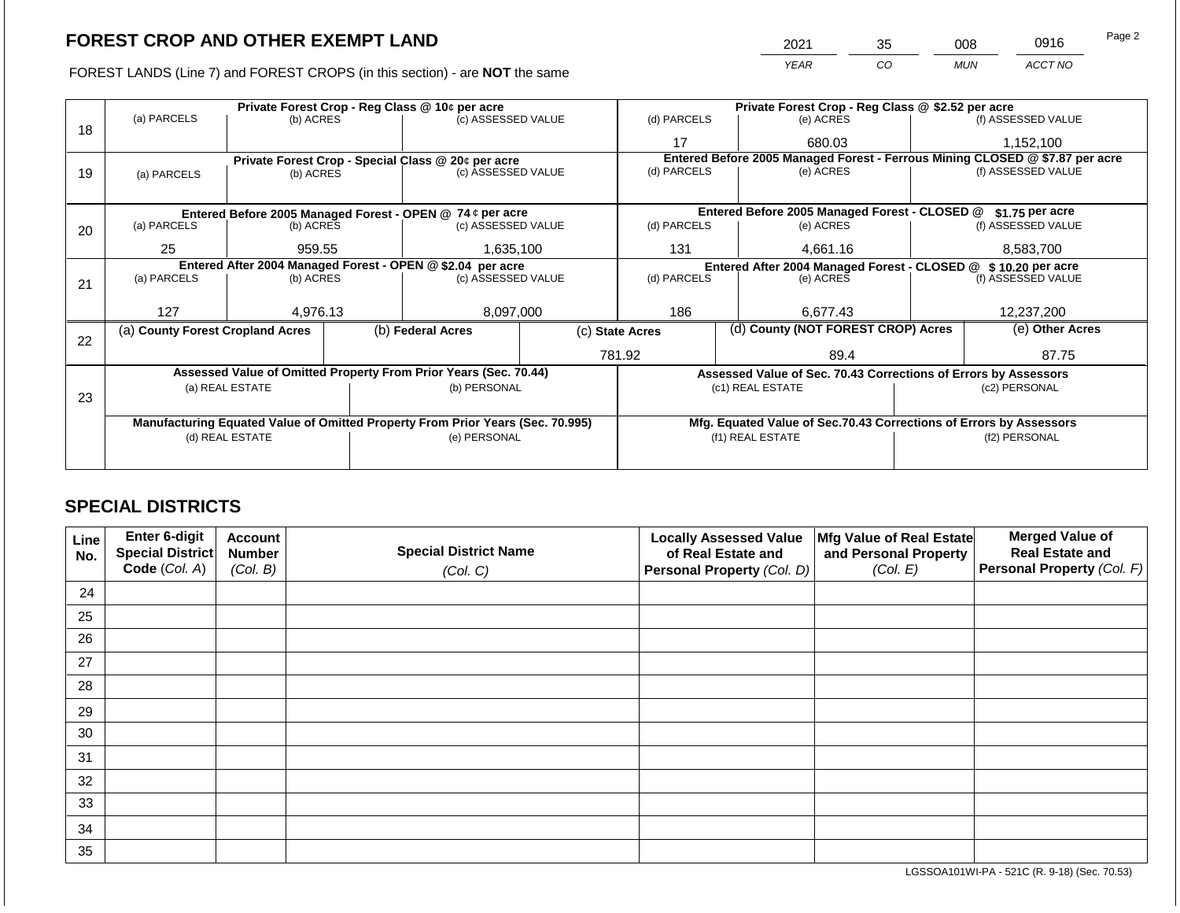# FOREST CROP AND OTHER EXEMPT LAND

| 2021 | 35 | 008 | 0916 |
|---|---|---|---|
| *YEAR* | *CO* | *MUN* | *ACCT NO* |

FOREST LANDS (Line 7) and FOREST CROPS (in this section) - are **NOT** the same

| Line | Private Forest Crop - Reg Class @ 10¢ per acre | | | Private Forest Crop - Reg Class @ $2.52 per acre | | |
|---|---|---|---|---|---|---|
| | (a) PARCELS | (b) ACRES | (c) ASSESSED VALUE | (d) PARCELS | (e) ACRES | (f) ASSESSED VALUE |
| 18 | | | | 17 | 680.03 | 1,152,100 |
| | **Private Forest Crop - Special Class @ 20¢ per acre** | | | **Entered Before 2005 Managed Forest - Ferrous Mining CLOSED @ $7.87 per acre** | | |
| | (a) PARCELS | (b) ACRES | (c) ASSESSED VALUE | (d) PARCELS | (e) ACRES | (f) ASSESSED VALUE |
| 19 | | | | | | |
| | **Entered Before 2005 Managed Forest - OPEN @ 74 ¢ per acre** | | | **Entered Before 2005 Managed Forest - CLOSED @ $1.75 per acre** | | |
| | (a) PARCELS | (b) ACRES | (c) ASSESSED VALUE | (d) PARCELS | (e) ACRES | (f) ASSESSED VALUE |
| 20 | 25 | 959.55 | 1,635,100 | 131 | 4,661.16 | 8,583,700 |
| | **Entered After 2004 Managed Forest - OPEN @ $2.04 per acre** | | | **Entered After 2004 Managed Forest - CLOSED @ $ 10.20 per acre** | | |
| | (a) PARCELS | (b) ACRES | (c) ASSESSED VALUE | (d) PARCELS | (e) ACRES | (f) ASSESSED VALUE |
| 21 | 127 | 4,976.13 | 8,097,000 | 186 | 6,677.43 | 12,237,200 |

| Line | (a) County Forest Cropland Acres | (b) Federal Acres | (c) State Acres | (d) County (NOT FOREST CROP) Acres | (e) Other Acres |
|---|---|---|---|---|---|
| 22 | | | 781.92 | 89.4 | 87.75 |

| Line | Assessed Value of Omitted Property From Prior Years (Sec. 70.44) | | Assessed Value of Sec. 70.43 Corrections of Errors by Assessors | |
|---|---|---|---|---|
| | (a) REAL ESTATE | (b) PERSONAL | (c1) REAL ESTATE | (c2) PERSONAL |
| 23 | | | | |
| | **Manufacturing Equated Value of Omitted Property From Prior Years (Sec. 70.995)** | | **Mfg. Equated Value of Sec.70.43 Corrections of Errors by Assessors** | |
| | (d) REAL ESTATE | (e) PERSONAL | (f1) REAL ESTATE | (f2) PERSONAL |
| | | | | |

## SPECIAL DISTRICTS

| Line No. | Enter 6-digit Special District Code (*Col. A*) | Account Number (*Col. B*) | Special District Name (*Col. C*) | Locally Assessed Value of Real Estate and Personal Property (*Col. D*) | Mfg Value of Real Estate and Personal Property (*Col. E*) | Merged Value of Real Estate and Personal Property (*Col. F*) |
|---|---|---|---|---|---|---|
| 24 | | | | | | |
| 25 | | | | | | |
| 26 | | | | | | |
| 27 | | | | | | |
| 28 | | | | | | |
| 29 | | | | | | |
| 30 | | | | | | |
| 31 | | | | | | |
| 32 | | | | | | |
| 33 | | | | | | |
| 34 | | | | | | |
| 35 | | | | | | |

LGSSOA101WI-PA - 521C (R. 9-18) (Sec. 70.53)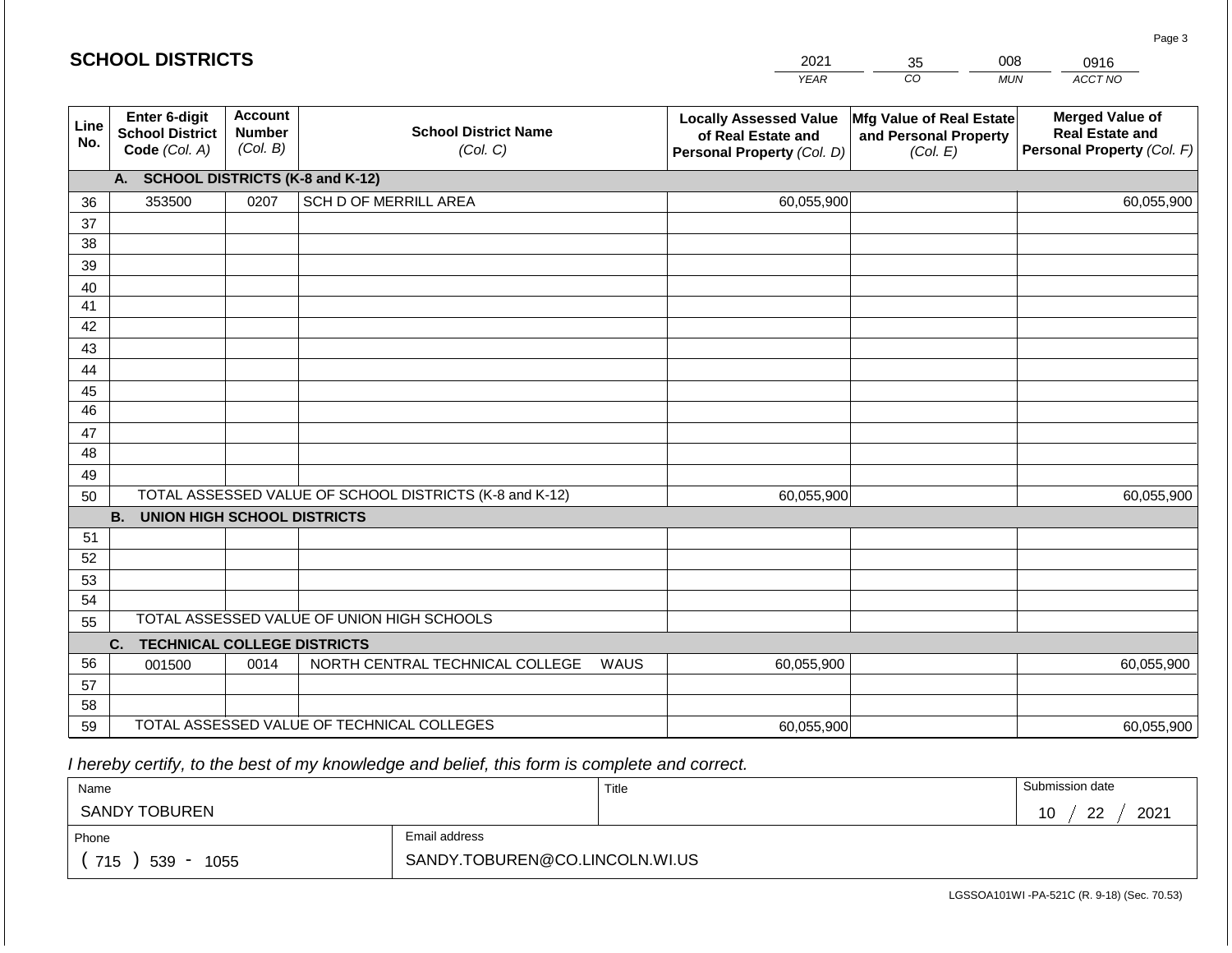## SCHOOL DISTRICTS

| 2021 | 35 | 008 | 0916 |
|---|---|---|---|
| YEAR | CO | MUN | ACCT NO |

| Line No. | Enter 6-digit School District Code (Col. A) | Account Number (Col. B) | School District Name (Col. C) | Locally Assessed Value of Real Estate and Personal Property (Col. D) | Mfg Value of Real Estate and Personal Property (Col. E) | Merged Value of Real Estate and Personal Property (Col. F) |
|---|---|---|---|---|---|---|
| | **A. SCHOOL DISTRICTS (K-8 and K-12)** | | | | | |
| 36 | 353500 | 0207 | SCH D OF MERRILL AREA | 60,055,900 | | 60,055,900 |
| 37 | | | | | | |
| 38 | | | | | | |
| 39 | | | | | | |
| 40 | | | | | | |
| 41 | | | | | | |
| 42 | | | | | | |
| 43 | | | | | | |
| 44 | | | | | | |
| 45 | | | | | | |
| 46 | | | | | | |
| 47 | | | | | | |
| 48 | | | | | | |
| 49 | | | | | | |
| 50 | TOTAL ASSESSED VALUE OF SCHOOL DISTRICTS (K-8 and K-12) | | | 60,055,900 | | 60,055,900 |
| | **B. UNION HIGH SCHOOL DISTRICTS** | | | | | |
| 51 | | | | | | |
| 52 | | | | | | |
| 53 | | | | | | |
| 54 | | | | | | |
| 55 | TOTAL ASSESSED VALUE OF UNION HIGH SCHOOLS | | | | | |
| | **C. TECHNICAL COLLEGE DISTRICTS** | | | | | |
| 56 | 001500 | 0014 | NORTH CENTRAL TECHNICAL COLLEGE WAUS | 60,055,900 | | 60,055,900 |
| 57 | | | | | | |
| 58 | | | | | | |
| 59 | TOTAL ASSESSED VALUE OF TECHNICAL COLLEGES | | | 60,055,900 | | 60,055,900 |

*I hereby certify, to the best of my knowledge and belief, this form is complete and correct.*

| Name | Title | Submission date |
|---|---|---|
| SANDY TOBUREN | | 10 / 22 / 2021 |

| Phone | Email address |
|---|---|
| ( 715 ) 539 - 1055 | SANDY.TOBUREN@CO.LINCOLN.WI.US |

LGSSOA101WI -PA-521C (R. 9-18) (Sec. 70.53)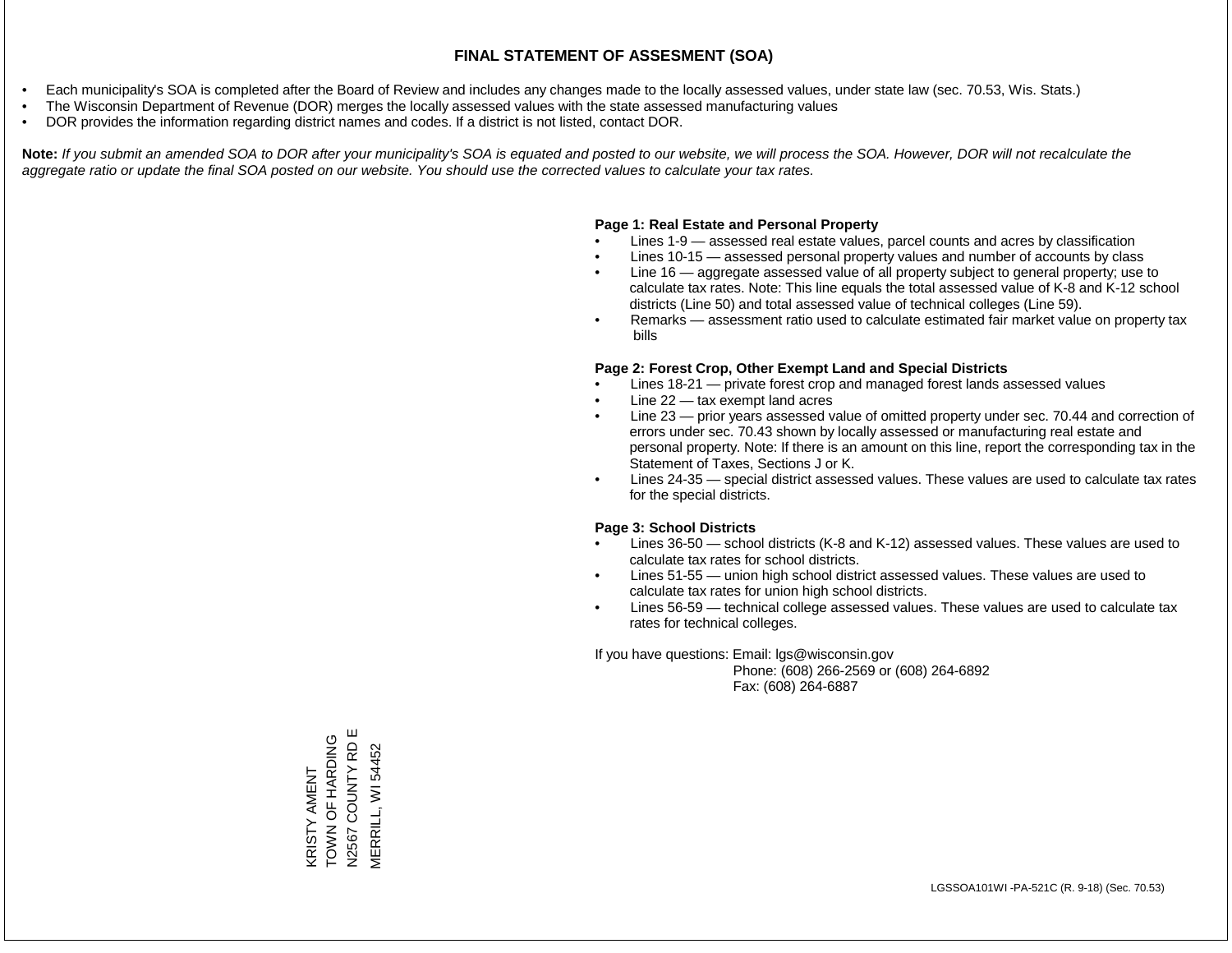# FINAL STATEMENT OF ASSESMENT (SOA)

- Each municipality's SOA is completed after the Board of Review and includes any changes made to the locally assessed values, under state law (sec. 70.53, Wis. Stats.)
- The Wisconsin Department of Revenue (DOR) merges the locally assessed values with the state assessed manufacturing values
- DOR provides the information regarding district names and codes. If a district is not listed, contact DOR.

**Note:** *If you submit an amended SOA to DOR after your municipality's SOA is equated and posted to our website, we will process the SOA. However, DOR will not recalculate the aggregate ratio or update the final SOA posted on our website. You should use the corrected values to calculate your tax rates.*

**Page 1: Real Estate and Personal Property**

- Lines 1-9 — assessed real estate values, parcel counts and acres by classification
- Lines 10-15 — assessed personal property values and number of accounts by class
- Line 16 — aggregate assessed value of all property subject to general property; use to calculate tax rates. Note: This line equals the total assessed value of K-8 and K-12 school districts (Line 50) and total assessed value of technical colleges (Line 59).
- Remarks — assessment ratio used to calculate estimated fair market value on property tax bills

**Page 2: Forest Crop, Other Exempt Land and Special Districts**

- Lines 18-21 — private forest crop and managed forest lands assessed values
- Line 22 — tax exempt land acres
- Line 23 — prior years assessed value of omitted property under sec. 70.44 and correction of errors under sec. 70.43 shown by locally assessed or manufacturing real estate and personal property. Note: If there is an amount on this line, report the corresponding tax in the Statement of Taxes, Sections J or K.
- Lines 24-35 — special district assessed values. These values are used to calculate tax rates for the special districts.

**Page 3: School Districts**

- Lines 36-50 — school districts (K-8 and K-12) assessed values. These values are used to calculate tax rates for school districts.
- Lines 51-55 — union high school district assessed values. These values are used to calculate tax rates for union high school districts.
- Lines 56-59 — technical college assessed values. These values are used to calculate tax rates for technical colleges.

If you have questions: Email: lgs@wisconsin.gov
Phone: (608) 266-2569 or (608) 264-6892
Fax: (608) 264-6887

KRISTY AMENT
TOWN OF HARDING
N2567 COUNTY RD E
MERRILL, WI 54452

LGSSOA101WI -PA-521C (R. 9-18) (Sec. 70.53)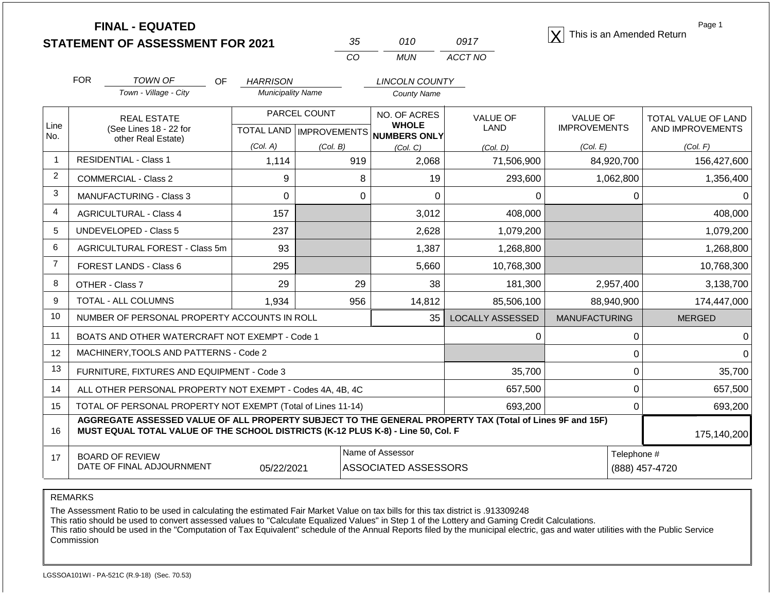# FINAL - EQUATED
## STATEMENT OF ASSESSMENT FOR 2021

| 35 | 010 | 0917 |
|---|---|---|
| CO | MUN | ACCT NO |

[X] This is an Amended Return

Page 1

FOR *TOWN OF* (Town - Village - City) OF *HARRISON* (Municipality Name) *LINCOLN COUNTY* (County Name)

| Line No. | REAL ESTATE (See Lines 18 - 22 for other Real Estate) | PARCEL COUNT TOTAL LAND (Col. A) | PARCEL COUNT IMPROVEMENTS (Col. B) | NO. OF ACRES WHOLE NUMBERS ONLY (Col. C) | VALUE OF LAND (Col. D) | VALUE OF IMPROVEMENTS (Col. E) | TOTAL VALUE OF LAND AND IMPROVEMENTS (Col. F) |
|---|---|---|---|---|---|---|---|
| 1 | RESIDENTIAL - Class 1 | 1,114 | 919 | 2,068 | 71,506,900 | 84,920,700 | 156,427,600 |
| 2 | COMMERCIAL - Class 2 | 9 | 8 | 19 | 293,600 | 1,062,800 | 1,356,400 |
| 3 | MANUFACTURING - Class 3 | 0 | 0 | 0 | 0 | 0 | 0 |
| 4 | AGRICULTURAL - Class 4 | 157 | | 3,012 | 408,000 | | 408,000 |
| 5 | UNDEVELOPED - Class 5 | 237 | | 2,628 | 1,079,200 | | 1,079,200 |
| 6 | AGRICULTURAL FOREST - Class 5m | 93 | | 1,387 | 1,268,800 | | 1,268,800 |
| 7 | FOREST LANDS - Class 6 | 295 | | 5,660 | 10,768,300 | | 10,768,300 |
| 8 | OTHER - Class 7 | 29 | 29 | 38 | 181,300 | 2,957,400 | 3,138,700 |
| 9 | TOTAL - ALL COLUMNS | 1,934 | 956 | 14,812 | 85,506,100 | 88,940,900 | 174,447,000 |
| 10 | NUMBER OF PERSONAL PROPERTY ACCOUNTS IN ROLL | | | 35 | LOCALLY ASSESSED | MANUFACTURING | MERGED |
| 11 | BOATS AND OTHER WATERCRAFT NOT EXEMPT - Code 1 | | | | 0 | 0 | 0 |
| 12 | MACHINERY,TOOLS AND PATTERNS - Code 2 | | | | | 0 | 0 |
| 13 | FURNITURE, FIXTURES AND EQUIPMENT - Code 3 | | | | 35,700 | 0 | 35,700 |
| 14 | ALL OTHER PERSONAL PROPERTY NOT EXEMPT - Codes 4A, 4B, 4C | | | | 657,500 | 0 | 657,500 |
| 15 | TOTAL OF PERSONAL PROPERTY NOT EXEMPT (Total of Lines 11-14) | | | | 693,200 | 0 | 693,200 |
| 16 | **AGGREGATE ASSESSED VALUE OF ALL PROPERTY SUBJECT TO THE GENERAL PROPERTY TAX (Total of Lines 9F and 15F) MUST EQUAL TOTAL VALUE OF THE SCHOOL DISTRICTS (K-12 PLUS K-8) - Line 50, Col. F** | | | | | | 175,140,200 |
| 17 | BOARD OF REVIEW DATE OF FINAL ADJOURNMENT | 05/22/2021 | | Name of Assessor: ASSOCIATED ASSESSORS | | | Telephone #: (888) 457-4720 |

REMARKS

The Assessment Ratio to be used in calculating the estimated Fair Market Value on tax bills for this tax district is .913309248
This ratio should be used to convert assessed values to "Calculate Equalized Values" in Step 1 of the Lottery and Gaming Credit Calculations.
This ratio should be used in the "Computation of Tax Equivalent" schedule of the Annual Reports filed by the municipal electric, gas and water utilities with the Public Service Commission

LGSSOA101WI - PA-521C (R.9-18) (Sec. 70.53)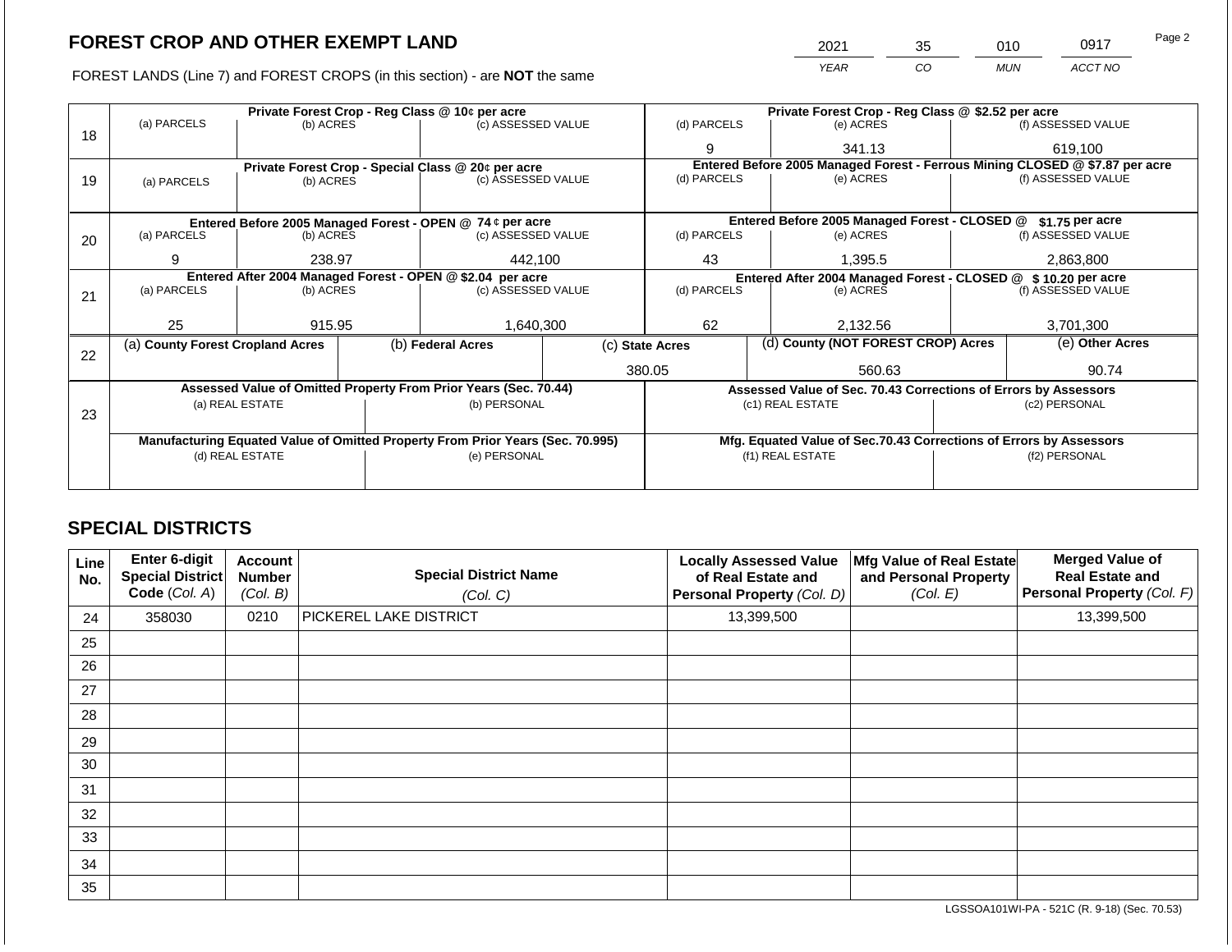# FOREST CROP AND OTHER EXEMPT LAND

FOREST LANDS (Line 7) and FOREST CROPS (in this section) - are **NOT** the same

| YEAR | CO | MUN | ACCT NO |
|---|---|---|---|
| 2021 | 35 | 010 | 0917 |

| Line | Private Forest Crop - Reg Class @ 10¢ per acre | | | Private Forest Crop - Reg Class @ $2.52 per acre | | |
|---|---|---|---|---|---|---|
| | (a) PARCELS | (b) ACRES | (c) ASSESSED VALUE | (d) PARCELS | (e) ACRES | (f) ASSESSED VALUE |
| 18 | | | | 9 | 341.13 | 619,100 |
| | **Private Forest Crop - Special Class @ 20¢ per acre** | | | **Entered Before 2005 Managed Forest - Ferrous Mining CLOSED @ $7.87 per acre** | | |
| | (a) PARCELS | (b) ACRES | (c) ASSESSED VALUE | (d) PARCELS | (e) ACRES | (f) ASSESSED VALUE |
| 19 | | | | | | |
| | **Entered Before 2005 Managed Forest - OPEN @ 74 ¢ per acre** | | | **Entered Before 2005 Managed Forest - CLOSED @ $1.75 per acre** | | |
| | (a) PARCELS | (b) ACRES | (c) ASSESSED VALUE | (d) PARCELS | (e) ACRES | (f) ASSESSED VALUE |
| 20 | 9 | 238.97 | 442,100 | 43 | 1,395.5 | 2,863,800 |
| | **Entered After 2004 Managed Forest - OPEN @ $2.04 per acre** | | | **Entered After 2004 Managed Forest - CLOSED @ $ 10.20 per acre** | | |
| | (a) PARCELS | (b) ACRES | (c) ASSESSED VALUE | (d) PARCELS | (e) ACRES | (f) ASSESSED VALUE |
| 21 | 25 | 915.95 | 1,640,300 | 62 | 2,132.56 | 3,701,300 |

| Line | (a) County Forest Cropland Acres | (b) Federal Acres | (c) State Acres | (d) County (NOT FOREST CROP) Acres | (e) Other Acres |
|---|---|---|---|---|---|
| 22 | | | 380.05 | 560.63 | 90.74 |

| Line | Assessed Value of Omitted Property From Prior Years (Sec. 70.44) | | Assessed Value of Sec. 70.43 Corrections of Errors by Assessors | |
|---|---|---|---|---|
| 23 | (a) REAL ESTATE | (b) PERSONAL | (c1) REAL ESTATE | (c2) PERSONAL |
| | | | | |
| | **Manufacturing Equated Value of Omitted Property From Prior Years (Sec. 70.995)** | | **Mfg. Equated Value of Sec.70.43 Corrections of Errors by Assessors** | |
| | (d) REAL ESTATE | (e) PERSONAL | (f1) REAL ESTATE | (f2) PERSONAL |
| | | | | |

## SPECIAL DISTRICTS

| Line No. | Enter 6-digit Special District Code (Col. A) | Account Number (Col. B) | Special District Name (Col. C) | Locally Assessed Value of Real Estate and Personal Property (Col. D) | Mfg Value of Real Estate and Personal Property (Col. E) | Merged Value of Real Estate and Personal Property (Col. F) |
|---|---|---|---|---|---|---|
| 24 | 358030 | 0210 | PICKEREL LAKE DISTRICT | 13,399,500 | | 13,399,500 |
| 25 | | | | | | |
| 26 | | | | | | |
| 27 | | | | | | |
| 28 | | | | | | |
| 29 | | | | | | |
| 30 | | | | | | |
| 31 | | | | | | |
| 32 | | | | | | |
| 33 | | | | | | |
| 34 | | | | | | |
| 35 | | | | | | |

LGSSOA101WI-PA - 521C (R. 9-18) (Sec. 70.53)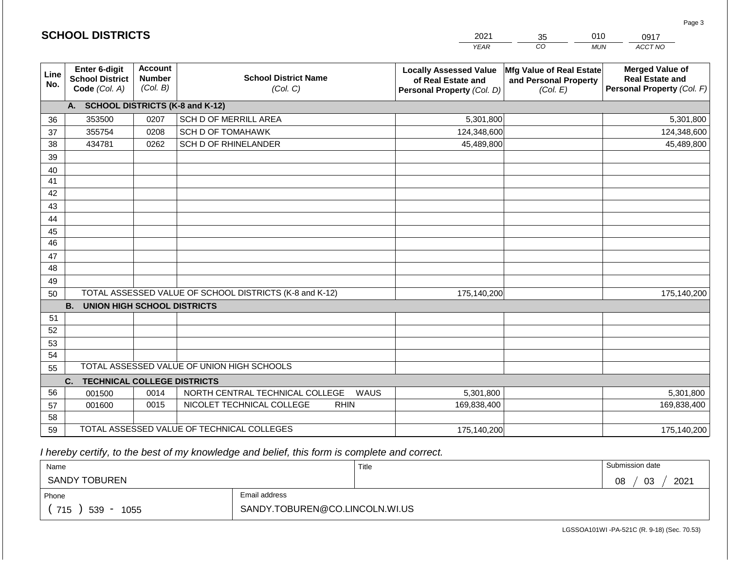# SCHOOL DISTRICTS

| 2021 | 35 | 010 | 0917 |
|---|---|---|---|
| YEAR | CO | MUN | ACCT NO |

| Line No. | Enter 6-digit School District Code *(Col. A)* | Account Number *(Col. B)* | School District Name *(Col. C)* | Locally Assessed Value of Real Estate and Personal Property *(Col. D)* | Mfg Value of Real Estate and Personal Property *(Col. E)* | Merged Value of Real Estate and Personal Property *(Col. F)* |
|---|---|---|---|---|---|---|
| | **A. SCHOOL DISTRICTS (K-8 and K-12)** | | | | | |
| 36 | 353500 | 0207 | SCH D OF MERRILL AREA | 5,301,800 | | 5,301,800 |
| 37 | 355754 | 0208 | SCH D OF TOMAHAWK | 124,348,600 | | 124,348,600 |
| 38 | 434781 | 0262 | SCH D OF RHINELANDER | 45,489,800 | | 45,489,800 |
| 39 | | | | | | |
| 40 | | | | | | |
| 41 | | | | | | |
| 42 | | | | | | |
| 43 | | | | | | |
| 44 | | | | | | |
| 45 | | | | | | |
| 46 | | | | | | |
| 47 | | | | | | |
| 48 | | | | | | |
| 49 | | | | | | |
| 50 | TOTAL ASSESSED VALUE OF SCHOOL DISTRICTS (K-8 and K-12) | | | 175,140,200 | | 175,140,200 |
| | **B. UNION HIGH SCHOOL DISTRICTS** | | | | | |
| 51 | | | | | | |
| 52 | | | | | | |
| 53 | | | | | | |
| 54 | | | | | | |
| 55 | TOTAL ASSESSED VALUE OF UNION HIGH SCHOOLS | | | | | |
| | **C. TECHNICAL COLLEGE DISTRICTS** | | | | | |
| 56 | 001500 | 0014 | NORTH CENTRAL TECHNICAL COLLEGE WAUS | 5,301,800 | | 5,301,800 |
| 57 | 001600 | 0015 | NICOLET TECHNICAL COLLEGE RHIN | 169,838,400 | | 169,838,400 |
| 58 | | | | | | |
| 59 | TOTAL ASSESSED VALUE OF TECHNICAL COLLEGES | | | 175,140,200 | | 175,140,200 |

*I hereby certify, to the best of my knowledge and belief, this form is complete and correct.*

| Name | Title | Submission date |
|---|---|---|
| SANDY TOBUREN | | 08 / 03 / 2021 |
| **Phone** | **Email address** | |
| ( 715 ) 539 - 1055 | SANDY.TOBUREN@CO.LINCOLN.WI.US | |

LGSSOA101WI -PA-521C (R. 9-18) (Sec. 70.53)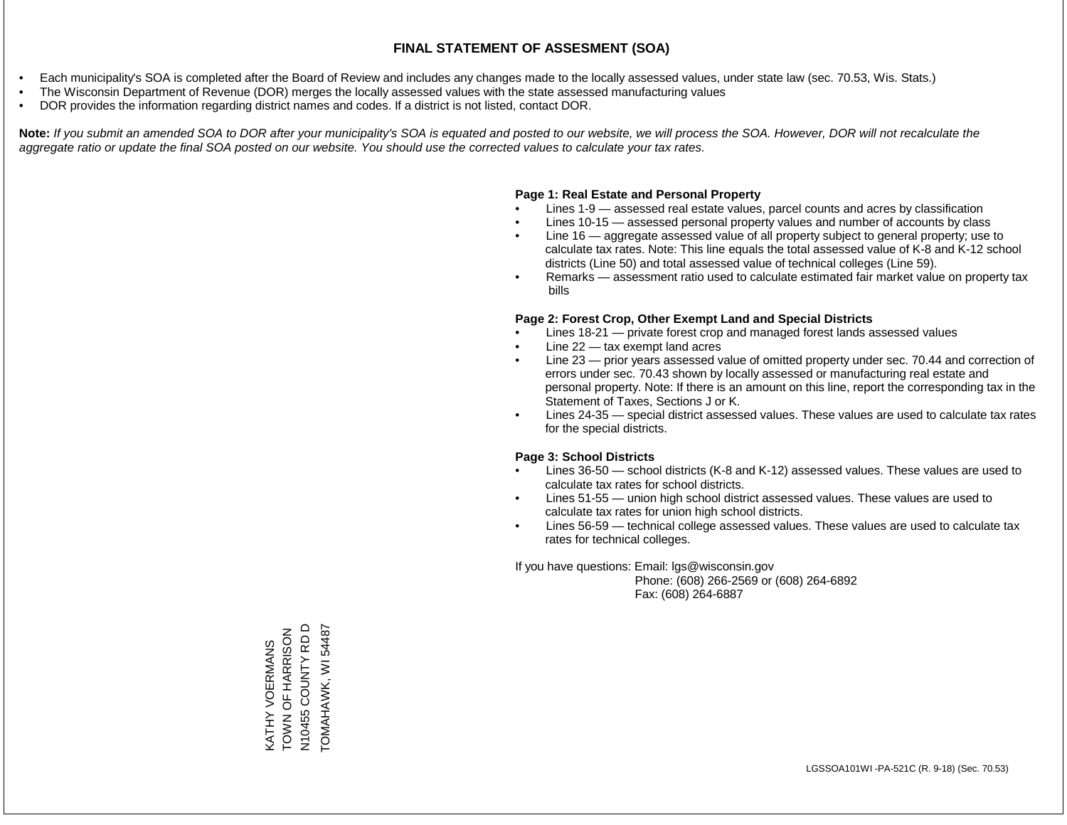# FINAL STATEMENT OF ASSESMENT (SOA)

- Each municipality's SOA is completed after the Board of Review and includes any changes made to the locally assessed values, under state law (sec. 70.53, Wis. Stats.)
- The Wisconsin Department of Revenue (DOR) merges the locally assessed values with the state assessed manufacturing values
- DOR provides the information regarding district names and codes. If a district is not listed, contact DOR.

**Note:** *If you submit an amended SOA to DOR after your municipality's SOA is equated and posted to our website, we will process the SOA. However, DOR will not recalculate the aggregate ratio or update the final SOA posted on our website. You should use the corrected values to calculate your tax rates.*

**Page 1: Real Estate and Personal Property**

- Lines 1-9 — assessed real estate values, parcel counts and acres by classification
- Lines 10-15 — assessed personal property values and number of accounts by class
- Line 16 — aggregate assessed value of all property subject to general property; use to calculate tax rates. Note: This line equals the total assessed value of K-8 and K-12 school districts (Line 50) and total assessed value of technical colleges (Line 59).
- Remarks — assessment ratio used to calculate estimated fair market value on property tax bills

**Page 2: Forest Crop, Other Exempt Land and Special Districts**

- Lines 18-21 — private forest crop and managed forest lands assessed values
- Line 22 — tax exempt land acres
- Line 23 — prior years assessed value of omitted property under sec. 70.44 and correction of errors under sec. 70.43 shown by locally assessed or manufacturing real estate and personal property. Note: If there is an amount on this line, report the corresponding tax in the Statement of Taxes, Sections J or K.
- Lines 24-35 — special district assessed values. These values are used to calculate tax rates for the special districts.

**Page 3: School Districts**

- Lines 36-50 — school districts (K-8 and K-12) assessed values. These values are used to calculate tax rates for school districts.
- Lines 51-55 — union high school district assessed values. These values are used to calculate tax rates for union high school districts.
- Lines 56-59 — technical college assessed values. These values are used to calculate tax rates for technical colleges.

If you have questions: Email: lgs@wisconsin.gov
Phone: (608) 266-2569 or (608) 264-6892
Fax: (608) 264-6887

KATHY VOERMANS
TOWN OF HARRISON
N10455 COUNTY RD D
TOMAHAWK, WI 54487

LGSSOA101WI -PA-521C (R. 9-18) (Sec. 70.53)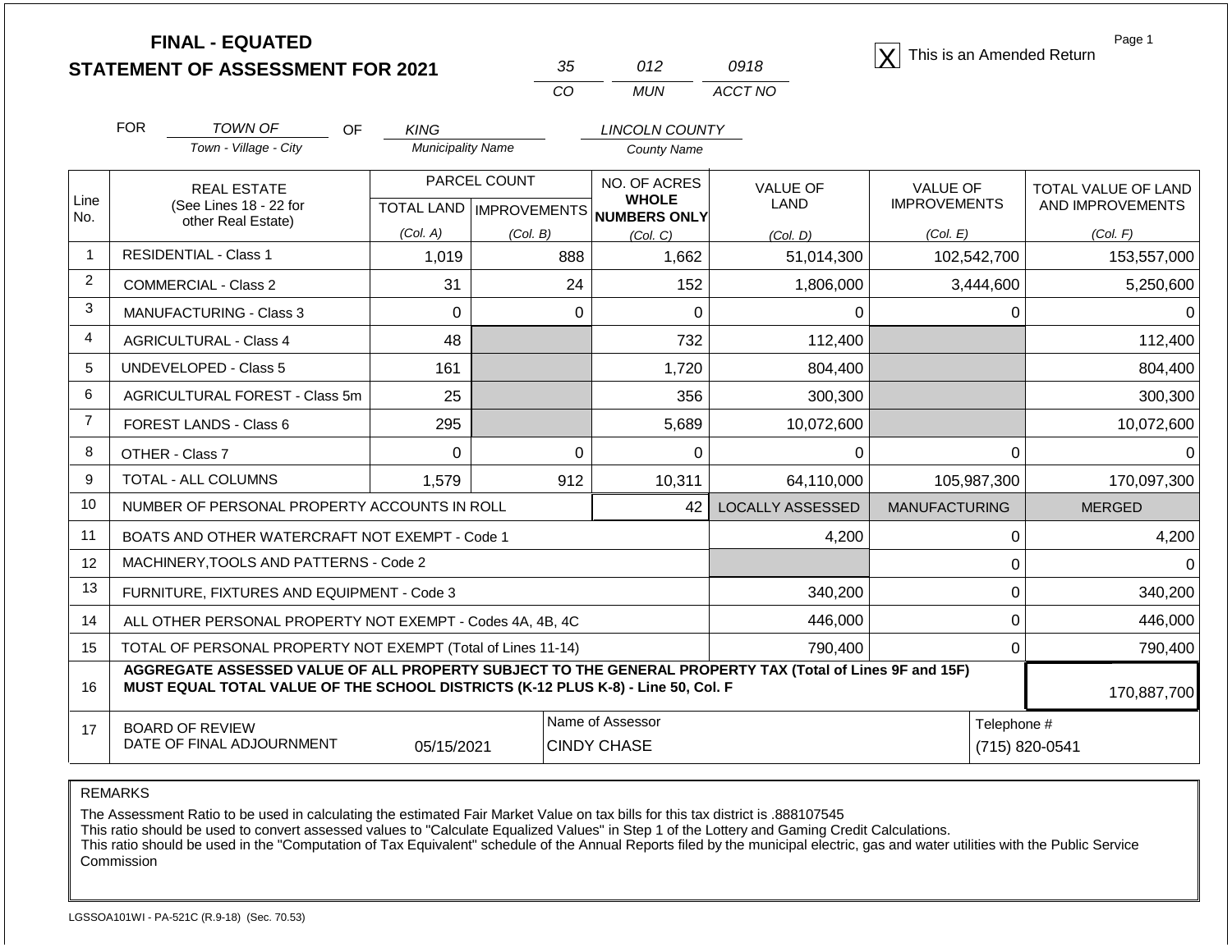# FINAL - EQUATED
## STATEMENT OF ASSESSMENT FOR 2021

| 35 | 012 | 0918 |
|---|---|---|
| CO | MUN | ACCT NO |

[X] This is an Amended Return

FOR *TOWN OF* (Town - Village - City) OF *KING* (Municipality Name) *LINCOLN COUNTY* (County Name)

| Line No. | REAL ESTATE (See Lines 18 - 22 for other Real Estate) | PARCEL COUNT TOTAL LAND (Col. A) | PARCEL COUNT IMPROVEMENTS (Col. B) | NO. OF ACRES WHOLE NUMBERS ONLY (Col. C) | VALUE OF LAND (Col. D) | VALUE OF IMPROVEMENTS (Col. E) | TOTAL VALUE OF LAND AND IMPROVEMENTS (Col. F) |
|---|---|---|---|---|---|---|---|
| 1 | RESIDENTIAL - Class 1 | 1,019 | 888 | 1,662 | 51,014,300 | 102,542,700 | 153,557,000 |
| 2 | COMMERCIAL - Class 2 | 31 | 24 | 152 | 1,806,000 | 3,444,600 | 5,250,600 |
| 3 | MANUFACTURING - Class 3 | 0 | 0 | 0 | 0 | 0 | 0 |
| 4 | AGRICULTURAL - Class 4 | 48 | | 732 | 112,400 | | 112,400 |
| 5 | UNDEVELOPED - Class 5 | 161 | | 1,720 | 804,400 | | 804,400 |
| 6 | AGRICULTURAL FOREST - Class 5m | 25 | | 356 | 300,300 | | 300,300 |
| 7 | FOREST LANDS - Class 6 | 295 | | 5,689 | 10,072,600 | | 10,072,600 |
| 8 | OTHER - Class 7 | 0 | 0 | 0 | 0 | 0 | 0 |
| 9 | TOTAL - ALL COLUMNS | 1,579 | 912 | 10,311 | 64,110,000 | 105,987,300 | 170,097,300 |
| 10 | NUMBER OF PERSONAL PROPERTY ACCOUNTS IN ROLL | | | 42 | LOCALLY ASSESSED | MANUFACTURING | MERGED |
| 11 | BOATS AND OTHER WATERCRAFT NOT EXEMPT - Code 1 | | | | 4,200 | 0 | 4,200 |
| 12 | MACHINERY,TOOLS AND PATTERNS - Code 2 | | | | | 0 | 0 |
| 13 | FURNITURE, FIXTURES AND EQUIPMENT - Code 3 | | | | 340,200 | 0 | 340,200 |
| 14 | ALL OTHER PERSONAL PROPERTY NOT EXEMPT - Codes 4A, 4B, 4C | | | | 446,000 | 0 | 446,000 |
| 15 | TOTAL OF PERSONAL PROPERTY NOT EXEMPT (Total of Lines 11-14) | | | | 790,400 | 0 | 790,400 |
| 16 | **AGGREGATE ASSESSED VALUE OF ALL PROPERTY SUBJECT TO THE GENERAL PROPERTY TAX (Total of Lines 9F and 15F) MUST EQUAL TOTAL VALUE OF THE SCHOOL DISTRICTS (K-12 PLUS K-8) - Line 50, Col. F** | | | | | | 170,887,700 |
| 17 | BOARD OF REVIEW DATE OF FINAL ADJOURNMENT | 05/15/2021 | Name of Assessor: CINDY CHASE | | | Telephone #: (715) 820-0541 | |

REMARKS

The Assessment Ratio to be used in calculating the estimated Fair Market Value on tax bills for this tax district is .888107545
This ratio should be used to convert assessed values to "Calculate Equalized Values" in Step 1 of the Lottery and Gaming Credit Calculations.
This ratio should be used in the "Computation of Tax Equivalent" schedule of the Annual Reports filed by the municipal electric, gas and water utilities with the Public Service Commission

LGSSOA101WI - PA-521C (R.9-18) (Sec. 70.53)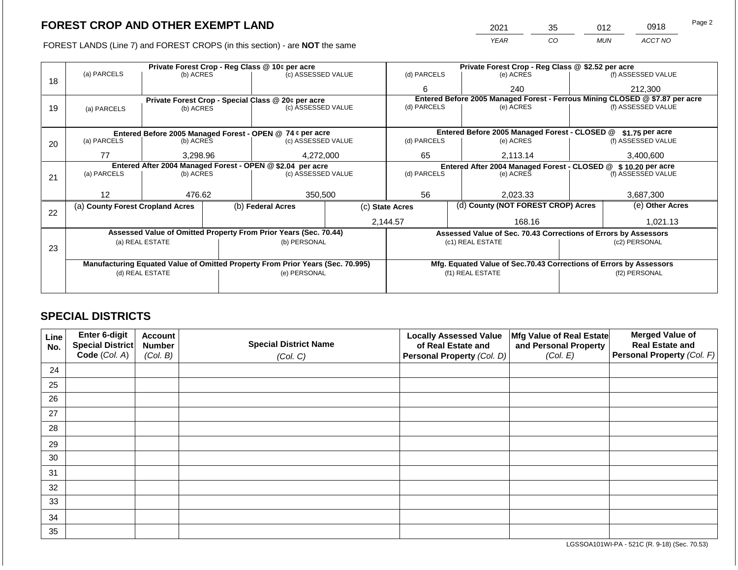## FOREST CROP AND OTHER EXEMPT LAND

| 2021 | 35 | 012 | 0918 |
|---|---|---|---|
| YEAR | CO | MUN | ACCT NO |

FOREST LANDS (Line 7) and FOREST CROPS (in this section) - are **NOT** the same

| Line | Private Forest Crop - Reg Class @ 10¢ per acre | | | Private Forest Crop - Reg Class @ $2.52 per acre | | |
|---|---|---|---|---|---|---|
| | (a) PARCELS | (b) ACRES | (c) ASSESSED VALUE | (d) PARCELS | (e) ACRES | (f) ASSESSED VALUE |
| 18 | | | | 6 | 240 | 212,300 |
| | **Private Forest Crop - Special Class @ 20¢ per acre** | | | **Entered Before 2005 Managed Forest - Ferrous Mining CLOSED @ $7.87 per acre** | | |
| | (a) PARCELS | (b) ACRES | (c) ASSESSED VALUE | (d) PARCELS | (e) ACRES | (f) ASSESSED VALUE |
| 19 | | | | | | |
| | **Entered Before 2005 Managed Forest - OPEN @ 74 ¢ per acre** | | | **Entered Before 2005 Managed Forest - CLOSED @ $1.75 per acre** | | |
| | (a) PARCELS | (b) ACRES | (c) ASSESSED VALUE | (d) PARCELS | (e) ACRES | (f) ASSESSED VALUE |
| 20 | 77 | 3,298.96 | 4,272,000 | 65 | 2,113.14 | 3,400,600 |
| | **Entered After 2004 Managed Forest - OPEN @ $2.04 per acre** | | | **Entered After 2004 Managed Forest - CLOSED @ $ 10.20 per acre** | | |
| | (a) PARCELS | (b) ACRES | (c) ASSESSED VALUE | (d) PARCELS | (e) ACRES | (f) ASSESSED VALUE |
| 21 | 12 | 476.62 | 350,500 | 56 | 2,023.33 | 3,687,300 |

| Line | (a) County Forest Cropland Acres | (b) Federal Acres | (c) State Acres | (d) County (NOT FOREST CROP) Acres | (e) Other Acres |
|---|---|---|---|---|---|
| 22 | | | 2,144.57 | 168.16 | 1,021.13 |

| Line | Assessed Value of Omitted Property From Prior Years (Sec. 70.44) | | Assessed Value of Sec. 70.43 Corrections of Errors by Assessors | |
|---|---|---|---|---|
| | (a) REAL ESTATE | (b) PERSONAL | (c1) REAL ESTATE | (c2) PERSONAL |
| 23 | | | | |
| | **Manufacturing Equated Value of Omitted Property From Prior Years (Sec. 70.995)** | | **Mfg. Equated Value of Sec.70.43 Corrections of Errors by Assessors** | |
| | (d) REAL ESTATE | (e) PERSONAL | (f1) REAL ESTATE | (f2) PERSONAL |
| | | | | |

## SPECIAL DISTRICTS

| Line No. | Enter 6-digit Special District Code (Col. A) | Account Number (Col. B) | Special District Name (Col. C) | Locally Assessed Value of Real Estate and Personal Property (Col. D) | Mfg Value of Real Estate and Personal Property (Col. E) | Merged Value of Real Estate and Personal Property (Col. F) |
|---|---|---|---|---|---|---|
| 24 | | | | | | |
| 25 | | | | | | |
| 26 | | | | | | |
| 27 | | | | | | |
| 28 | | | | | | |
| 29 | | | | | | |
| 30 | | | | | | |
| 31 | | | | | | |
| 32 | | | | | | |
| 33 | | | | | | |
| 34 | | | | | | |
| 35 | | | | | | |

LGSSOA101WI-PA - 521C (R. 9-18) (Sec. 70.53)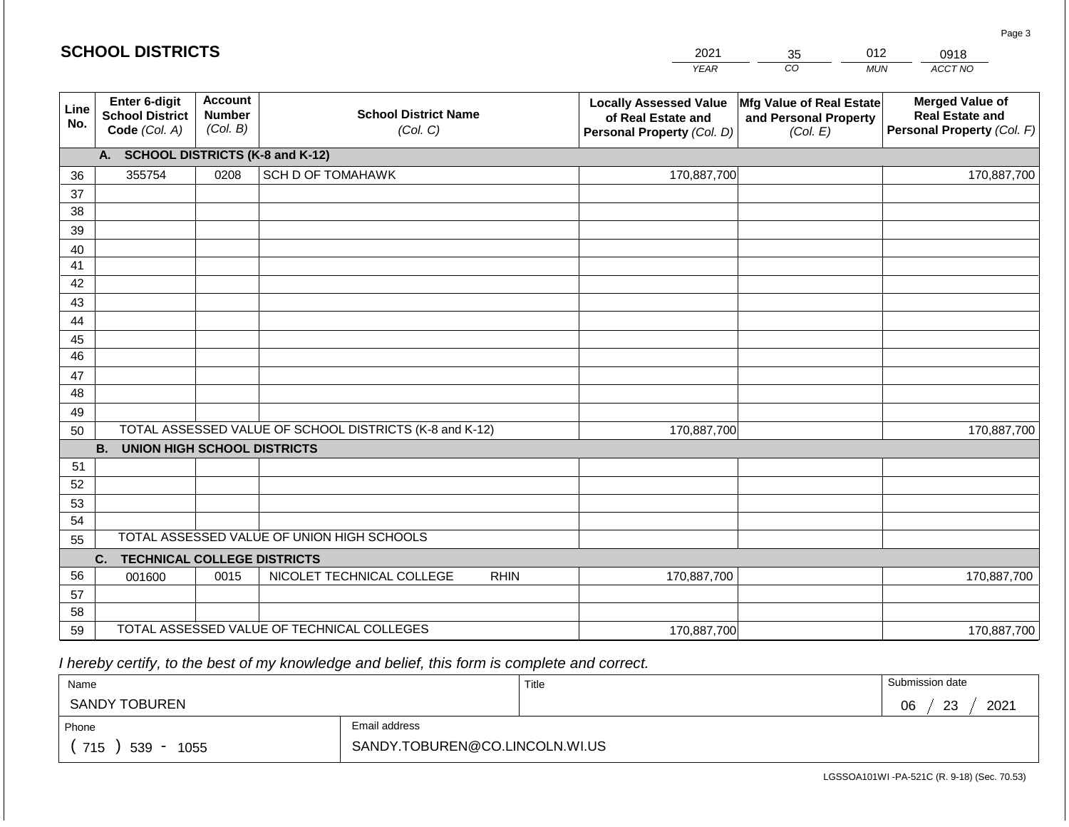## SCHOOL DISTRICTS

| YEAR | CO | MUN | ACCT NO |
|---|---|---|---|
| 2021 | 35 | 012 | 0918 |

| Line No. | Enter 6-digit School District Code (Col. A) | Account Number (Col. B) | School District Name (Col. C) | Locally Assessed Value of Real Estate and Personal Property (Col. D) | Mfg Value of Real Estate and Personal Property (Col. E) | Merged Value of Real Estate and Personal Property (Col. F) |
|---|---|---|---|---|---|---|
| | **A. SCHOOL DISTRICTS (K-8 and K-12)** | | | | | |
| 36 | 355754 | 0208 | SCH D OF TOMAHAWK | 170,887,700 | | 170,887,700 |
| 37 | | | | | | |
| 38 | | | | | | |
| 39 | | | | | | |
| 40 | | | | | | |
| 41 | | | | | | |
| 42 | | | | | | |
| 43 | | | | | | |
| 44 | | | | | | |
| 45 | | | | | | |
| 46 | | | | | | |
| 47 | | | | | | |
| 48 | | | | | | |
| 49 | | | | | | |
| 50 | TOTAL ASSESSED VALUE OF SCHOOL DISTRICTS (K-8 and K-12) | | | 170,887,700 | | 170,887,700 |
| | **B. UNION HIGH SCHOOL DISTRICTS** | | | | | |
| 51 | | | | | | |
| 52 | | | | | | |
| 53 | | | | | | |
| 54 | | | | | | |
| 55 | TOTAL ASSESSED VALUE OF UNION HIGH SCHOOLS | | | | | |
| | **C. TECHNICAL COLLEGE DISTRICTS** | | | | | |
| 56 | 001600 | 0015 | NICOLET TECHNICAL COLLEGE RHIN | 170,887,700 | | 170,887,700 |
| 57 | | | | | | |
| 58 | | | | | | |
| 59 | TOTAL ASSESSED VALUE OF TECHNICAL COLLEGES | | | 170,887,700 | | 170,887,700 |

*I hereby certify, to the best of my knowledge and belief, this form is complete and correct.*

| Name | Title | Submission date |
|---|---|---|
| SANDY TOBUREN | | 06 / 23 / 2021 |

| Phone | Email address |
|---|---|
| ( 715 ) 539 - 1055 | SANDY.TOBUREN@CO.LINCOLN.WI.US |

LGSSOA101WI -PA-521C (R. 9-18) (Sec. 70.53)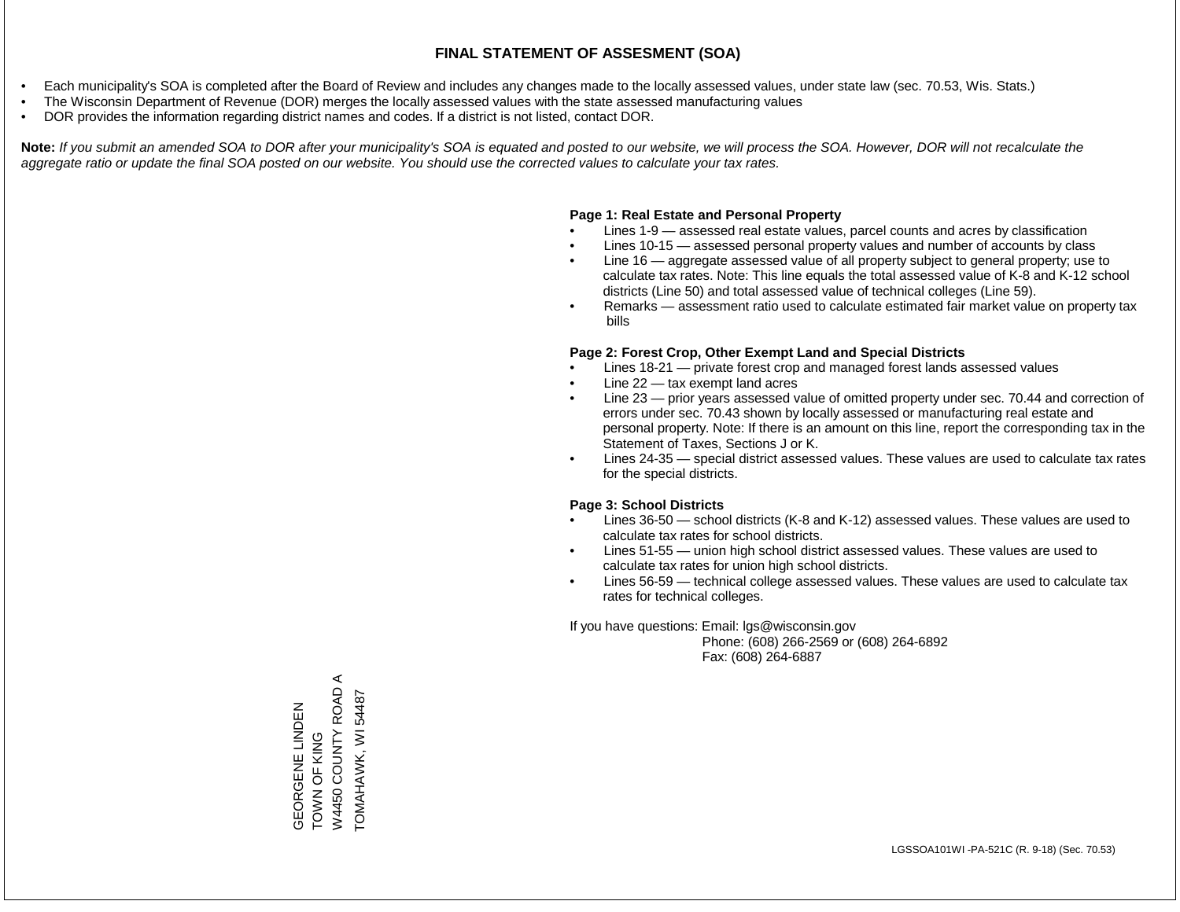# FINAL STATEMENT OF ASSESMENT (SOA)

- Each municipality's SOA is completed after the Board of Review and includes any changes made to the locally assessed values, under state law (sec. 70.53, Wis. Stats.)
- The Wisconsin Department of Revenue (DOR) merges the locally assessed values with the state assessed manufacturing values
- DOR provides the information regarding district names and codes. If a district is not listed, contact DOR.

**Note:** *If you submit an amended SOA to DOR after your municipality's SOA is equated and posted to our website, we will process the SOA. However, DOR will not recalculate the aggregate ratio or update the final SOA posted on our website. You should use the corrected values to calculate your tax rates.*

**Page 1: Real Estate and Personal Property**

- Lines 1-9 — assessed real estate values, parcel counts and acres by classification
- Lines 10-15 — assessed personal property values and number of accounts by class
- Line 16 — aggregate assessed value of all property subject to general property; use to calculate tax rates. Note: This line equals the total assessed value of K-8 and K-12 school districts (Line 50) and total assessed value of technical colleges (Line 59).
- Remarks — assessment ratio used to calculate estimated fair market value on property tax bills

**Page 2: Forest Crop, Other Exempt Land and Special Districts**

- Lines 18-21 — private forest crop and managed forest lands assessed values
- Line 22 — tax exempt land acres
- Line 23 — prior years assessed value of omitted property under sec. 70.44 and correction of errors under sec. 70.43 shown by locally assessed or manufacturing real estate and personal property. Note: If there is an amount on this line, report the corresponding tax in the Statement of Taxes, Sections J or K.
- Lines 24-35 — special district assessed values. These values are used to calculate tax rates for the special districts.

**Page 3: School Districts**

- Lines 36-50 — school districts (K-8 and K-12) assessed values. These values are used to calculate tax rates for school districts.
- Lines 51-55 — union high school district assessed values. These values are used to calculate tax rates for union high school districts.
- Lines 56-59 — technical college assessed values. These values are used to calculate tax rates for technical colleges.

If you have questions: Email: lgs@wisconsin.gov
Phone: (608) 266-2569 or (608) 264-6892
Fax: (608) 264-6887

GEORGENE LINDEN
TOWN OF KING
W4450 COUNTY ROAD A
TOMAHAWK, WI 54487

LGSSOA101WI -PA-521C (R. 9-18) (Sec. 70.53)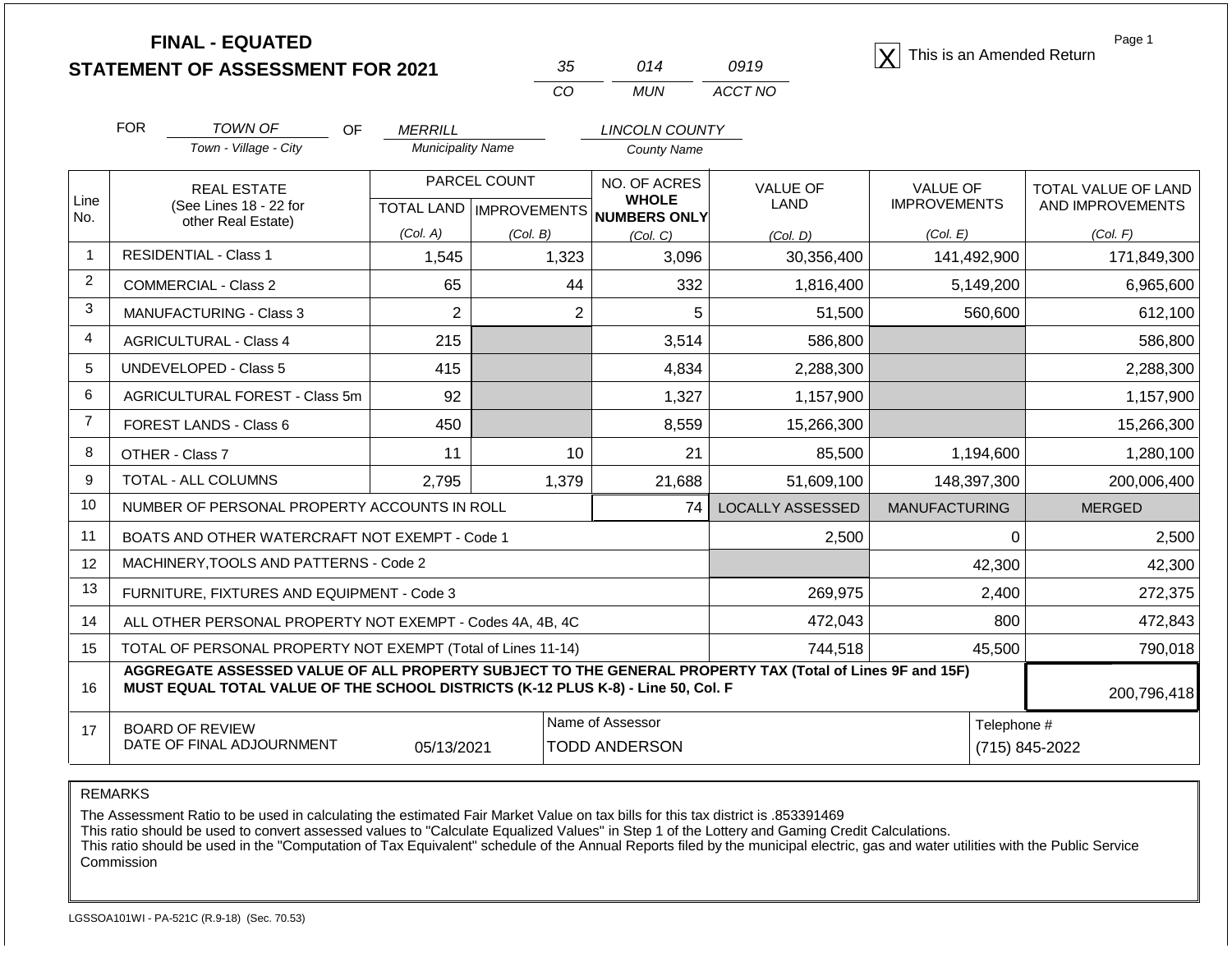# FINAL - EQUATED
## STATEMENT OF ASSESSMENT FOR 2021

| 35 | 014 | 0919 |
|---|---|---|
| CO | MUN | ACCT NO |

[X] This is an Amended Return

Page 1

FOR *TOWN OF* (Town - Village - City) OF *MERRILL* (Municipality Name) *LINCOLN COUNTY* (County Name)

| Line No. | REAL ESTATE (See Lines 18 - 22 for other Real Estate) | PARCEL COUNT | | NO. OF ACRES WHOLE NUMBERS ONLY | VALUE OF LAND | VALUE OF IMPROVEMENTS | TOTAL VALUE OF LAND AND IMPROVEMENTS |
|---|---|---|---|---|---|---|---|
| | | TOTAL LAND (Col. A) | IMPROVEMENTS (Col. B) | (Col. C) | (Col. D) | (Col. E) | (Col. F) |
| 1 | RESIDENTIAL - Class 1 | 1,545 | 1,323 | 3,096 | 30,356,400 | 141,492,900 | 171,849,300 |
| 2 | COMMERCIAL - Class 2 | 65 | 44 | 332 | 1,816,400 | 5,149,200 | 6,965,600 |
| 3 | MANUFACTURING - Class 3 | 2 | 2 | 5 | 51,500 | 560,600 | 612,100 |
| 4 | AGRICULTURAL - Class 4 | 215 | | 3,514 | 586,800 | | 586,800 |
| 5 | UNDEVELOPED - Class 5 | 415 | | 4,834 | 2,288,300 | | 2,288,300 |
| 6 | AGRICULTURAL FOREST - Class 5m | 92 | | 1,327 | 1,157,900 | | 1,157,900 |
| 7 | FOREST LANDS - Class 6 | 450 | | 8,559 | 15,266,300 | | 15,266,300 |
| 8 | OTHER - Class 7 | 11 | 10 | 21 | 85,500 | 1,194,600 | 1,280,100 |
| 9 | TOTAL - ALL COLUMNS | 2,795 | 1,379 | 21,688 | 51,609,100 | 148,397,300 | 200,006,400 |
| 10 | NUMBER OF PERSONAL PROPERTY ACCOUNTS IN ROLL | | | 74 | LOCALLY ASSESSED | MANUFACTURING | MERGED |
| 11 | BOATS AND OTHER WATERCRAFT NOT EXEMPT - Code 1 | | | | 2,500 | 0 | 2,500 |
| 12 | MACHINERY,TOOLS AND PATTERNS - Code 2 | | | | | 42,300 | 42,300 |
| 13 | FURNITURE, FIXTURES AND EQUIPMENT - Code 3 | | | | 269,975 | 2,400 | 272,375 |
| 14 | ALL OTHER PERSONAL PROPERTY NOT EXEMPT - Codes 4A, 4B, 4C | | | | 472,043 | 800 | 472,843 |
| 15 | TOTAL OF PERSONAL PROPERTY NOT EXEMPT (Total of Lines 11-14) | | | | 744,518 | 45,500 | 790,018 |
| 16 | **AGGREGATE ASSESSED VALUE OF ALL PROPERTY SUBJECT TO THE GENERAL PROPERTY TAX (Total of Lines 9F and 15F) MUST EQUAL TOTAL VALUE OF THE SCHOOL DISTRICTS (K-12 PLUS K-8) - Line 50, Col. F** | | | | | | 200,796,418 |
| 17 | BOARD OF REVIEW DATE OF FINAL ADJOURNMENT | 05/13/2021 | | Name of Assessor: TODD ANDERSON | | | Telephone #: (715) 845-2022 |

REMARKS

The Assessment Ratio to be used in calculating the estimated Fair Market Value on tax bills for this tax district is .853391469
This ratio should be used to convert assessed values to "Calculate Equalized Values" in Step 1 of the Lottery and Gaming Credit Calculations.
This ratio should be used in the "Computation of Tax Equivalent" schedule of the Annual Reports filed by the municipal electric, gas and water utilities with the Public Service Commission

LGSSOA101WI - PA-521C (R.9-18) (Sec. 70.53)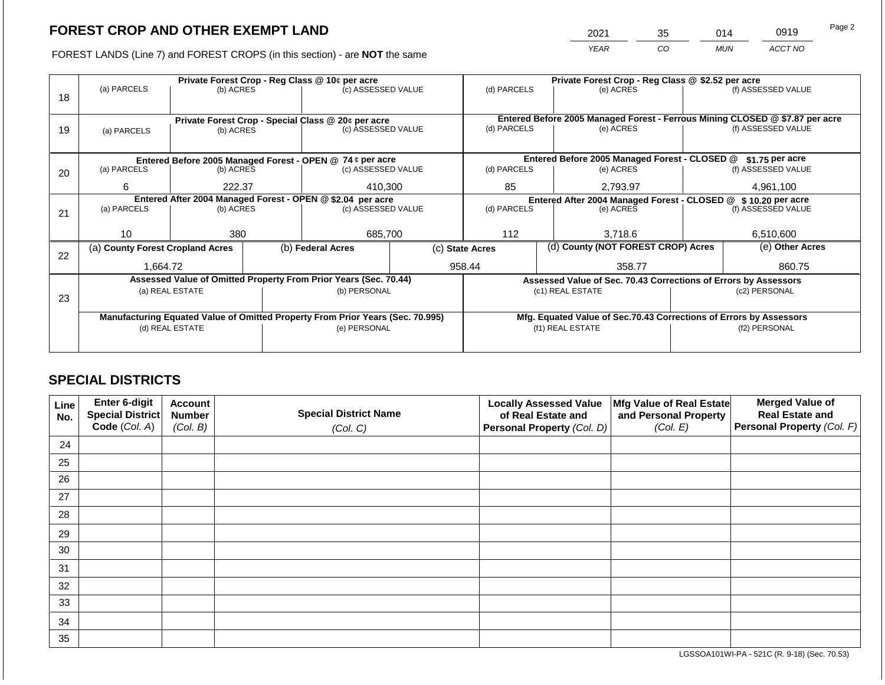# FOREST CROP AND OTHER EXEMPT LAND

FOREST LANDS (Line 7) and FOREST CROPS (in this section) - are **NOT** the same

| YEAR | CO | MUN | ACCT NO |
|---|---|---|---|
| 2021 | 35 | 014 | 0919 |

| Line | Private Forest Crop - Reg Class @ 10¢ per acre | | | Private Forest Crop - Reg Class @ $2.52 per acre | | |
|---|---|---|---|---|---|---|
| | (a) PARCELS | (b) ACRES | (c) ASSESSED VALUE | (d) PARCELS | (e) ACRES | (f) ASSESSED VALUE |
| 18 | | | | | | |
| | **Private Forest Crop - Special Class @ 20¢ per acre** | | | **Entered Before 2005 Managed Forest - Ferrous Mining CLOSED @ $7.87 per acre** | | |
| | (a) PARCELS | (b) ACRES | (c) ASSESSED VALUE | (d) PARCELS | (e) ACRES | (f) ASSESSED VALUE |
| 19 | | | | | | |
| | **Entered Before 2005 Managed Forest - OPEN @ 74 ¢ per acre** | | | **Entered Before 2005 Managed Forest - CLOSED @ $1.75 per acre** | | |
| | (a) PARCELS | (b) ACRES | (c) ASSESSED VALUE | (d) PARCELS | (e) ACRES | (f) ASSESSED VALUE |
| 20 | 6 | 222.37 | 410,300 | 85 | 2,793.97 | 4,961,100 |
| | **Entered After 2004 Managed Forest - OPEN @ $2.04 per acre** | | | **Entered After 2004 Managed Forest - CLOSED @ $ 10.20 per acre** | | |
| | (a) PARCELS | (b) ACRES | (c) ASSESSED VALUE | (d) PARCELS | (e) ACRES | (f) ASSESSED VALUE |
| 21 | 10 | 380 | 685,700 | 112 | 3,718.6 | 6,510,600 |

| Line | (a) County Forest Cropland Acres | (b) Federal Acres | (c) State Acres | (d) County (NOT FOREST CROP) Acres | (e) Other Acres |
|---|---|---|---|---|---|
| 22 | 1,664.72 | | 958.44 | 358.77 | 860.75 |

| Line | Assessed Value of Omitted Property From Prior Years (Sec. 70.44) | | Assessed Value of Sec. 70.43 Corrections of Errors by Assessors | |
|---|---|---|---|---|
| | (a) REAL ESTATE | (b) PERSONAL | (c1) REAL ESTATE | (c2) PERSONAL |
| 23 | | | | |
| | **Manufacturing Equated Value of Omitted Property From Prior Years (Sec. 70.995)** | | **Mfg. Equated Value of Sec.70.43 Corrections of Errors by Assessors** | |
| | (d) REAL ESTATE | (e) PERSONAL | (f1) REAL ESTATE | (f2) PERSONAL |
| | | | | |

## SPECIAL DISTRICTS

| Line No. | Enter 6-digit Special District Code (Col. A) | Account Number (Col. B) | Special District Name (Col. C) | Locally Assessed Value of Real Estate and Personal Property (Col. D) | Mfg Value of Real Estate and Personal Property (Col. E) | Merged Value of Real Estate and Personal Property (Col. F) |
|---|---|---|---|---|---|---|
| 24 | | | | | | |
| 25 | | | | | | |
| 26 | | | | | | |
| 27 | | | | | | |
| 28 | | | | | | |
| 29 | | | | | | |
| 30 | | | | | | |
| 31 | | | | | | |
| 32 | | | | | | |
| 33 | | | | | | |
| 34 | | | | | | |
| 35 | | | | | | |

LGSSOA101WI-PA - 521C (R. 9-18) (Sec. 70.53)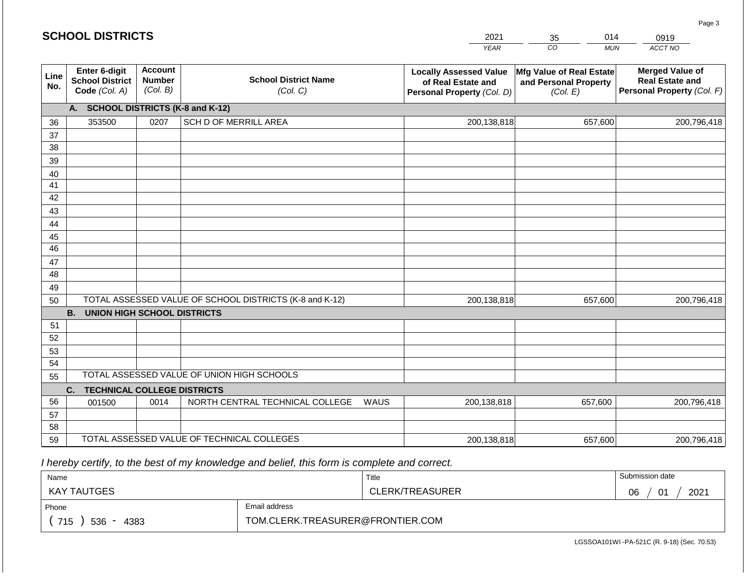# SCHOOL DISTRICTS

| 2021 | 35 | 014 | 0919 |
|---|---|---|---|
| *YEAR* | *CO* | *MUN* | *ACCT NO* |

| Line No. | Enter 6-digit School District Code *(Col. A)* | Account Number *(Col. B)* | School District Name *(Col. C)* | Locally Assessed Value of Real Estate and Personal Property *(Col. D)* | Mfg Value of Real Estate and Personal Property *(Col. E)* | Merged Value of Real Estate and Personal Property *(Col. F)* |
|---|---|---|---|---|---|---|
| | **A. SCHOOL DISTRICTS (K-8 and K-12)** | | | | | |
| 36 | 353500 | 0207 | SCH D OF MERRILL AREA | 200,138,818 | 657,600 | 200,796,418 |
| 37 | | | | | | |
| 38 | | | | | | |
| 39 | | | | | | |
| 40 | | | | | | |
| 41 | | | | | | |
| 42 | | | | | | |
| 43 | | | | | | |
| 44 | | | | | | |
| 45 | | | | | | |
| 46 | | | | | | |
| 47 | | | | | | |
| 48 | | | | | | |
| 49 | | | | | | |
| 50 | TOTAL ASSESSED VALUE OF SCHOOL DISTRICTS (K-8 and K-12) | | | 200,138,818 | 657,600 | 200,796,418 |
| | **B. UNION HIGH SCHOOL DISTRICTS** | | | | | |
| 51 | | | | | | |
| 52 | | | | | | |
| 53 | | | | | | |
| 54 | | | | | | |
| 55 | TOTAL ASSESSED VALUE OF UNION HIGH SCHOOLS | | | | | |
| | **C. TECHNICAL COLLEGE DISTRICTS** | | | | | |
| 56 | 001500 | 0014 | NORTH CENTRAL TECHNICAL COLLEGE WAUS | 200,138,818 | 657,600 | 200,796,418 |
| 57 | | | | | | |
| 58 | | | | | | |
| 59 | TOTAL ASSESSED VALUE OF TECHNICAL COLLEGES | | | 200,138,818 | 657,600 | 200,796,418 |

*I hereby certify, to the best of my knowledge and belief, this form is complete and correct.*

| Name | Title | Submission date |
|---|---|---|
| KAY TAUTGES | CLERK/TREASURER | 06 / 01 / 2021 |
| **Phone** | **Email address** | |
| ( 715 ) 536 - 4383 | TOM.CLERK.TREASURER@FRONTIER.COM | |

LGSSOA101WI -PA-521C (R. 9-18) (Sec. 70.53)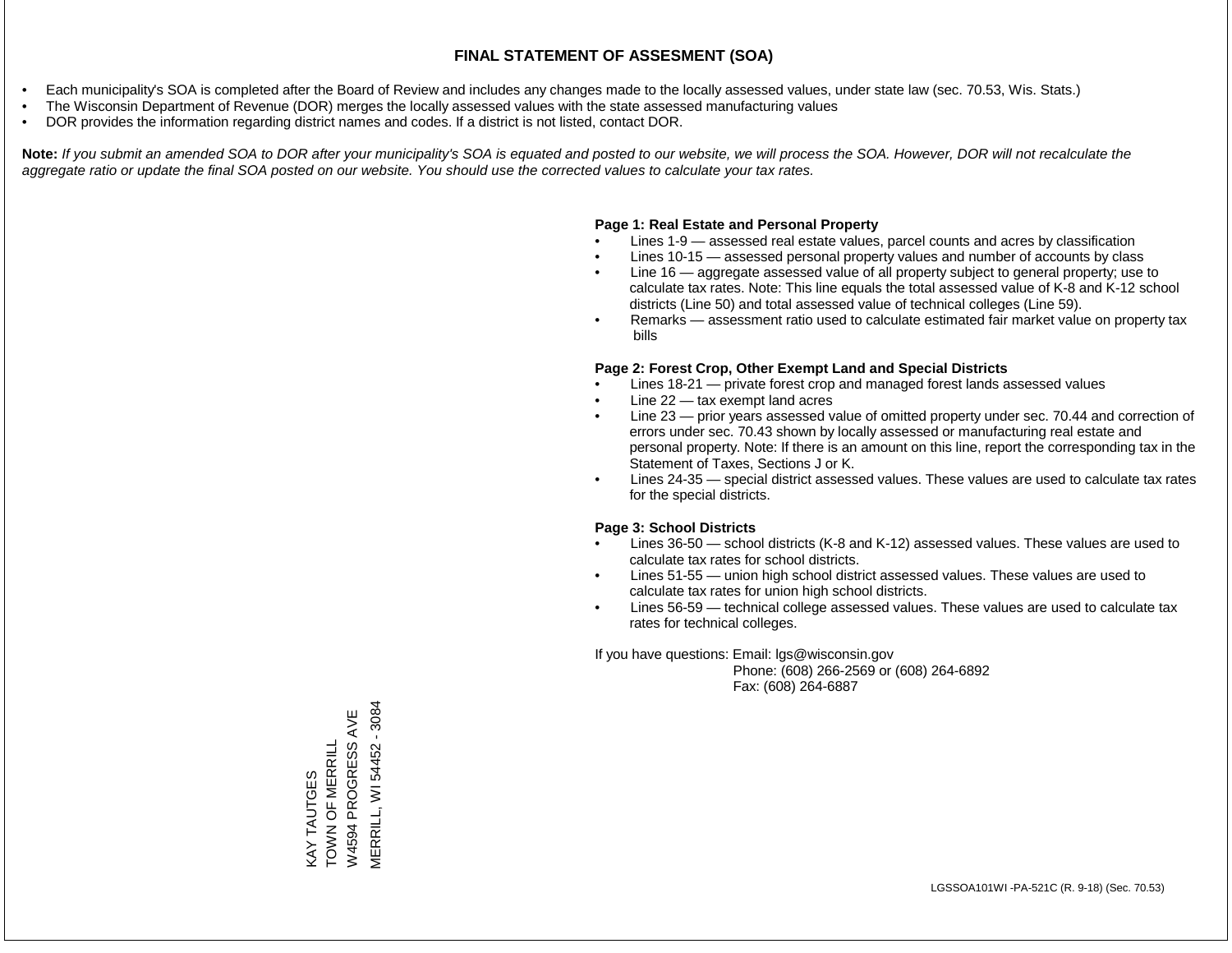# FINAL STATEMENT OF ASSESMENT (SOA)

- Each municipality's SOA is completed after the Board of Review and includes any changes made to the locally assessed values, under state law (sec. 70.53, Wis. Stats.)
- The Wisconsin Department of Revenue (DOR) merges the locally assessed values with the state assessed manufacturing values
- DOR provides the information regarding district names and codes. If a district is not listed, contact DOR.

**Note:** *If you submit an amended SOA to DOR after your municipality's SOA is equated and posted to our website, we will process the SOA. However, DOR will not recalculate the aggregate ratio or update the final SOA posted on our website. You should use the corrected values to calculate your tax rates.*

**Page 1: Real Estate and Personal Property**

- Lines 1-9 — assessed real estate values, parcel counts and acres by classification
- Lines 10-15 — assessed personal property values and number of accounts by class
- Line 16 — aggregate assessed value of all property subject to general property; use to calculate tax rates. Note: This line equals the total assessed value of K-8 and K-12 school districts (Line 50) and total assessed value of technical colleges (Line 59).
- Remarks — assessment ratio used to calculate estimated fair market value on property tax bills

**Page 2: Forest Crop, Other Exempt Land and Special Districts**

- Lines 18-21 — private forest crop and managed forest lands assessed values
- Line 22 — tax exempt land acres
- Line 23 — prior years assessed value of omitted property under sec. 70.44 and correction of errors under sec. 70.43 shown by locally assessed or manufacturing real estate and personal property. Note: If there is an amount on this line, report the corresponding tax in the Statement of Taxes, Sections J or K.
- Lines 24-35 — special district assessed values. These values are used to calculate tax rates for the special districts.

**Page 3: School Districts**

- Lines 36-50 — school districts (K-8 and K-12) assessed values. These values are used to calculate tax rates for school districts.
- Lines 51-55 — union high school district assessed values. These values are used to calculate tax rates for union high school districts.
- Lines 56-59 — technical college assessed values. These values are used to calculate tax rates for technical colleges.

If you have questions: Email: lgs@wisconsin.gov
Phone: (608) 266-2569 or (608) 264-6892
Fax: (608) 264-6887

KAY TAUTGES
TOWN OF MERRILL
W4594 PROGRESS AVE
MERRILL, WI 54452 - 3084

LGSSOA101WI -PA-521C (R. 9-18) (Sec. 70.53)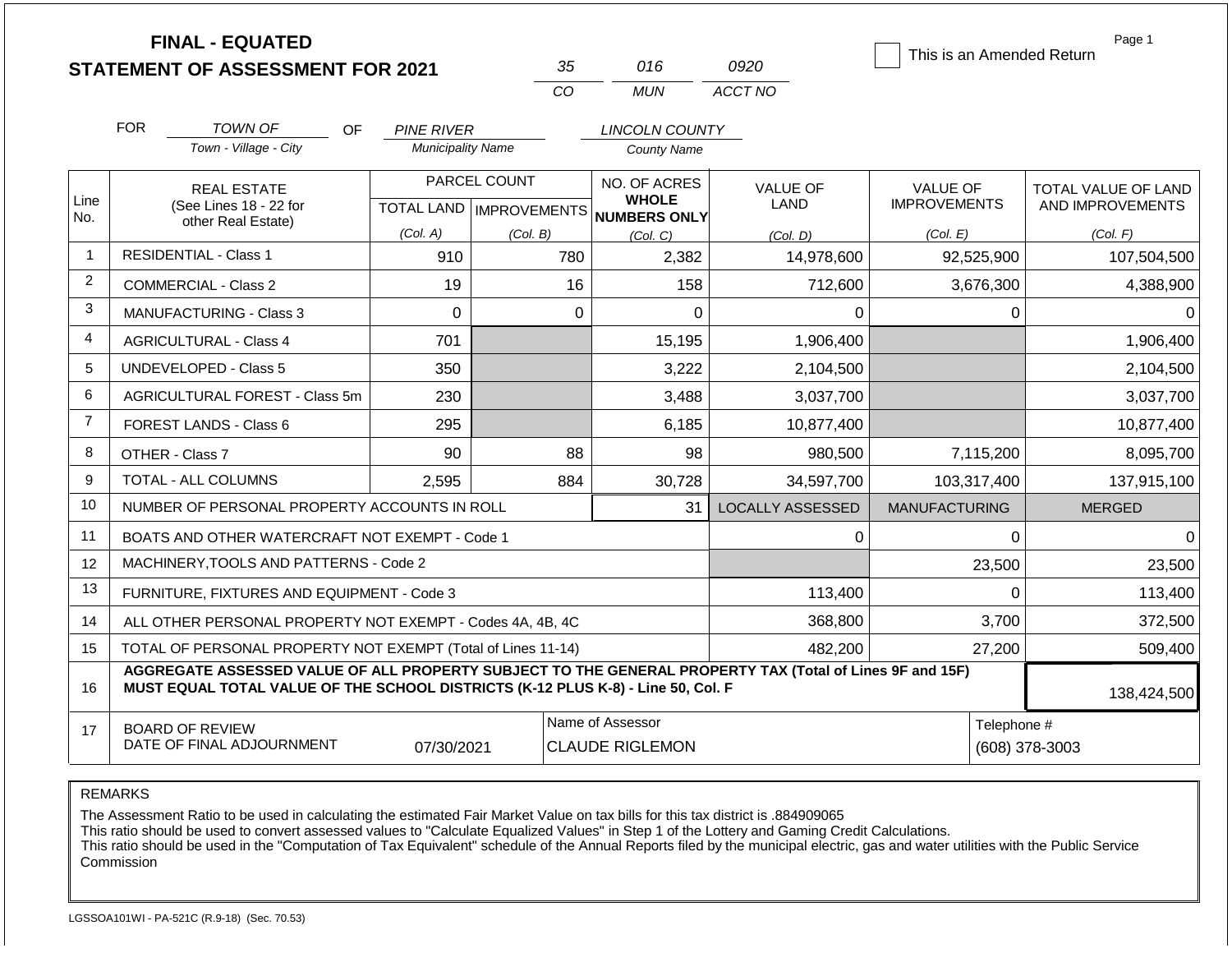# FINAL - EQUATED
## STATEMENT OF ASSESSMENT FOR 2021

| 35 | 016 | 0920 |
|---|---|---|
| CO | MUN | ACCT NO |

☐ This is an Amended Return

FOR TOWN OF (Town - Village - City) OF PINE RIVER (Municipality Name) LINCOLN COUNTY (County Name)

| Line No. | REAL ESTATE (See Lines 18 - 22 for other Real Estate) | PARCEL COUNT | | NO. OF ACRES WHOLE NUMBERS ONLY | VALUE OF LAND | VALUE OF IMPROVEMENTS | TOTAL VALUE OF LAND AND IMPROVEMENTS |
|---|---|---|---|---|---|---|---|
| | | TOTAL LAND (Col. A) | IMPROVEMENTS (Col. B) | (Col. C) | (Col. D) | (Col. E) | (Col. F) |
| 1 | RESIDENTIAL - Class 1 | 910 | 780 | 2,382 | 14,978,600 | 92,525,900 | 107,504,500 |
| 2 | COMMERCIAL - Class 2 | 19 | 16 | 158 | 712,600 | 3,676,300 | 4,388,900 |
| 3 | MANUFACTURING - Class 3 | 0 | 0 | 0 | 0 | 0 | 0 |
| 4 | AGRICULTURAL - Class 4 | 701 | | 15,195 | 1,906,400 | | 1,906,400 |
| 5 | UNDEVELOPED - Class 5 | 350 | | 3,222 | 2,104,500 | | 2,104,500 |
| 6 | AGRICULTURAL FOREST - Class 5m | 230 | | 3,488 | 3,037,700 | | 3,037,700 |
| 7 | FOREST LANDS - Class 6 | 295 | | 6,185 | 10,877,400 | | 10,877,400 |
| 8 | OTHER - Class 7 | 90 | 88 | 98 | 980,500 | 7,115,200 | 8,095,700 |
| 9 | TOTAL - ALL COLUMNS | 2,595 | 884 | 30,728 | 34,597,700 | 103,317,400 | 137,915,100 |
| 10 | NUMBER OF PERSONAL PROPERTY ACCOUNTS IN ROLL | | | 31 | LOCALLY ASSESSED | MANUFACTURING | MERGED |
| 11 | BOATS AND OTHER WATERCRAFT NOT EXEMPT - Code 1 | | | | 0 | 0 | 0 |
| 12 | MACHINERY,TOOLS AND PATTERNS - Code 2 | | | | | 23,500 | 23,500 |
| 13 | FURNITURE, FIXTURES AND EQUIPMENT - Code 3 | | | | 113,400 | 0 | 113,400 |
| 14 | ALL OTHER PERSONAL PROPERTY NOT EXEMPT - Codes 4A, 4B, 4C | | | | 368,800 | 3,700 | 372,500 |
| 15 | TOTAL OF PERSONAL PROPERTY NOT EXEMPT (Total of Lines 11-14) | | | | 482,200 | 27,200 | 509,400 |
| 16 | AGGREGATE ASSESSED VALUE OF ALL PROPERTY SUBJECT TO THE GENERAL PROPERTY TAX (Total of Lines 9F and 15F) MUST EQUAL TOTAL VALUE OF THE SCHOOL DISTRICTS (K-12 PLUS K-8) - Line 50, Col. F | | | | | | 138,424,500 |
| 17 | BOARD OF REVIEW DATE OF FINAL ADJOURNMENT | 07/30/2021 | | Name of Assessor: CLAUDE RIGLEMON | | | Telephone #: (608) 378-3003 |

REMARKS

The Assessment Ratio to be used in calculating the estimated Fair Market Value on tax bills for this tax district is .884909065
This ratio should be used to convert assessed values to "Calculate Equalized Values" in Step 1 of the Lottery and Gaming Credit Calculations.
This ratio should be used in the "Computation of Tax Equivalent" schedule of the Annual Reports filed by the municipal electric, gas and water utilities with the Public Service Commission

LGSSOA101WI - PA-521C (R.9-18) (Sec. 70.53)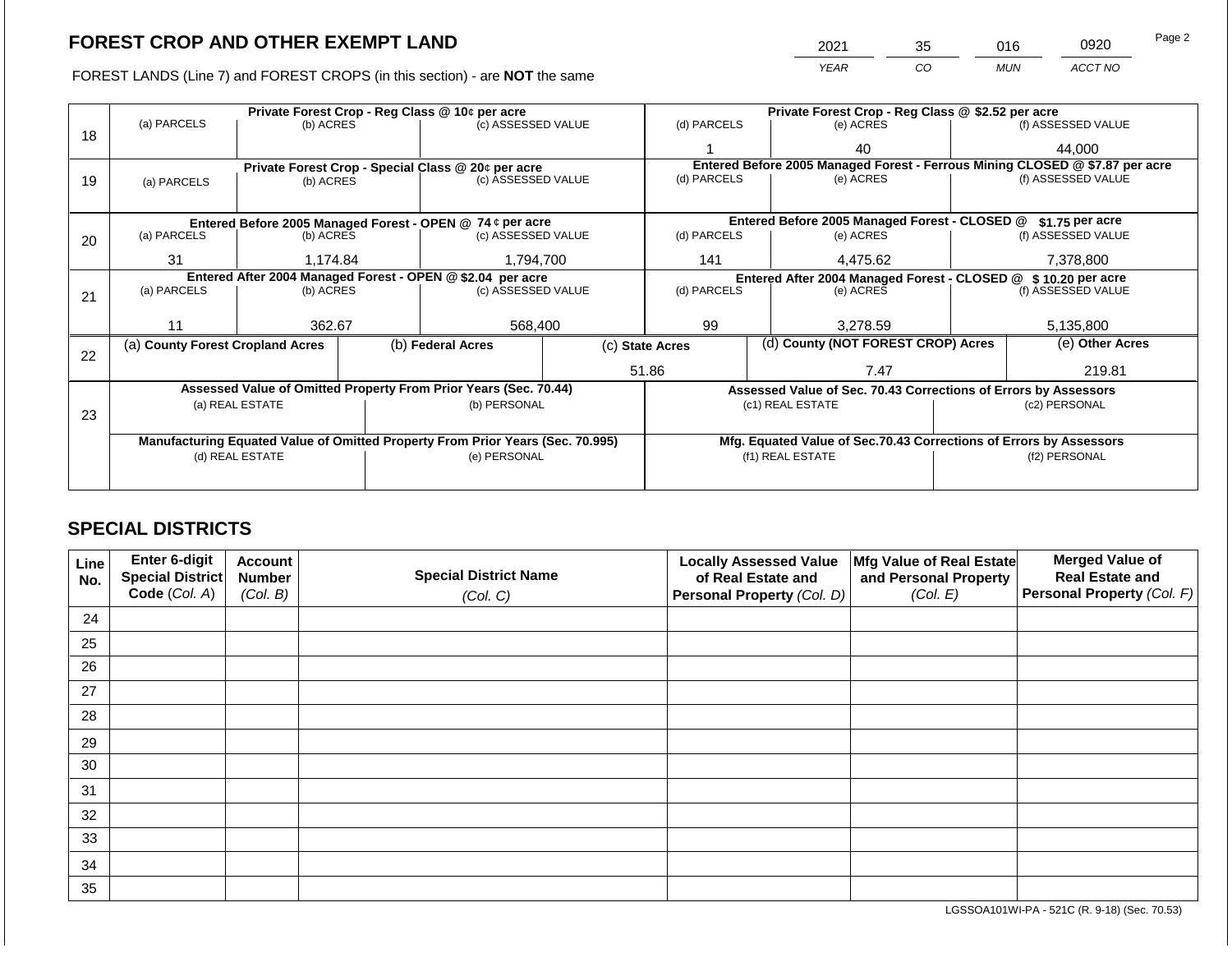## FOREST CROP AND OTHER EXEMPT LAND

| 2021 | 35 | 016 | 0920 |
|---|---|---|---|
| YEAR | CO | MUN | ACCT NO |

FOREST LANDS (Line 7) and FOREST CROPS (in this section) - are **NOT** the same

| | Private Forest Crop - Reg Class @ 10¢ per acre | | | Private Forest Crop - Reg Class @ \$2.52 per acre | | |
|---|---|---|---|---|---|---|
| 18 | (a) PARCELS | (b) ACRES | (c) ASSESSED VALUE | (d) PARCELS | (e) ACRES | (f) ASSESSED VALUE |
| | | | | 1 | 40 | 44,000 |
| | **Private Forest Crop - Special Class @ 20¢ per acre** | | | **Entered Before 2005 Managed Forest - Ferrous Mining CLOSED @ \$7.87 per acre** | | |
| 19 | (a) PARCELS | (b) ACRES | (c) ASSESSED VALUE | (d) PARCELS | (e) ACRES | (f) ASSESSED VALUE |
| | | | | | | |
| | **Entered Before 2005 Managed Forest - OPEN @ 74 ¢ per acre** | | | **Entered Before 2005 Managed Forest - CLOSED @ \$1.75 per acre** | | |
| 20 | (a) PARCELS | (b) ACRES | (c) ASSESSED VALUE | (d) PARCELS | (e) ACRES | (f) ASSESSED VALUE |
| | 31 | 1,174.84 | 1,794,700 | 141 | 4,475.62 | 7,378,800 |
| | **Entered After 2004 Managed Forest - OPEN @ \$2.04 per acre** | | | **Entered After 2004 Managed Forest - CLOSED @ \$ 10.20 per acre** | | |
| 21 | (a) PARCELS | (b) ACRES | (c) ASSESSED VALUE | (d) PARCELS | (e) ACRES | (f) ASSESSED VALUE |
| | 11 | 362.67 | 568,400 | 99 | 3,278.59 | 5,135,800 |

| | (a) County Forest Cropland Acres | (b) Federal Acres | (c) State Acres | (d) County (NOT FOREST CROP) Acres | (e) Other Acres |
|---|---|---|---|---|---|
| 22 | | | 51.86 | 7.47 | 219.81 |

| | Assessed Value of Omitted Property From Prior Years (Sec. 70.44) | | Assessed Value of Sec. 70.43 Corrections of Errors by Assessors | |
|---|---|---|---|---|
| 23 | (a) REAL ESTATE | (b) PERSONAL | (c1) REAL ESTATE | (c2) PERSONAL |
| | | | | |
| | **Manufacturing Equated Value of Omitted Property From Prior Years (Sec. 70.995)** | | **Mfg. Equated Value of Sec.70.43 Corrections of Errors by Assessors** | |
| | (d) REAL ESTATE | (e) PERSONAL | (f1) REAL ESTATE | (f2) PERSONAL |
| | | | | |

## SPECIAL DISTRICTS

| Line No. | Enter 6-digit Special District Code (Col. A) | Account Number (Col. B) | Special District Name (Col. C) | Locally Assessed Value of Real Estate and Personal Property (Col. D) | Mfg Value of Real Estate and Personal Property (Col. E) | Merged Value of Real Estate and Personal Property (Col. F) |
|---|---|---|---|---|---|---|
| 24 | | | | | | |
| 25 | | | | | | |
| 26 | | | | | | |
| 27 | | | | | | |
| 28 | | | | | | |
| 29 | | | | | | |
| 30 | | | | | | |
| 31 | | | | | | |
| 32 | | | | | | |
| 33 | | | | | | |
| 34 | | | | | | |
| 35 | | | | | | |

LGSSOA101WI-PA - 521C (R. 9-18) (Sec. 70.53)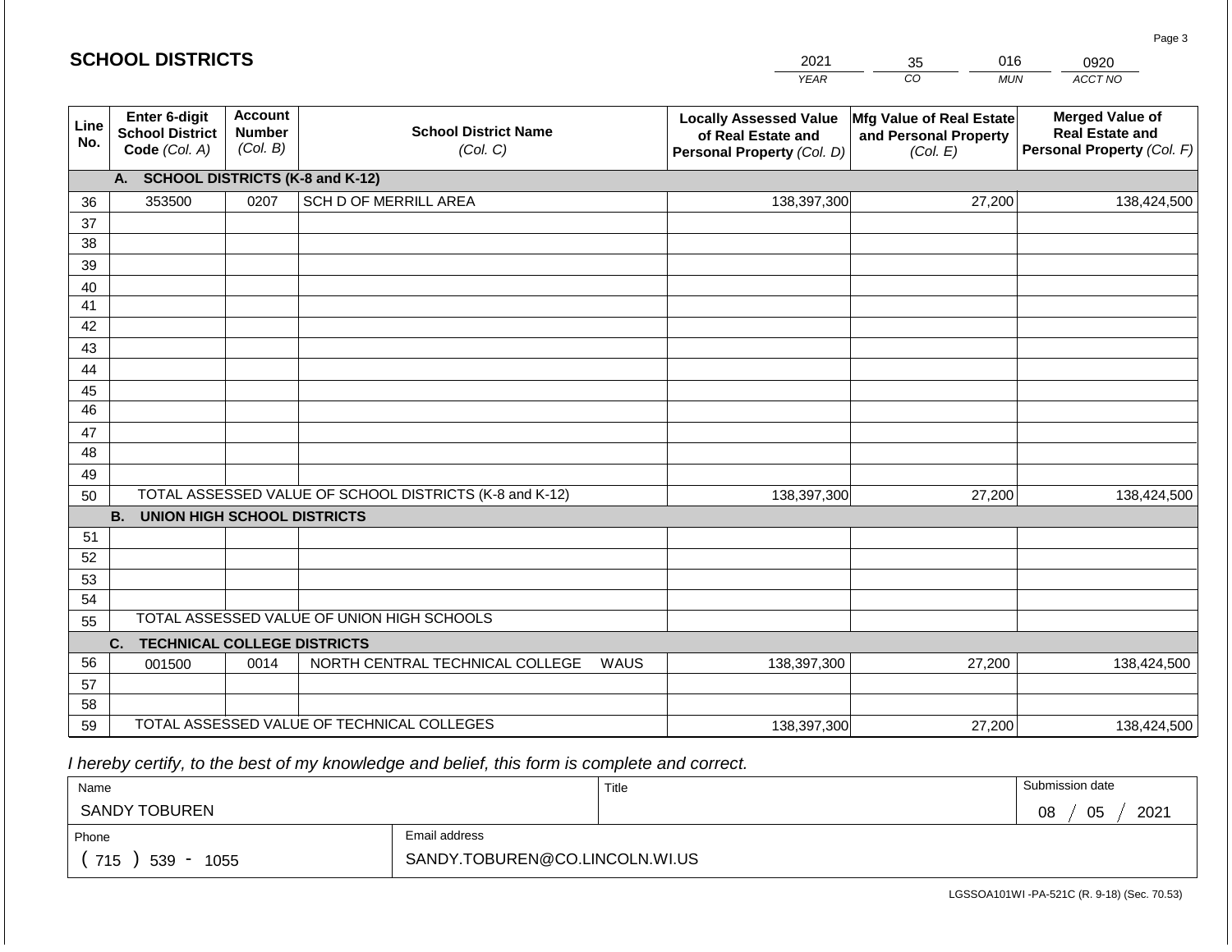## SCHOOL DISTRICTS

| 2021 | 35 | 016 | 0920 |
|---|---|---|---|
| YEAR | CO | MUN | ACCT NO |

| Line No. | Enter 6-digit School District Code (Col. A) | Account Number (Col. B) | School District Name (Col. C) | Locally Assessed Value of Real Estate and Personal Property (Col. D) | Mfg Value of Real Estate and Personal Property (Col. E) | Merged Value of Real Estate and Personal Property (Col. F) |
|---|---|---|---|---|---|---|
| | **A. SCHOOL DISTRICTS (K-8 and K-12)** | | | | | |
| 36 | 353500 | 0207 | SCH D OF MERRILL AREA | 138,397,300 | 27,200 | 138,424,500 |
| 37 | | | | | | |
| 38 | | | | | | |
| 39 | | | | | | |
| 40 | | | | | | |
| 41 | | | | | | |
| 42 | | | | | | |
| 43 | | | | | | |
| 44 | | | | | | |
| 45 | | | | | | |
| 46 | | | | | | |
| 47 | | | | | | |
| 48 | | | | | | |
| 49 | | | | | | |
| 50 | TOTAL ASSESSED VALUE OF SCHOOL DISTRICTS (K-8 and K-12) | | | 138,397,300 | 27,200 | 138,424,500 |
| | **B. UNION HIGH SCHOOL DISTRICTS** | | | | | |
| 51 | | | | | | |
| 52 | | | | | | |
| 53 | | | | | | |
| 54 | | | | | | |
| 55 | TOTAL ASSESSED VALUE OF UNION HIGH SCHOOLS | | | | | |
| | **C. TECHNICAL COLLEGE DISTRICTS** | | | | | |
| 56 | 001500 | 0014 | NORTH CENTRAL TECHNICAL COLLEGE WAUS | 138,397,300 | 27,200 | 138,424,500 |
| 57 | | | | | | |
| 58 | | | | | | |
| 59 | TOTAL ASSESSED VALUE OF TECHNICAL COLLEGES | | | 138,397,300 | 27,200 | 138,424,500 |

*I hereby certify, to the best of my knowledge and belief, this form is complete and correct.*

| Name | | Title | Submission date |
|---|---|---|---|
| SANDY TOBUREN | | | 08 / 05 / 2021 |
| Phone | Email address | | |
| ( 715 ) 539 - 1055 | SANDY.TOBUREN@CO.LINCOLN.WI.US | | |

LGSSOA101WI -PA-521C (R. 9-18) (Sec. 70.53)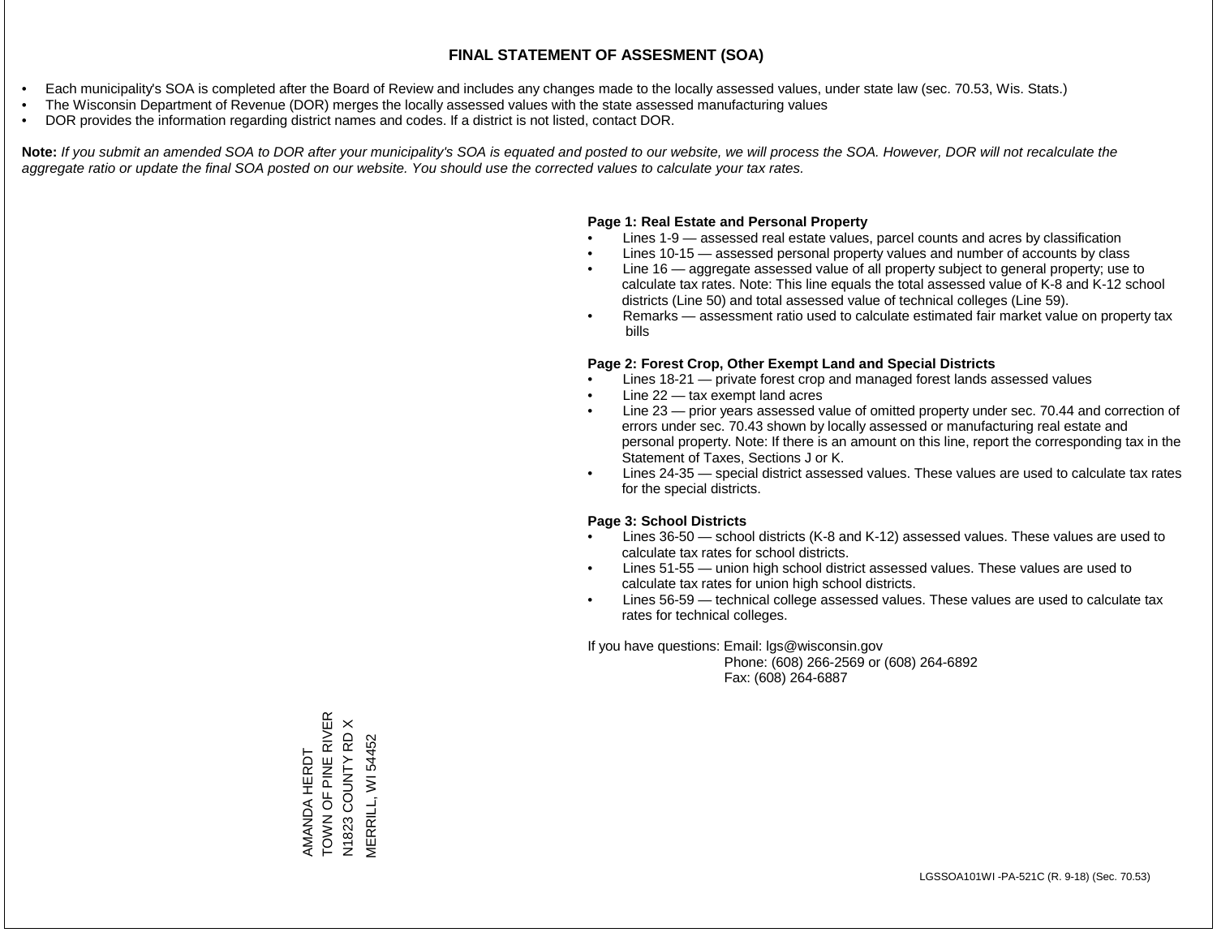# FINAL STATEMENT OF ASSESMENT (SOA)

- Each municipality's SOA is completed after the Board of Review and includes any changes made to the locally assessed values, under state law (sec. 70.53, Wis. Stats.)
- The Wisconsin Department of Revenue (DOR) merges the locally assessed values with the state assessed manufacturing values
- DOR provides the information regarding district names and codes. If a district is not listed, contact DOR.

**Note:** *If you submit an amended SOA to DOR after your municipality's SOA is equated and posted to our website, we will process the SOA. However, DOR will not recalculate the aggregate ratio or update the final SOA posted on our website. You should use the corrected values to calculate your tax rates.*

**Page 1: Real Estate and Personal Property**

- Lines 1-9 — assessed real estate values, parcel counts and acres by classification
- Lines 10-15 — assessed personal property values and number of accounts by class
- Line 16 — aggregate assessed value of all property subject to general property; use to calculate tax rates. Note: This line equals the total assessed value of K-8 and K-12 school districts (Line 50) and total assessed value of technical colleges (Line 59).
- Remarks — assessment ratio used to calculate estimated fair market value on property tax bills

**Page 2: Forest Crop, Other Exempt Land and Special Districts**

- Lines 18-21 — private forest crop and managed forest lands assessed values
- Line 22 — tax exempt land acres
- Line 23 — prior years assessed value of omitted property under sec. 70.44 and correction of errors under sec. 70.43 shown by locally assessed or manufacturing real estate and personal property. Note: If there is an amount on this line, report the corresponding tax in the Statement of Taxes, Sections J or K.
- Lines 24-35 — special district assessed values. These values are used to calculate tax rates for the special districts.

**Page 3: School Districts**

- Lines 36-50 — school districts (K-8 and K-12) assessed values. These values are used to calculate tax rates for school districts.
- Lines 51-55 — union high school district assessed values. These values are used to calculate tax rates for union high school districts.
- Lines 56-59 — technical college assessed values. These values are used to calculate tax rates for technical colleges.

If you have questions: Email: lgs@wisconsin.gov
Phone: (608) 266-2569 or (608) 264-6892
Fax: (608) 264-6887

AMANDA HERDT
TOWN OF PINE RIVER
N1823 COUNTY RD X
MERRILL, WI 54452

LGSSOA101WI -PA-521C (R. 9-18) (Sec. 70.53)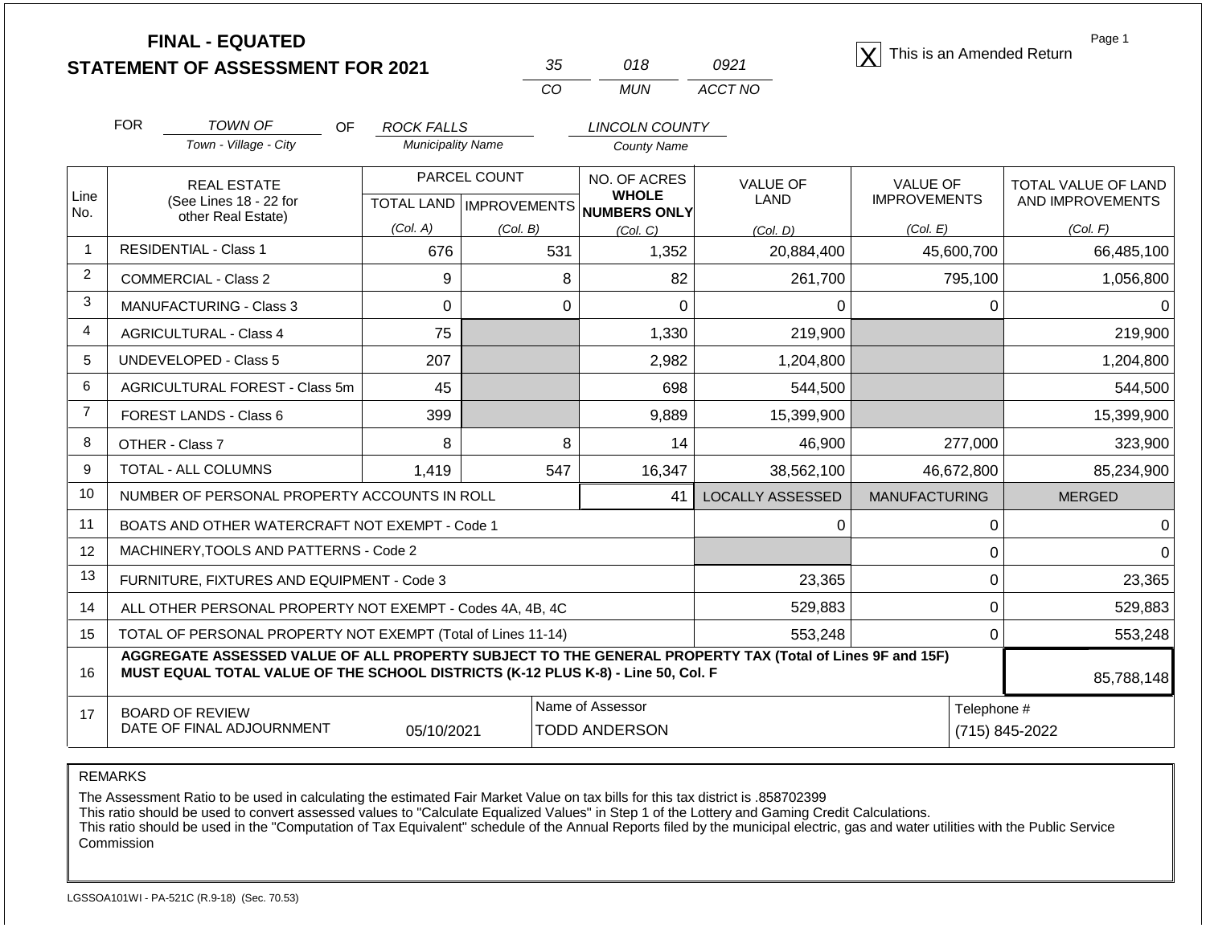# FINAL - EQUATED
# STATEMENT OF ASSESSMENT FOR 2021

| 35 | 018 | 0921 |
|---|---|---|
| CO | MUN | ACCT NO |

[X] This is an Amended Return

FOR *TOWN OF* (Town - Village - City) OF *ROCK FALLS* (Municipality Name) *LINCOLN COUNTY* (County Name)

| Line No. | REAL ESTATE (See Lines 18 - 22 for other Real Estate) | PARCEL COUNT TOTAL LAND (Col. A) | PARCEL COUNT IMPROVEMENTS (Col. B) | NO. OF ACRES WHOLE NUMBERS ONLY (Col. C) | VALUE OF LAND (Col. D) | VALUE OF IMPROVEMENTS (Col. E) | TOTAL VALUE OF LAND AND IMPROVEMENTS (Col. F) |
|---|---|---|---|---|---|---|---|
| 1 | RESIDENTIAL - Class 1 | 676 | 531 | 1,352 | 20,884,400 | 45,600,700 | 66,485,100 |
| 2 | COMMERCIAL - Class 2 | 9 | 8 | 82 | 261,700 | 795,100 | 1,056,800 |
| 3 | MANUFACTURING - Class 3 | 0 | 0 | 0 | 0 | 0 | 0 |
| 4 | AGRICULTURAL - Class 4 | 75 | | 1,330 | 219,900 | | 219,900 |
| 5 | UNDEVELOPED - Class 5 | 207 | | 2,982 | 1,204,800 | | 1,204,800 |
| 6 | AGRICULTURAL FOREST - Class 5m | 45 | | 698 | 544,500 | | 544,500 |
| 7 | FOREST LANDS - Class 6 | 399 | | 9,889 | 15,399,900 | | 15,399,900 |
| 8 | OTHER - Class 7 | 8 | 8 | 14 | 46,900 | 277,000 | 323,900 |
| 9 | TOTAL - ALL COLUMNS | 1,419 | 547 | 16,347 | 38,562,100 | 46,672,800 | 85,234,900 |
| 10 | NUMBER OF PERSONAL PROPERTY ACCOUNTS IN ROLL | | | 41 | LOCALLY ASSESSED | MANUFACTURING | MERGED |
| 11 | BOATS AND OTHER WATERCRAFT NOT EXEMPT - Code 1 | | | | 0 | 0 | 0 |
| 12 | MACHINERY,TOOLS AND PATTERNS - Code 2 | | | | | 0 | 0 |
| 13 | FURNITURE, FIXTURES AND EQUIPMENT - Code 3 | | | | 23,365 | 0 | 23,365 |
| 14 | ALL OTHER PERSONAL PROPERTY NOT EXEMPT - Codes 4A, 4B, 4C | | | | 529,883 | 0 | 529,883 |
| 15 | TOTAL OF PERSONAL PROPERTY NOT EXEMPT (Total of Lines 11-14) | | | | 553,248 | 0 | 553,248 |
| 16 | **AGGREGATE ASSESSED VALUE OF ALL PROPERTY SUBJECT TO THE GENERAL PROPERTY TAX (Total of Lines 9F and 15F) MUST EQUAL TOTAL VALUE OF THE SCHOOL DISTRICTS (K-12 PLUS K-8) - Line 50, Col. F** | | | | | | 85,788,148 |
| 17 | BOARD OF REVIEW DATE OF FINAL ADJOURNMENT | 05/10/2021 | | Name of Assessor: TODD ANDERSON | | | Telephone #: (715) 845-2022 |

REMARKS

The Assessment Ratio to be used in calculating the estimated Fair Market Value on tax bills for this tax district is .858702399
This ratio should be used to convert assessed values to "Calculate Equalized Values" in Step 1 of the Lottery and Gaming Credit Calculations.
This ratio should be used in the "Computation of Tax Equivalent" schedule of the Annual Reports filed by the municipal electric, gas and water utilities with the Public Service Commission

LGSSOA101WI - PA-521C (R.9-18) (Sec. 70.53)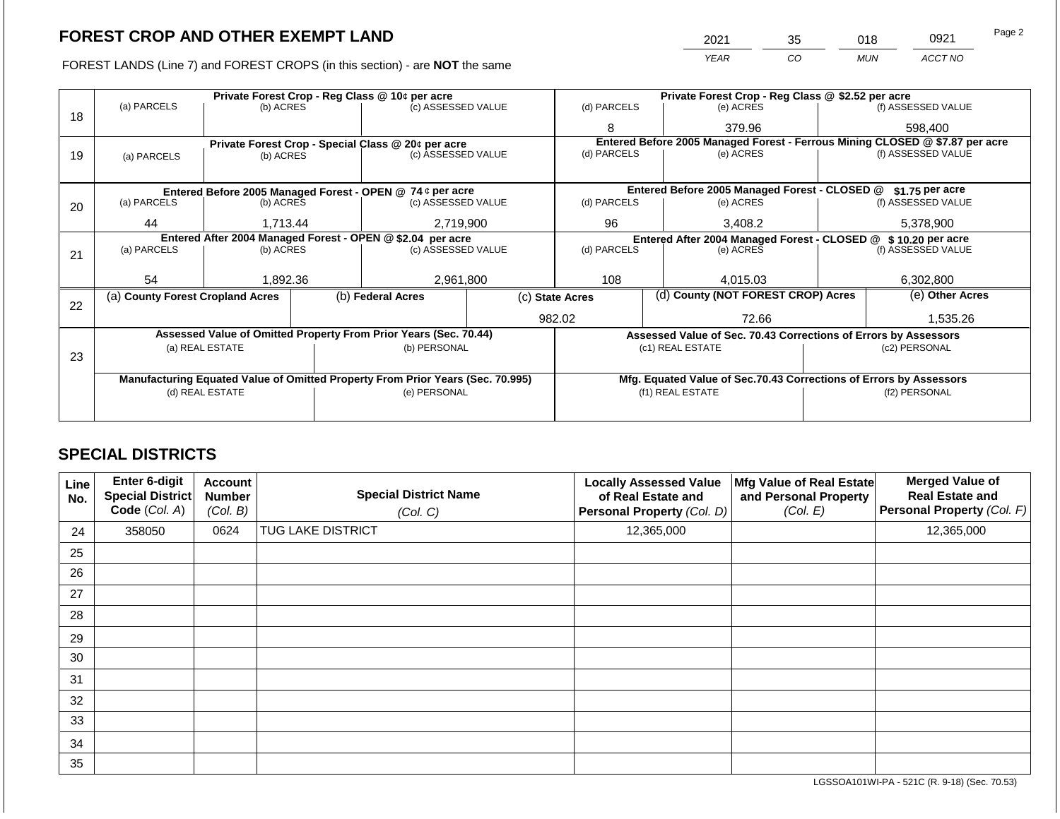# FOREST CROP AND OTHER EXEMPT LAND

| 2021 | 35 | 018 | 0921 |
|---|---|---|---|
| *YEAR* | *CO* | *MUN* | *ACCT NO* |

FOREST LANDS (Line 7) and FOREST CROPS (in this section) - are **NOT** the same

| Line | Private Forest Crop - Reg Class @ 10¢ per acre | | | Private Forest Crop - Reg Class @ $2.52 per acre | | |
|---|---|---|---|---|---|---|
| | (a) PARCELS | (b) ACRES | (c) ASSESSED VALUE | (d) PARCELS | (e) ACRES | (f) ASSESSED VALUE |
| 18 | | | | 8 | 379.96 | 598,400 |
| | **Private Forest Crop - Special Class @ 20¢ per acre** | | | **Entered Before 2005 Managed Forest - Ferrous Mining CLOSED @ $7.87 per acre** | | |
| | (a) PARCELS | (b) ACRES | (c) ASSESSED VALUE | (d) PARCELS | (e) ACRES | (f) ASSESSED VALUE |
| 19 | | | | | | |
| | **Entered Before 2005 Managed Forest - OPEN @ 74 ¢ per acre** | | | **Entered Before 2005 Managed Forest - CLOSED @ $1.75 per acre** | | |
| | (a) PARCELS | (b) ACRES | (c) ASSESSED VALUE | (d) PARCELS | (e) ACRES | (f) ASSESSED VALUE |
| 20 | 44 | 1,713.44 | 2,719,900 | 96 | 3,408.2 | 5,378,900 |
| | **Entered After 2004 Managed Forest - OPEN @ $2.04 per acre** | | | **Entered After 2004 Managed Forest - CLOSED @ $ 10.20 per acre** | | |
| | (a) PARCELS | (b) ACRES | (c) ASSESSED VALUE | (d) PARCELS | (e) ACRES | (f) ASSESSED VALUE |
| 21 | 54 | 1,892.36 | 2,961,800 | 108 | 4,015.03 | 6,302,800 |

| Line | (a) County Forest Cropland Acres | (b) Federal Acres | (c) State Acres | (d) County (NOT FOREST CROP) Acres | (e) Other Acres |
|---|---|---|---|---|---|
| 22 | | | 982.02 | 72.66 | 1,535.26 |

| Line | Assessed Value of Omitted Property From Prior Years (Sec. 70.44) | | Assessed Value of Sec. 70.43 Corrections of Errors by Assessors | |
|---|---|---|---|---|
| | (a) REAL ESTATE | (b) PERSONAL | (c1) REAL ESTATE | (c2) PERSONAL |
| 23 | | | | |
| | **Manufacturing Equated Value of Omitted Property From Prior Years (Sec. 70.995)** | | **Mfg. Equated Value of Sec.70.43 Corrections of Errors by Assessors** | |
| | (d) REAL ESTATE | (e) PERSONAL | (f1) REAL ESTATE | (f2) PERSONAL |
| | | | | |

## SPECIAL DISTRICTS

| Line No. | Enter 6-digit Special District Code (Col. A) | Account Number (Col. B) | Special District Name (Col. C) | Locally Assessed Value of Real Estate and Personal Property (Col. D) | Mfg Value of Real Estate and Personal Property (Col. E) | Merged Value of Real Estate and Personal Property (Col. F) |
|---|---|---|---|---|---|---|
| 24 | 358050 | 0624 | TUG LAKE DISTRICT | 12,365,000 | | 12,365,000 |
| 25 | | | | | | |
| 26 | | | | | | |
| 27 | | | | | | |
| 28 | | | | | | |
| 29 | | | | | | |
| 30 | | | | | | |
| 31 | | | | | | |
| 32 | | | | | | |
| 33 | | | | | | |
| 34 | | | | | | |
| 35 | | | | | | |

LGSSOA101WI-PA - 521C (R. 9-18) (Sec. 70.53)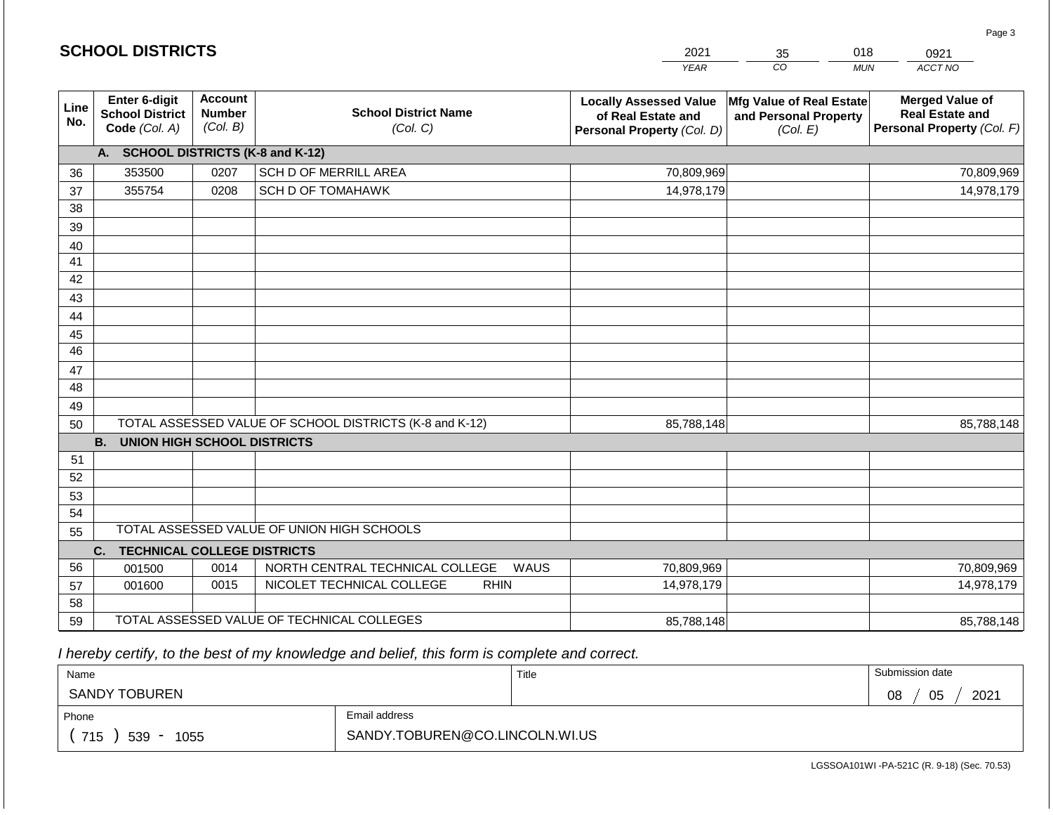## SCHOOL DISTRICTS

| 2021 | 35 | 018 | 0921 |
|---|---|---|---|
| *YEAR* | *CO* | *MUN* | *ACCT NO* |

| Line No. | Enter 6-digit School District Code *(Col. A)* | Account Number *(Col. B)* | School District Name *(Col. C)* | Locally Assessed Value of Real Estate and Personal Property *(Col. D)* | Mfg Value of Real Estate and Personal Property *(Col. E)* | Merged Value of Real Estate and Personal Property *(Col. F)* |
|---|---|---|---|---|---|---|
| | **A. SCHOOL DISTRICTS (K-8 and K-12)** | | | | | |
| 36 | 353500 | 0207 | SCH D OF MERRILL AREA | 70,809,969 | | 70,809,969 |
| 37 | 355754 | 0208 | SCH D OF TOMAHAWK | 14,978,179 | | 14,978,179 |
| 38 | | | | | | |
| 39 | | | | | | |
| 40 | | | | | | |
| 41 | | | | | | |
| 42 | | | | | | |
| 43 | | | | | | |
| 44 | | | | | | |
| 45 | | | | | | |
| 46 | | | | | | |
| 47 | | | | | | |
| 48 | | | | | | |
| 49 | | | | | | |
| 50 | TOTAL ASSESSED VALUE OF SCHOOL DISTRICTS (K-8 and K-12) | | | 85,788,148 | | 85,788,148 |
| | **B. UNION HIGH SCHOOL DISTRICTS** | | | | | |
| 51 | | | | | | |
| 52 | | | | | | |
| 53 | | | | | | |
| 54 | | | | | | |
| 55 | TOTAL ASSESSED VALUE OF UNION HIGH SCHOOLS | | | | | |
| | **C. TECHNICAL COLLEGE DISTRICTS** | | | | | |
| 56 | 001500 | 0014 | NORTH CENTRAL TECHNICAL COLLEGE WAUS | 70,809,969 | | 70,809,969 |
| 57 | 001600 | 0015 | NICOLET TECHNICAL COLLEGE RHIN | 14,978,179 | | 14,978,179 |
| 58 | | | | | | |
| 59 | TOTAL ASSESSED VALUE OF TECHNICAL COLLEGES | | | 85,788,148 | | 85,788,148 |

*I hereby certify, to the best of my knowledge and belief, this form is complete and correct.*

| Name | Title | Submission date |
|---|---|---|
| SANDY TOBUREN | | 08 / 05 / 2021 |
| Phone | Email address | |
| ( 715 ) 539 - 1055 | SANDY.TOBUREN@CO.LINCOLN.WI.US | |

LGSSOA101WI -PA-521C (R. 9-18) (Sec. 70.53)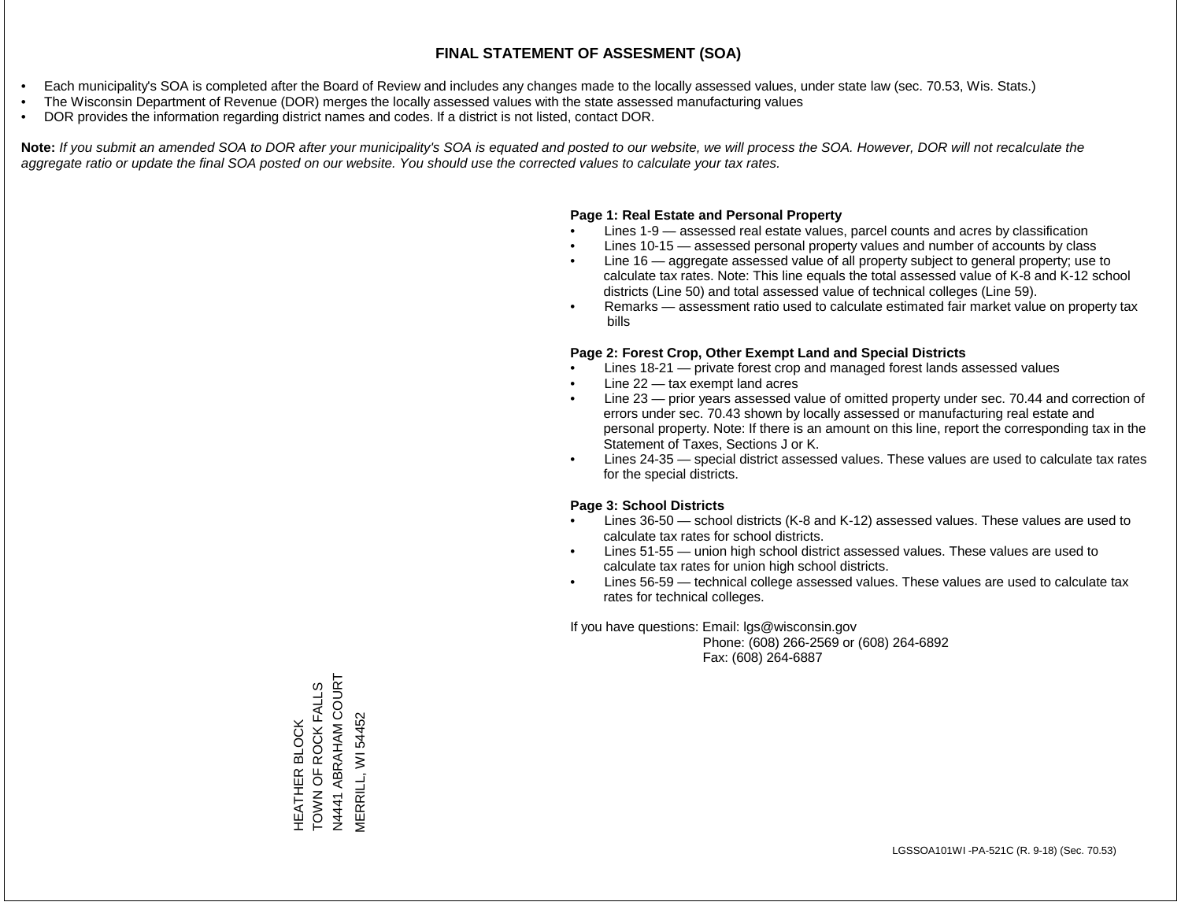# FINAL STATEMENT OF ASSESMENT (SOA)

- Each municipality's SOA is completed after the Board of Review and includes any changes made to the locally assessed values, under state law (sec. 70.53, Wis. Stats.)
- The Wisconsin Department of Revenue (DOR) merges the locally assessed values with the state assessed manufacturing values
- DOR provides the information regarding district names and codes. If a district is not listed, contact DOR.

**Note:** *If you submit an amended SOA to DOR after your municipality's SOA is equated and posted to our website, we will process the SOA. However, DOR will not recalculate the aggregate ratio or update the final SOA posted on our website. You should use the corrected values to calculate your tax rates.*

**Page 1: Real Estate and Personal Property**

- Lines 1-9 — assessed real estate values, parcel counts and acres by classification
- Lines 10-15 — assessed personal property values and number of accounts by class
- Line 16 — aggregate assessed value of all property subject to general property; use to calculate tax rates. Note: This line equals the total assessed value of K-8 and K-12 school districts (Line 50) and total assessed value of technical colleges (Line 59).
- Remarks — assessment ratio used to calculate estimated fair market value on property tax bills

**Page 2: Forest Crop, Other Exempt Land and Special Districts**

- Lines 18-21 — private forest crop and managed forest lands assessed values
- Line 22 — tax exempt land acres
- Line 23 — prior years assessed value of omitted property under sec. 70.44 and correction of errors under sec. 70.43 shown by locally assessed or manufacturing real estate and personal property. Note: If there is an amount on this line, report the corresponding tax in the Statement of Taxes, Sections J or K.
- Lines 24-35 — special district assessed values. These values are used to calculate tax rates for the special districts.

**Page 3: School Districts**

- Lines 36-50 — school districts (K-8 and K-12) assessed values. These values are used to calculate tax rates for school districts.
- Lines 51-55 — union high school district assessed values. These values are used to calculate tax rates for union high school districts.
- Lines 56-59 — technical college assessed values. These values are used to calculate tax rates for technical colleges.

If you have questions: Email: lgs@wisconsin.gov
Phone: (608) 266-2569 or (608) 264-6892
Fax: (608) 264-6887

HEATHER BLOCK
TOWN OF ROCK FALLS
N4441 ABRAHAM COURT
MERRILL, WI 54452

LGSSOA101WI -PA-521C (R. 9-18) (Sec. 70.53)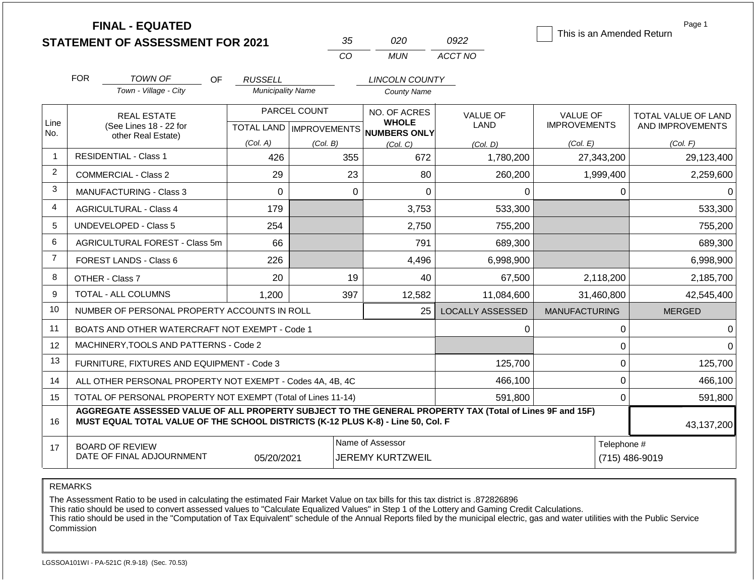# FINAL - EQUATED
## STATEMENT OF ASSESSMENT FOR 2021

| 35 | 020 | 0922 |
|---|---|---|
| CO | MUN | ACCT NO |

☐ This is an Amended Return

Page 1

FOR *TOWN OF* (Town - Village - City) OF *RUSSELL* (Municipality Name) *LINCOLN COUNTY* (County Name)

| Line No. | REAL ESTATE (See Lines 18 - 22 for other Real Estate) | PARCEL COUNT TOTAL LAND (Col. A) | PARCEL COUNT IMPROVEMENTS (Col. B) | NO. OF ACRES WHOLE NUMBERS ONLY (Col. C) | VALUE OF LAND (Col. D) | VALUE OF IMPROVEMENTS (Col. E) | TOTAL VALUE OF LAND AND IMPROVEMENTS (Col. F) |
|---|---|---|---|---|---|---|---|
| 1 | RESIDENTIAL - Class 1 | 426 | 355 | 672 | 1,780,200 | 27,343,200 | 29,123,400 |
| 2 | COMMERCIAL - Class 2 | 29 | 23 | 80 | 260,200 | 1,999,400 | 2,259,600 |
| 3 | MANUFACTURING - Class 3 | 0 | 0 | 0 | 0 | 0 | 0 |
| 4 | AGRICULTURAL - Class 4 | 179 | | 3,753 | 533,300 | | 533,300 |
| 5 | UNDEVELOPED - Class 5 | 254 | | 2,750 | 755,200 | | 755,200 |
| 6 | AGRICULTURAL FOREST - Class 5m | 66 | | 791 | 689,300 | | 689,300 |
| 7 | FOREST LANDS - Class 6 | 226 | | 4,496 | 6,998,900 | | 6,998,900 |
| 8 | OTHER - Class 7 | 20 | 19 | 40 | 67,500 | 2,118,200 | 2,185,700 |
| 9 | TOTAL - ALL COLUMNS | 1,200 | 397 | 12,582 | 11,084,600 | 31,460,800 | 42,545,400 |
| 10 | NUMBER OF PERSONAL PROPERTY ACCOUNTS IN ROLL | | | 25 | LOCALLY ASSESSED | MANUFACTURING | MERGED |
| 11 | BOATS AND OTHER WATERCRAFT NOT EXEMPT - Code 1 | | | | 0 | 0 | 0 |
| 12 | MACHINERY,TOOLS AND PATTERNS - Code 2 | | | | | 0 | 0 |
| 13 | FURNITURE, FIXTURES AND EQUIPMENT - Code 3 | | | | 125,700 | 0 | 125,700 |
| 14 | ALL OTHER PERSONAL PROPERTY NOT EXEMPT - Codes 4A, 4B, 4C | | | | 466,100 | 0 | 466,100 |
| 15 | TOTAL OF PERSONAL PROPERTY NOT EXEMPT (Total of Lines 11-14) | | | | 591,800 | 0 | 591,800 |
| 16 | **AGGREGATE ASSESSED VALUE OF ALL PROPERTY SUBJECT TO THE GENERAL PROPERTY TAX (Total of Lines 9F and 15F) MUST EQUAL TOTAL VALUE OF THE SCHOOL DISTRICTS (K-12 PLUS K-8) - Line 50, Col. F** | | | | | | 43,137,200 |
| 17 | BOARD OF REVIEW DATE OF FINAL ADJOURNMENT | 05/20/2021 | | Name of Assessor: JEREMY KURTZWEIL | | Telephone #: (715) 486-9019 | |

REMARKS

The Assessment Ratio to be used in calculating the estimated Fair Market Value on tax bills for this tax district is .872826896
This ratio should be used to convert assessed values to "Calculate Equalized Values" in Step 1 of the Lottery and Gaming Credit Calculations.
This ratio should be used in the "Computation of Tax Equivalent" schedule of the Annual Reports filed by the municipal electric, gas and water utilities with the Public Service Commission

LGSSOA101WI - PA-521C (R.9-18) (Sec. 70.53)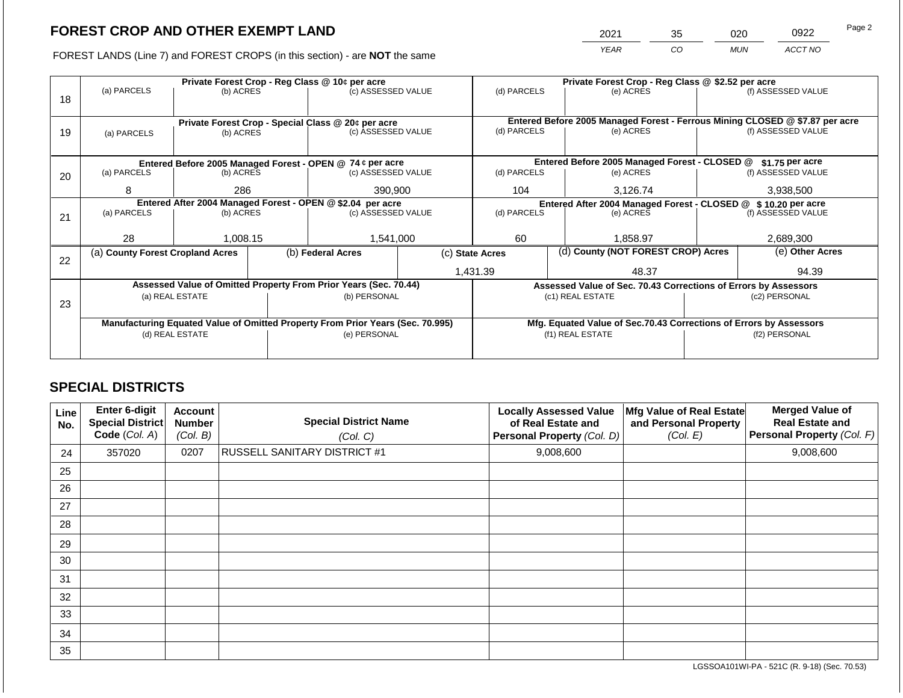## FOREST CROP AND OTHER EXEMPT LAND

FOREST LANDS (Line 7) and FOREST CROPS (in this section) - are **NOT** the same

| YEAR | CO | MUN | ACCT NO |
|---|---|---|---|
| 2021 | 35 | 020 | 0922 |

| Line | (a) PARCELS | (b) ACRES | (c) ASSESSED VALUE | (d) PARCELS | (e) ACRES | (f) ASSESSED VALUE |
|---|---|---|---|---|---|---|
| 18 | Private Forest Crop - Reg Class @ 10¢ per acre | | | Private Forest Crop - Reg Class @ $2.52 per acre | | |
| | | | | | | |
| 19 | Private Forest Crop - Special Class @ 20¢ per acre | | | Entered Before 2005 Managed Forest - Ferrous Mining CLOSED @ $7.87 per acre | | |
| | | | | | | |
| 20 | Entered Before 2005 Managed Forest - OPEN @ 74 ¢ per acre | | | Entered Before 2005 Managed Forest - CLOSED @ $1.75 per acre | | |
| | 8 | 286 | 390,900 | 104 | 3,126.74 | 3,938,500 |
| 21 | Entered After 2004 Managed Forest - OPEN @ $2.04 per acre | | | Entered After 2004 Managed Forest - CLOSED @ $ 10.20 per acre | | |
| | 28 | 1,008.15 | 1,541,000 | 60 | 1,858.97 | 2,689,300 |

| Line | (a) County Forest Cropland Acres | (b) Federal Acres | (c) State Acres | (d) County (NOT FOREST CROP) Acres | (e) Other Acres |
|---|---|---|---|---|---|
| 22 | | | 1,431.39 | 48.37 | 94.39 |

| Line | Assessed Value of Omitted Property From Prior Years (Sec. 70.44) (a) REAL ESTATE | (b) PERSONAL | Assessed Value of Sec. 70.43 Corrections of Errors by Assessors (c1) REAL ESTATE | (c2) PERSONAL |
|---|---|---|---|---|
| 23 | | | | |
| | **Manufacturing Equated Value of Omitted Property From Prior Years (Sec. 70.995)** (d) REAL ESTATE | (e) PERSONAL | **Mfg. Equated Value of Sec.70.43 Corrections of Errors by Assessors** (f1) REAL ESTATE | (f2) PERSONAL |
| | | | | |

## SPECIAL DISTRICTS

| Line No. | Enter 6-digit Special District Code (Col. A) | Account Number (Col. B) | Special District Name (Col. C) | Locally Assessed Value of Real Estate and Personal Property (Col. D) | Mfg Value of Real Estate and Personal Property (Col. E) | Merged Value of Real Estate and Personal Property (Col. F) |
|---|---|---|---|---|---|---|
| 24 | 357020 | 0207 | RUSSELL SANITARY DISTRICT #1 | 9,008,600 | | 9,008,600 |
| 25 | | | | | | |
| 26 | | | | | | |
| 27 | | | | | | |
| 28 | | | | | | |
| 29 | | | | | | |
| 30 | | | | | | |
| 31 | | | | | | |
| 32 | | | | | | |
| 33 | | | | | | |
| 34 | | | | | | |
| 35 | | | | | | |

LGSSOA101WI-PA - 521C (R. 9-18) (Sec. 70.53)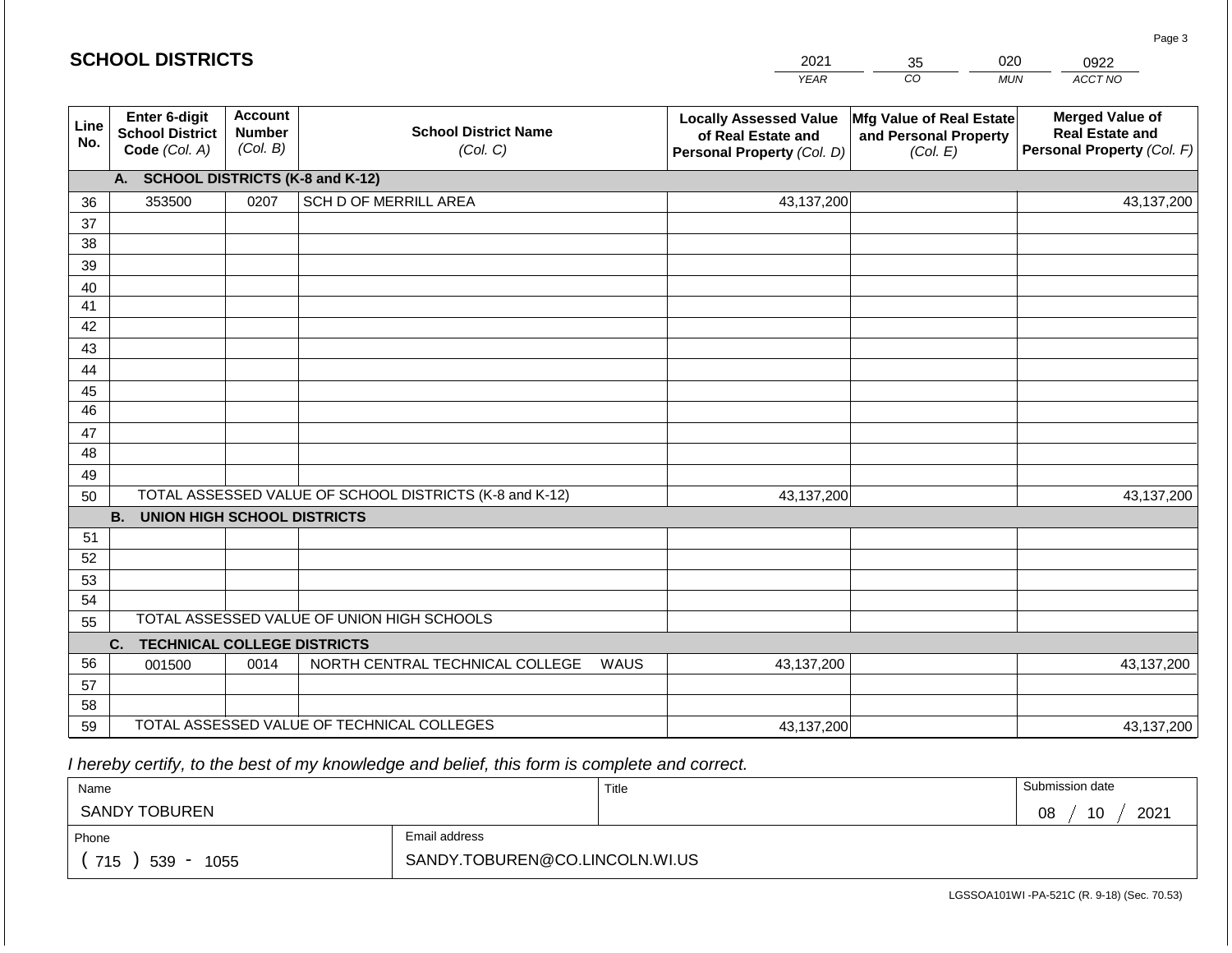## SCHOOL DISTRICTS

| 2021 | 35 | 020 | 0922 |
|---|---|---|---|
| *YEAR* | *CO* | *MUN* | *ACCT NO* |

| Line No. | Enter 6-digit School District Code *(Col. A)* | Account Number *(Col. B)* | School District Name *(Col. C)* | Locally Assessed Value of Real Estate and Personal Property *(Col. D)* | Mfg Value of Real Estate and Personal Property *(Col. E)* | Merged Value of Real Estate and Personal Property *(Col. F)* |
|---|---|---|---|---|---|---|
| | **A. SCHOOL DISTRICTS (K-8 and K-12)** | | | | | |
| 36 | 353500 | 0207 | SCH D OF MERRILL AREA | 43,137,200 | | 43,137,200 |
| 37 | | | | | | |
| 38 | | | | | | |
| 39 | | | | | | |
| 40 | | | | | | |
| 41 | | | | | | |
| 42 | | | | | | |
| 43 | | | | | | |
| 44 | | | | | | |
| 45 | | | | | | |
| 46 | | | | | | |
| 47 | | | | | | |
| 48 | | | | | | |
| 49 | | | | | | |
| 50 | TOTAL ASSESSED VALUE OF SCHOOL DISTRICTS (K-8 and K-12) | | | 43,137,200 | | 43,137,200 |
| | **B. UNION HIGH SCHOOL DISTRICTS** | | | | | |
| 51 | | | | | | |
| 52 | | | | | | |
| 53 | | | | | | |
| 54 | | | | | | |
| 55 | TOTAL ASSESSED VALUE OF UNION HIGH SCHOOLS | | | | | |
| | **C. TECHNICAL COLLEGE DISTRICTS** | | | | | |
| 56 | 001500 | 0014 | NORTH CENTRAL TECHNICAL COLLEGE WAUS | 43,137,200 | | 43,137,200 |
| 57 | | | | | | |
| 58 | | | | | | |
| 59 | TOTAL ASSESSED VALUE OF TECHNICAL COLLEGES | | | 43,137,200 | | 43,137,200 |

*I hereby certify, to the best of my knowledge and belief, this form is complete and correct.*

| Name | Title | Submission date |
|---|---|---|
| SANDY TOBUREN | | 08 / 10 / 2021 |
| Phone | Email address | |
| ( 715 ) 539 - 1055 | SANDY.TOBUREN@CO.LINCOLN.WI.US | |

LGSSOA101WI -PA-521C (R. 9-18) (Sec. 70.53)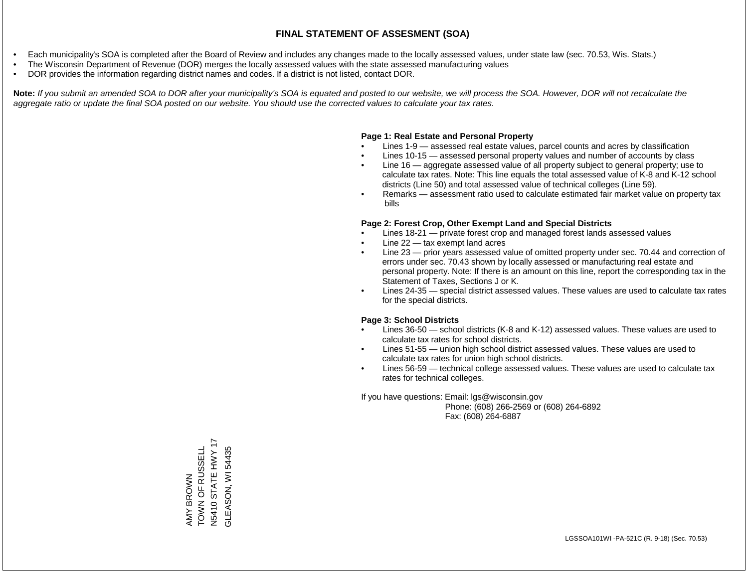# FINAL STATEMENT OF ASSESMENT (SOA)

- Each municipality's SOA is completed after the Board of Review and includes any changes made to the locally assessed values, under state law (sec. 70.53, Wis. Stats.)
- The Wisconsin Department of Revenue (DOR) merges the locally assessed values with the state assessed manufacturing values
- DOR provides the information regarding district names and codes. If a district is not listed, contact DOR.

**Note:** *If you submit an amended SOA to DOR after your municipality's SOA is equated and posted to our website, we will process the SOA. However, DOR will not recalculate the aggregate ratio or update the final SOA posted on our website. You should use the corrected values to calculate your tax rates.*

**Page 1: Real Estate and Personal Property**

- Lines 1-9 — assessed real estate values, parcel counts and acres by classification
- Lines 10-15 — assessed personal property values and number of accounts by class
- Line 16 — aggregate assessed value of all property subject to general property; use to calculate tax rates. Note: This line equals the total assessed value of K-8 and K-12 school districts (Line 50) and total assessed value of technical colleges (Line 59).
- Remarks — assessment ratio used to calculate estimated fair market value on property tax bills

**Page 2: Forest Crop, Other Exempt Land and Special Districts**

- Lines 18-21 — private forest crop and managed forest lands assessed values
- Line 22 — tax exempt land acres
- Line 23 — prior years assessed value of omitted property under sec. 70.44 and correction of errors under sec. 70.43 shown by locally assessed or manufacturing real estate and personal property. Note: If there is an amount on this line, report the corresponding tax in the Statement of Taxes, Sections J or K.
- Lines 24-35 — special district assessed values. These values are used to calculate tax rates for the special districts.

**Page 3: School Districts**

- Lines 36-50 — school districts (K-8 and K-12) assessed values. These values are used to calculate tax rates for school districts.
- Lines 51-55 — union high school district assessed values. These values are used to calculate tax rates for union high school districts.
- Lines 56-59 — technical college assessed values. These values are used to calculate tax rates for technical colleges.

If you have questions: Email: lgs@wisconsin.gov
Phone: (608) 266-2569 or (608) 264-6892
Fax: (608) 264-6887

AMY BROWN
TOWN OF RUSSELL
N5410 STATE HWY 17
GLEASON, WI 54435

LGSSOA101WI -PA-521C (R. 9-18) (Sec. 70.53)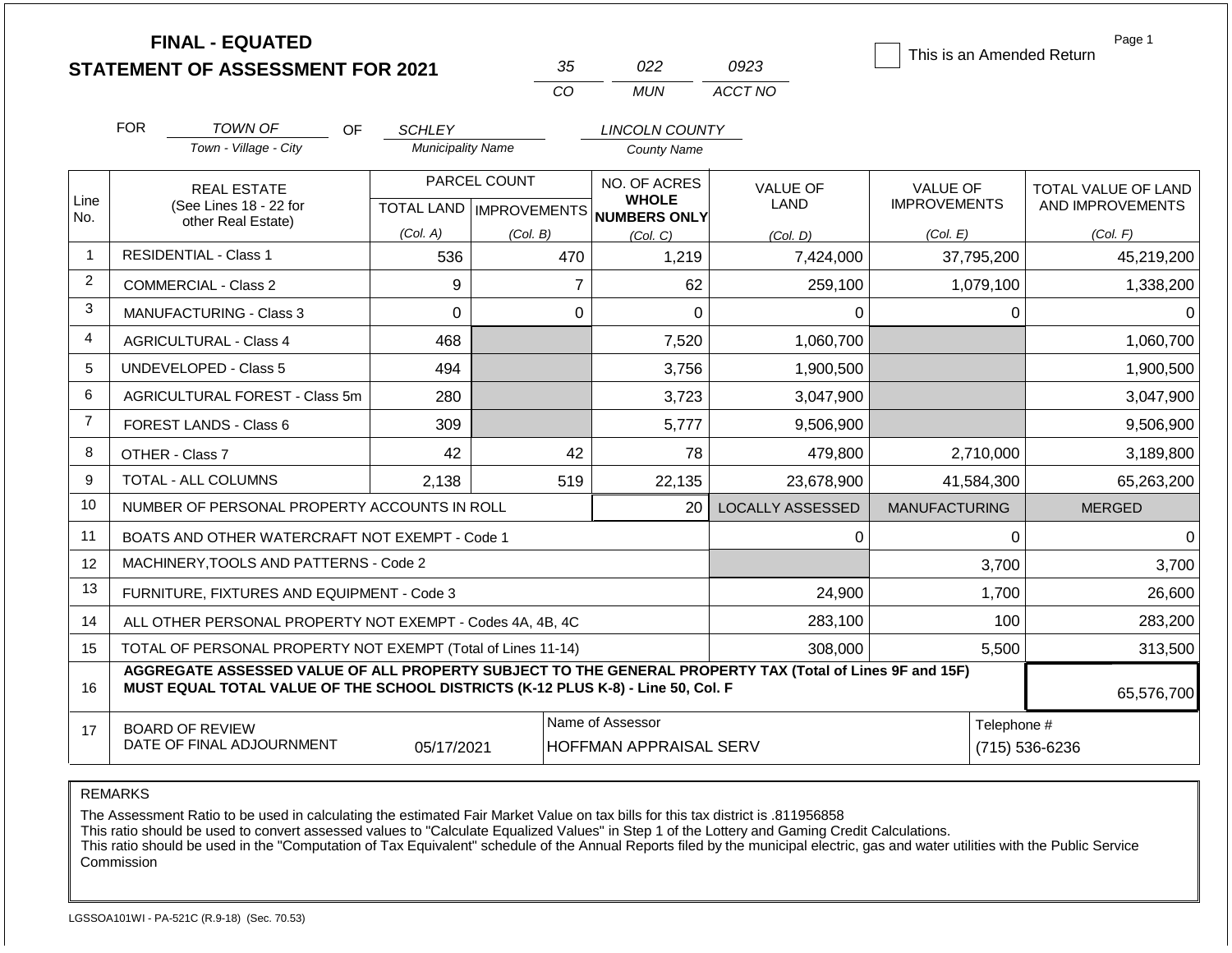**FINAL - EQUATED**
**STATEMENT OF ASSESSMENT FOR 2021**

| 35 | 022 | 0923 |
|---|---|---|
| CO | MUN | ACCT NO |

☐ This is an Amended Return

Page 1

FOR TOWN OF (Town - Village - City) OF SCHLEY (Municipality Name) LINCOLN COUNTY (County Name)

| Line No. | REAL ESTATE (See Lines 18 - 22 for other Real Estate) | PARCEL COUNT TOTAL LAND (Col. A) | PARCEL COUNT IMPROVEMENTS (Col. B) | NO. OF ACRES WHOLE NUMBERS ONLY (Col. C) | VALUE OF LAND (Col. D) | VALUE OF IMPROVEMENTS (Col. E) | TOTAL VALUE OF LAND AND IMPROVEMENTS (Col. F) |
|---|---|---|---|---|---|---|---|
| 1 | RESIDENTIAL - Class 1 | 536 | 470 | 1,219 | 7,424,000 | 37,795,200 | 45,219,200 |
| 2 | COMMERCIAL - Class 2 | 9 | 7 | 62 | 259,100 | 1,079,100 | 1,338,200 |
| 3 | MANUFACTURING - Class 3 | 0 | 0 | 0 | 0 | 0 | 0 |
| 4 | AGRICULTURAL - Class 4 | 468 | | 7,520 | 1,060,700 | | 1,060,700 |
| 5 | UNDEVELOPED - Class 5 | 494 | | 3,756 | 1,900,500 | | 1,900,500 |
| 6 | AGRICULTURAL FOREST - Class 5m | 280 | | 3,723 | 3,047,900 | | 3,047,900 |
| 7 | FOREST LANDS - Class 6 | 309 | | 5,777 | 9,506,900 | | 9,506,900 |
| 8 | OTHER - Class 7 | 42 | 42 | 78 | 479,800 | 2,710,000 | 3,189,800 |
| 9 | TOTAL - ALL COLUMNS | 2,138 | 519 | 22,135 | 23,678,900 | 41,584,300 | 65,263,200 |
| 10 | NUMBER OF PERSONAL PROPERTY ACCOUNTS IN ROLL | | | 20 | LOCALLY ASSESSED | MANUFACTURING | MERGED |
| 11 | BOATS AND OTHER WATERCRAFT NOT EXEMPT - Code 1 | | | | 0 | 0 | 0 |
| 12 | MACHINERY,TOOLS AND PATTERNS - Code 2 | | | | | 3,700 | 3,700 |
| 13 | FURNITURE, FIXTURES AND EQUIPMENT - Code 3 | | | | 24,900 | 1,700 | 26,600 |
| 14 | ALL OTHER PERSONAL PROPERTY NOT EXEMPT - Codes 4A, 4B, 4C | | | | 283,100 | 100 | 283,200 |
| 15 | TOTAL OF PERSONAL PROPERTY NOT EXEMPT (Total of Lines 11-14) | | | | 308,000 | 5,500 | 313,500 |
| 16 | **AGGREGATE ASSESSED VALUE OF ALL PROPERTY SUBJECT TO THE GENERAL PROPERTY TAX (Total of Lines 9F and 15F) MUST EQUAL TOTAL VALUE OF THE SCHOOL DISTRICTS (K-12 PLUS K-8) - Line 50, Col. F** | | | | | | 65,576,700 |
| 17 | BOARD OF REVIEW DATE OF FINAL ADJOURNMENT | 05/17/2021 | | Name of Assessor: HOFFMAN APPRAISAL SERV | | | Telephone #: (715) 536-6236 |

REMARKS

The Assessment Ratio to be used in calculating the estimated Fair Market Value on tax bills for this tax district is .811956858
This ratio should be used to convert assessed values to "Calculate Equalized Values" in Step 1 of the Lottery and Gaming Credit Calculations.
This ratio should be used in the "Computation of Tax Equivalent" schedule of the Annual Reports filed by the municipal electric, gas and water utilities with the Public Service Commission

LGSSOA101WI - PA-521C (R.9-18) (Sec. 70.53)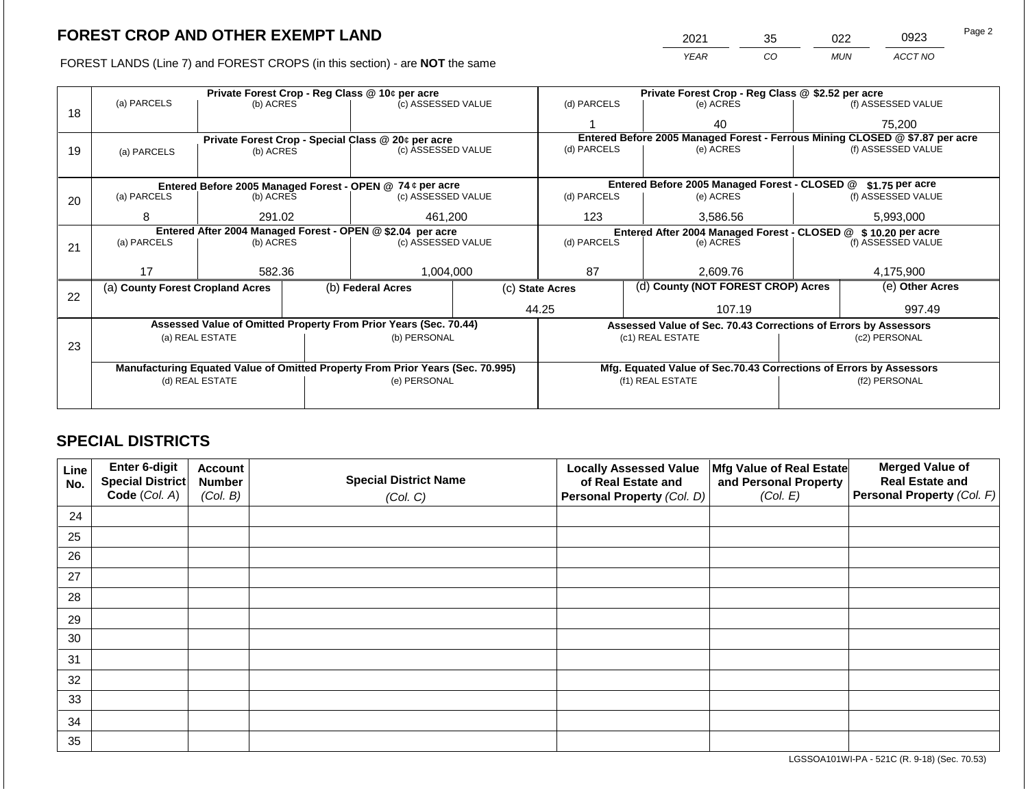# FOREST CROP AND OTHER EXEMPT LAND

FOREST LANDS (Line 7) and FOREST CROPS (in this section) - are **NOT** the same

| YEAR | CO | MUN | ACCT NO |
|---|---|---|---|
| 2021 | 35 | 022 | 0923 |

| Line | Private Forest Crop - Reg Class @ 10¢ per acre | | | Private Forest Crop - Reg Class @ $2.52 per acre | | |
|---|---|---|---|---|---|---|
| | (a) PARCELS | (b) ACRES | (c) ASSESSED VALUE | (d) PARCELS | (e) ACRES | (f) ASSESSED VALUE |
| 18 | | | | 1 | 40 | 75,200 |
| | **Private Forest Crop - Special Class @ 20¢ per acre** | | | **Entered Before 2005 Managed Forest - Ferrous Mining CLOSED @ $7.87 per acre** | | |
| | (a) PARCELS | (b) ACRES | (c) ASSESSED VALUE | (d) PARCELS | (e) ACRES | (f) ASSESSED VALUE |
| 19 | | | | | | |
| | **Entered Before 2005 Managed Forest - OPEN @ 74 ¢ per acre** | | | **Entered Before 2005 Managed Forest - CLOSED @ $1.75 per acre** | | |
| | (a) PARCELS | (b) ACRES | (c) ASSESSED VALUE | (d) PARCELS | (e) ACRES | (f) ASSESSED VALUE |
| 20 | 8 | 291.02 | 461,200 | 123 | 3,586.56 | 5,993,000 |
| | **Entered After 2004 Managed Forest - OPEN @ $2.04 per acre** | | | **Entered After 2004 Managed Forest - CLOSED @ $10.20 per acre** | | |
| | (a) PARCELS | (b) ACRES | (c) ASSESSED VALUE | (d) PARCELS | (e) ACRES | (f) ASSESSED VALUE |
| 21 | 17 | 582.36 | 1,004,000 | 87 | 2,609.76 | 4,175,900 |

| Line | (a) County Forest Cropland Acres | (b) Federal Acres | (c) State Acres | (d) County (NOT FOREST CROP) Acres | (e) Other Acres |
|---|---|---|---|---|---|
| 22 | | | 44.25 | 107.19 | 997.49 |

| Line | Assessed Value of Omitted Property From Prior Years (Sec. 70.44) | | Assessed Value of Sec. 70.43 Corrections of Errors by Assessors | |
|---|---|---|---|---|
| | (a) REAL ESTATE | (b) PERSONAL | (c1) REAL ESTATE | (c2) PERSONAL |
| 23 | | | | |
| | **Manufacturing Equated Value of Omitted Property From Prior Years (Sec. 70.995)** | | **Mfg. Equated Value of Sec.70.43 Corrections of Errors by Assessors** | |
| | (d) REAL ESTATE | (e) PERSONAL | (f1) REAL ESTATE | (f2) PERSONAL |
| | | | | |

## SPECIAL DISTRICTS

| Line No. | Enter 6-digit Special District Code (Col. A) | Account Number (Col. B) | Special District Name (Col. C) | Locally Assessed Value of Real Estate and Personal Property (Col. D) | Mfg Value of Real Estate and Personal Property (Col. E) | Merged Value of Real Estate and Personal Property (Col. F) |
|---|---|---|---|---|---|---|
| 24 | | | | | | |
| 25 | | | | | | |
| 26 | | | | | | |
| 27 | | | | | | |
| 28 | | | | | | |
| 29 | | | | | | |
| 30 | | | | | | |
| 31 | | | | | | |
| 32 | | | | | | |
| 33 | | | | | | |
| 34 | | | | | | |
| 35 | | | | | | |

LGSSOA101WI-PA - 521C (R. 9-18) (Sec. 70.53)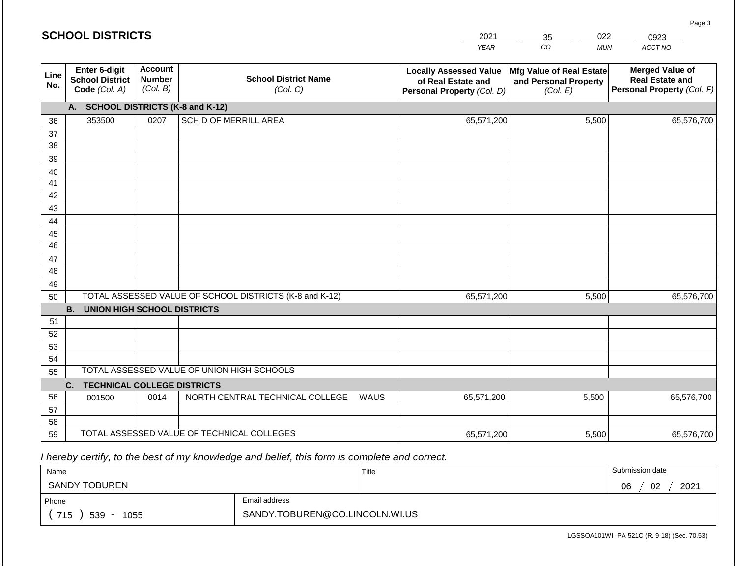# SCHOOL DISTRICTS

| 2021 | 35 | 022 | 0923 |
|---|---|---|---|
| YEAR | CO | MUN | ACCT NO |

| Line No. | Enter 6-digit School District Code (Col. A) | Account Number (Col. B) | School District Name (Col. C) | Locally Assessed Value of Real Estate and Personal Property (Col. D) | Mfg Value of Real Estate and Personal Property (Col. E) | Merged Value of Real Estate and Personal Property (Col. F) |
|---|---|---|---|---|---|---|
| | **A. SCHOOL DISTRICTS (K-8 and K-12)** | | | | | |
| 36 | 353500 | 0207 | SCH D OF MERRILL AREA | 65,571,200 | 5,500 | 65,576,700 |
| 37 | | | | | | |
| 38 | | | | | | |
| 39 | | | | | | |
| 40 | | | | | | |
| 41 | | | | | | |
| 42 | | | | | | |
| 43 | | | | | | |
| 44 | | | | | | |
| 45 | | | | | | |
| 46 | | | | | | |
| 47 | | | | | | |
| 48 | | | | | | |
| 49 | | | | | | |
| 50 | TOTAL ASSESSED VALUE OF SCHOOL DISTRICTS (K-8 and K-12) | | | 65,571,200 | 5,500 | 65,576,700 |
| | **B. UNION HIGH SCHOOL DISTRICTS** | | | | | |
| 51 | | | | | | |
| 52 | | | | | | |
| 53 | | | | | | |
| 54 | | | | | | |
| 55 | TOTAL ASSESSED VALUE OF UNION HIGH SCHOOLS | | | | | |
| | **C. TECHNICAL COLLEGE DISTRICTS** | | | | | |
| 56 | 001500 | 0014 | NORTH CENTRAL TECHNICAL COLLEGE WAUS | 65,571,200 | 5,500 | 65,576,700 |
| 57 | | | | | | |
| 58 | | | | | | |
| 59 | TOTAL ASSESSED VALUE OF TECHNICAL COLLEGES | | | 65,571,200 | 5,500 | 65,576,700 |

*I hereby certify, to the best of my knowledge and belief, this form is complete and correct.*

| Name | Title | Submission date |
|---|---|---|
| SANDY TOBUREN | | 06 / 02 / 2021 |
| Phone | Email address | |
| ( 715 ) 539 - 1055 | SANDY.TOBUREN@CO.LINCOLN.WI.US | |

LGSSOA101WI -PA-521C (R. 9-18) (Sec. 70.53)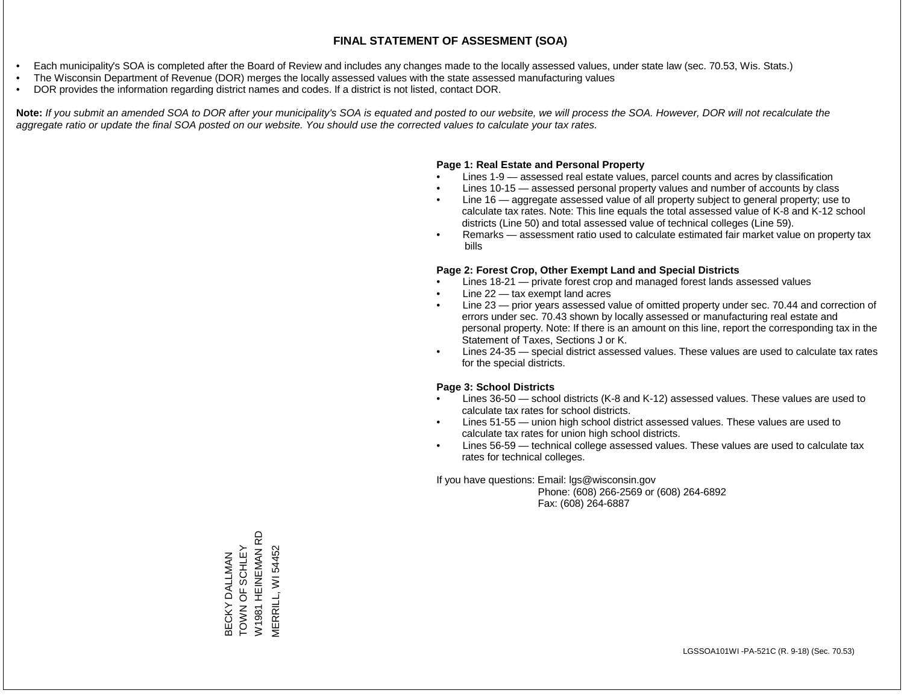# FINAL STATEMENT OF ASSESMENT (SOA)

- Each municipality's SOA is completed after the Board of Review and includes any changes made to the locally assessed values, under state law (sec. 70.53, Wis. Stats.)
- The Wisconsin Department of Revenue (DOR) merges the locally assessed values with the state assessed manufacturing values
- DOR provides the information regarding district names and codes. If a district is not listed, contact DOR.

**Note:** *If you submit an amended SOA to DOR after your municipality's SOA is equated and posted to our website, we will process the SOA. However, DOR will not recalculate the aggregate ratio or update the final SOA posted on our website. You should use the corrected values to calculate your tax rates.*

**Page 1: Real Estate and Personal Property**

- Lines 1-9 — assessed real estate values, parcel counts and acres by classification
- Lines 10-15 — assessed personal property values and number of accounts by class
- Line 16 — aggregate assessed value of all property subject to general property; use to calculate tax rates. Note: This line equals the total assessed value of K-8 and K-12 school districts (Line 50) and total assessed value of technical colleges (Line 59).
- Remarks — assessment ratio used to calculate estimated fair market value on property tax bills

**Page 2: Forest Crop, Other Exempt Land and Special Districts**

- Lines 18-21 — private forest crop and managed forest lands assessed values
- Line 22 — tax exempt land acres
- Line 23 — prior years assessed value of omitted property under sec. 70.44 and correction of errors under sec. 70.43 shown by locally assessed or manufacturing real estate and personal property. Note: If there is an amount on this line, report the corresponding tax in the Statement of Taxes, Sections J or K.
- Lines 24-35 — special district assessed values. These values are used to calculate tax rates for the special districts.

**Page 3: School Districts**

- Lines 36-50 — school districts (K-8 and K-12) assessed values. These values are used to calculate tax rates for school districts.
- Lines 51-55 — union high school district assessed values. These values are used to calculate tax rates for union high school districts.
- Lines 56-59 — technical college assessed values. These values are used to calculate tax rates for technical colleges.

If you have questions: Email: lgs@wisconsin.gov
Phone: (608) 266-2569 or (608) 264-6892
Fax: (608) 264-6887

BECKY DALLMAN
TOWN OF SCHLEY
W1981 HEINEMAN RD
MERRILL, WI 54452

LGSSOA101WI -PA-521C (R. 9-18) (Sec. 70.53)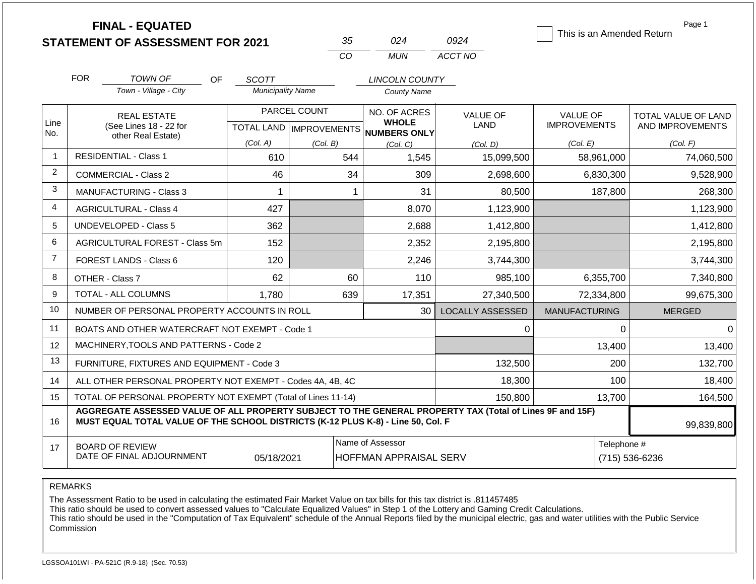# FINAL - EQUATED
## STATEMENT OF ASSESSMENT FOR 2021

| 35 | 024 | 0924 |
|---|---|---|
| CO | MUN | ACCT NO |

☐ This is an Amended Return

Page 1

FOR *TOWN OF* (Town - Village - City) OF *SCOTT* (Municipality Name) *LINCOLN COUNTY* (County Name)

| Line No. | REAL ESTATE (See Lines 18 - 22 for other Real Estate) | PARCEL COUNT TOTAL LAND (Col. A) | PARCEL COUNT IMPROVEMENTS (Col. B) | NO. OF ACRES WHOLE NUMBERS ONLY (Col. C) | VALUE OF LAND (Col. D) | VALUE OF IMPROVEMENTS (Col. E) | TOTAL VALUE OF LAND AND IMPROVEMENTS (Col. F) |
|---|---|---|---|---|---|---|---|
| 1 | RESIDENTIAL - Class 1 | 610 | 544 | 1,545 | 15,099,500 | 58,961,000 | 74,060,500 |
| 2 | COMMERCIAL - Class 2 | 46 | 34 | 309 | 2,698,600 | 6,830,300 | 9,528,900 |
| 3 | MANUFACTURING - Class 3 | 1 | 1 | 31 | 80,500 | 187,800 | 268,300 |
| 4 | AGRICULTURAL - Class 4 | 427 | | 8,070 | 1,123,900 | | 1,123,900 |
| 5 | UNDEVELOPED - Class 5 | 362 | | 2,688 | 1,412,800 | | 1,412,800 |
| 6 | AGRICULTURAL FOREST - Class 5m | 152 | | 2,352 | 2,195,800 | | 2,195,800 |
| 7 | FOREST LANDS - Class 6 | 120 | | 2,246 | 3,744,300 | | 3,744,300 |
| 8 | OTHER - Class 7 | 62 | 60 | 110 | 985,100 | 6,355,700 | 7,340,800 |
| 9 | TOTAL - ALL COLUMNS | 1,780 | 639 | 17,351 | 27,340,500 | 72,334,800 | 99,675,300 |
| 10 | NUMBER OF PERSONAL PROPERTY ACCOUNTS IN ROLL | | | 30 | LOCALLY ASSESSED | MANUFACTURING | MERGED |
| 11 | BOATS AND OTHER WATERCRAFT NOT EXEMPT - Code 1 | | | | 0 | 0 | 0 |
| 12 | MACHINERY,TOOLS AND PATTERNS - Code 2 | | | | | 13,400 | 13,400 |
| 13 | FURNITURE, FIXTURES AND EQUIPMENT - Code 3 | | | | 132,500 | 200 | 132,700 |
| 14 | ALL OTHER PERSONAL PROPERTY NOT EXEMPT - Codes 4A, 4B, 4C | | | | 18,300 | 100 | 18,400 |
| 15 | TOTAL OF PERSONAL PROPERTY NOT EXEMPT (Total of Lines 11-14) | | | | 150,800 | 13,700 | 164,500 |
| 16 | **AGGREGATE ASSESSED VALUE OF ALL PROPERTY SUBJECT TO THE GENERAL PROPERTY TAX (Total of Lines 9F and 15F) MUST EQUAL TOTAL VALUE OF THE SCHOOL DISTRICTS (K-12 PLUS K-8) - Line 50, Col. F** | | | | | | 99,839,800 |
| 17 | BOARD OF REVIEW DATE OF FINAL ADJOURNMENT | 05/18/2021 | Name of Assessor | HOFFMAN APPRAISAL SERV | | Telephone # | (715) 536-6236 |

REMARKS

The Assessment Ratio to be used in calculating the estimated Fair Market Value on tax bills for this tax district is .811457485
This ratio should be used to convert assessed values to "Calculate Equalized Values" in Step 1 of the Lottery and Gaming Credit Calculations.
This ratio should be used in the "Computation of Tax Equivalent" schedule of the Annual Reports filed by the municipal electric, gas and water utilities with the Public Service Commission

LGSSOA101WI - PA-521C (R.9-18) (Sec. 70.53)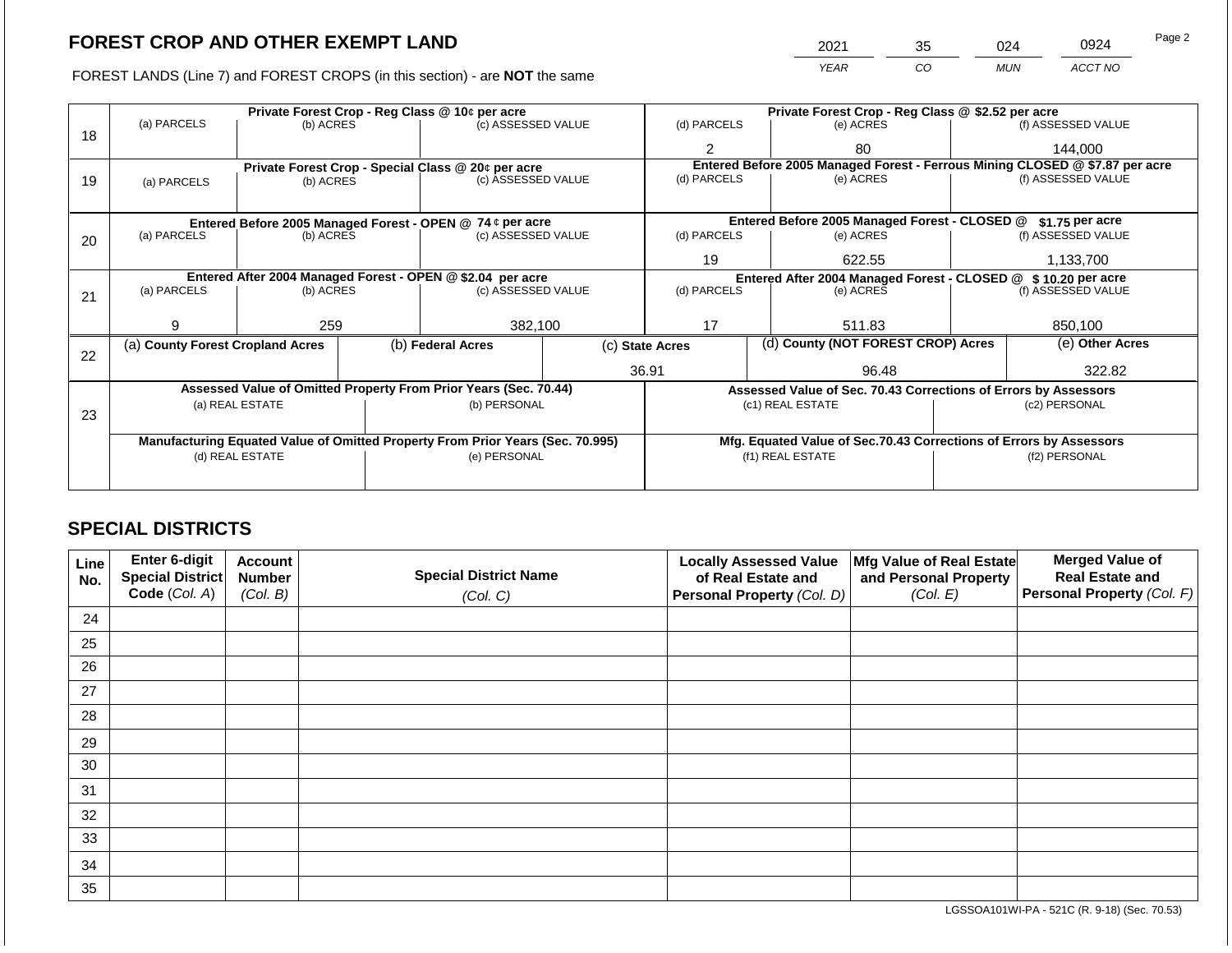# FOREST CROP AND OTHER EXEMPT LAND

FOREST LANDS (Line 7) and FOREST CROPS (in this section) - are **NOT** the same

| 2021 | 35 | 024 | 0924 |
|---|---|---|---|
| YEAR | CO | MUN | ACCT NO |

| Line | | | | | | |
|---|---|---|---|---|---|---|
| 18 | Private Forest Crop - Reg Class @ 10¢ per acre | | | Private Forest Crop - Reg Class @ $2.52 per acre | | |
| | (a) PARCELS | (b) ACRES | (c) ASSESSED VALUE | (d) PARCELS | (e) ACRES | (f) ASSESSED VALUE |
| | | | | 2 | 80 | 144,000 |
| 19 | Private Forest Crop - Special Class @ 20¢ per acre | | | Entered Before 2005 Managed Forest - Ferrous Mining CLOSED @ $7.87 per acre | | |
| | (a) PARCELS | (b) ACRES | (c) ASSESSED VALUE | (d) PARCELS | (e) ACRES | (f) ASSESSED VALUE |
| | | | | | | |
| 20 | Entered Before 2005 Managed Forest - OPEN @ 74 ¢ per acre | | | Entered Before 2005 Managed Forest - CLOSED @ $1.75 per acre | | |
| | (a) PARCELS | (b) ACRES | (c) ASSESSED VALUE | (d) PARCELS | (e) ACRES | (f) ASSESSED VALUE |
| | | | | 19 | 622.55 | 1,133,700 |
| 21 | Entered After 2004 Managed Forest - OPEN @ $2.04 per acre | | | Entered After 2004 Managed Forest - CLOSED @ $ 10.20 per acre | | |
| | (a) PARCELS | (b) ACRES | (c) ASSESSED VALUE | (d) PARCELS | (e) ACRES | (f) ASSESSED VALUE |
| | 9 | 259 | 382,100 | 17 | 511.83 | 850,100 |

| Line | (a) County Forest Cropland Acres | (b) Federal Acres | (c) State Acres | (d) County (NOT FOREST CROP) Acres | (e) Other Acres |
|---|---|---|---|---|---|
| 22 | | | 36.91 | 96.48 | 322.82 |

| Line | Assessed Value of Omitted Property From Prior Years (Sec. 70.44) | | Assessed Value of Sec. 70.43 Corrections of Errors by Assessors | |
|---|---|---|---|---|
| 23 | (a) REAL ESTATE | (b) PERSONAL | (c1) REAL ESTATE | (c2) PERSONAL |
| | | | | |
| | Manufacturing Equated Value of Omitted Property From Prior Years (Sec. 70.995) | | Mfg. Equated Value of Sec.70.43 Corrections of Errors by Assessors | |
| | (d) REAL ESTATE | (e) PERSONAL | (f1) REAL ESTATE | (f2) PERSONAL |
| | | | | |

## SPECIAL DISTRICTS

| Line No. | Enter 6-digit Special District Code (Col. A) | Account Number (Col. B) | Special District Name (Col. C) | Locally Assessed Value of Real Estate and Personal Property (Col. D) | Mfg Value of Real Estate and Personal Property (Col. E) | Merged Value of Real Estate and Personal Property (Col. F) |
|---|---|---|---|---|---|---|
| 24 | | | | | | |
| 25 | | | | | | |
| 26 | | | | | | |
| 27 | | | | | | |
| 28 | | | | | | |
| 29 | | | | | | |
| 30 | | | | | | |
| 31 | | | | | | |
| 32 | | | | | | |
| 33 | | | | | | |
| 34 | | | | | | |
| 35 | | | | | | |

LGSSOA101WI-PA - 521C (R. 9-18) (Sec. 70.53)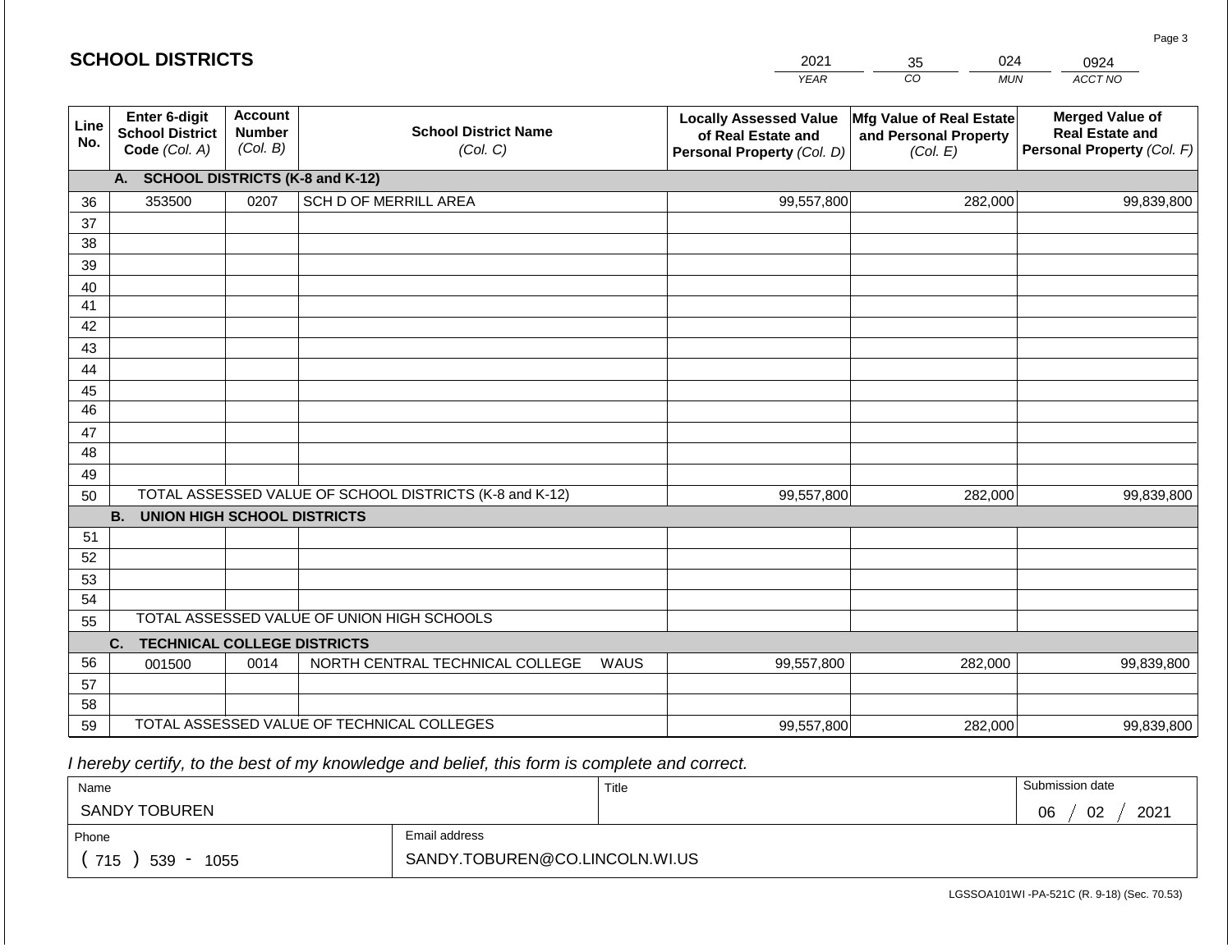# SCHOOL DISTRICTS

| 2021 | 35 | 024 | 0924 |
|---|---|---|---|
| *YEAR* | *CO* | *MUN* | *ACCT NO* |

| Line No. | Enter 6-digit School District Code *(Col. A)* | Account Number *(Col. B)* | School District Name *(Col. C)* | Locally Assessed Value of Real Estate and Personal Property *(Col. D)* | Mfg Value of Real Estate and Personal Property *(Col. E)* | Merged Value of Real Estate and Personal Property *(Col. F)* |
|---|---|---|---|---|---|---|
| | **A. SCHOOL DISTRICTS (K-8 and K-12)** | | | | | |
| 36 | 353500 | 0207 | SCH D OF MERRILL AREA | 99,557,800 | 282,000 | 99,839,800 |
| 37 | | | | | | |
| 38 | | | | | | |
| 39 | | | | | | |
| 40 | | | | | | |
| 41 | | | | | | |
| 42 | | | | | | |
| 43 | | | | | | |
| 44 | | | | | | |
| 45 | | | | | | |
| 46 | | | | | | |
| 47 | | | | | | |
| 48 | | | | | | |
| 49 | | | | | | |
| 50 | TOTAL ASSESSED VALUE OF SCHOOL DISTRICTS (K-8 and K-12) | | | 99,557,800 | 282,000 | 99,839,800 |
| | **B. UNION HIGH SCHOOL DISTRICTS** | | | | | |
| 51 | | | | | | |
| 52 | | | | | | |
| 53 | | | | | | |
| 54 | | | | | | |
| 55 | TOTAL ASSESSED VALUE OF UNION HIGH SCHOOLS | | | | | |
| | **C. TECHNICAL COLLEGE DISTRICTS** | | | | | |
| 56 | 001500 | 0014 | NORTH CENTRAL TECHNICAL COLLEGE WAUS | 99,557,800 | 282,000 | 99,839,800 |
| 57 | | | | | | |
| 58 | | | | | | |
| 59 | TOTAL ASSESSED VALUE OF TECHNICAL COLLEGES | | | 99,557,800 | 282,000 | 99,839,800 |

*I hereby certify, to the best of my knowledge and belief, this form is complete and correct.*

| Name | Title | Submission date |
|---|---|---|
| SANDY TOBUREN | | 06 / 02 / 2021 |
| **Phone** | **Email address** | |
| ( 715 ) 539 - 1055 | SANDY.TOBUREN@CO.LINCOLN.WI.US | |

LGSSOA101WI -PA-521C (R. 9-18) (Sec. 70.53)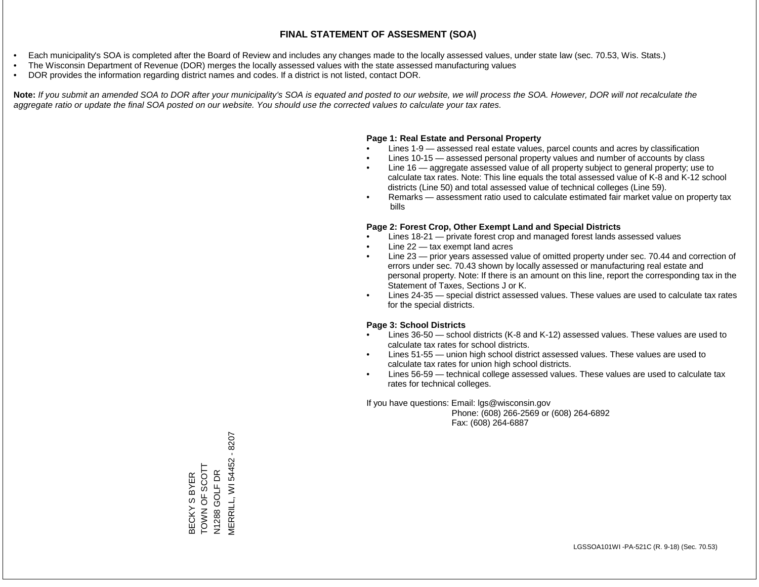# FINAL STATEMENT OF ASSESMENT (SOA)

- Each municipality's SOA is completed after the Board of Review and includes any changes made to the locally assessed values, under state law (sec. 70.53, Wis. Stats.)
- The Wisconsin Department of Revenue (DOR) merges the locally assessed values with the state assessed manufacturing values
- DOR provides the information regarding district names and codes. If a district is not listed, contact DOR.

**Note:** *If you submit an amended SOA to DOR after your municipality's SOA is equated and posted to our website, we will process the SOA. However, DOR will not recalculate the aggregate ratio or update the final SOA posted on our website. You should use the corrected values to calculate your tax rates.*

**Page 1: Real Estate and Personal Property**

- Lines 1-9 — assessed real estate values, parcel counts and acres by classification
- Lines 10-15 — assessed personal property values and number of accounts by class
- Line 16 — aggregate assessed value of all property subject to general property; use to calculate tax rates. Note: This line equals the total assessed value of K-8 and K-12 school districts (Line 50) and total assessed value of technical colleges (Line 59).
- Remarks — assessment ratio used to calculate estimated fair market value on property tax bills

**Page 2: Forest Crop, Other Exempt Land and Special Districts**

- Lines 18-21 — private forest crop and managed forest lands assessed values
- Line 22 — tax exempt land acres
- Line 23 — prior years assessed value of omitted property under sec. 70.44 and correction of errors under sec. 70.43 shown by locally assessed or manufacturing real estate and personal property. Note: If there is an amount on this line, report the corresponding tax in the Statement of Taxes, Sections J or K.
- Lines 24-35 — special district assessed values. These values are used to calculate tax rates for the special districts.

**Page 3: School Districts**

- Lines 36-50 — school districts (K-8 and K-12) assessed values. These values are used to calculate tax rates for school districts.
- Lines 51-55 — union high school district assessed values. These values are used to calculate tax rates for union high school districts.
- Lines 56-59 — technical college assessed values. These values are used to calculate tax rates for technical colleges.

If you have questions: Email: lgs@wisconsin.gov
Phone: (608) 266-2569 or (608) 264-6892
Fax: (608) 264-6887

BECKY S BYER
TOWN OF SCOTT
N1288 GOLF DR
MERRILL, WI 54452 - 8207

LGSSOA101WI -PA-521C (R. 9-18) (Sec. 70.53)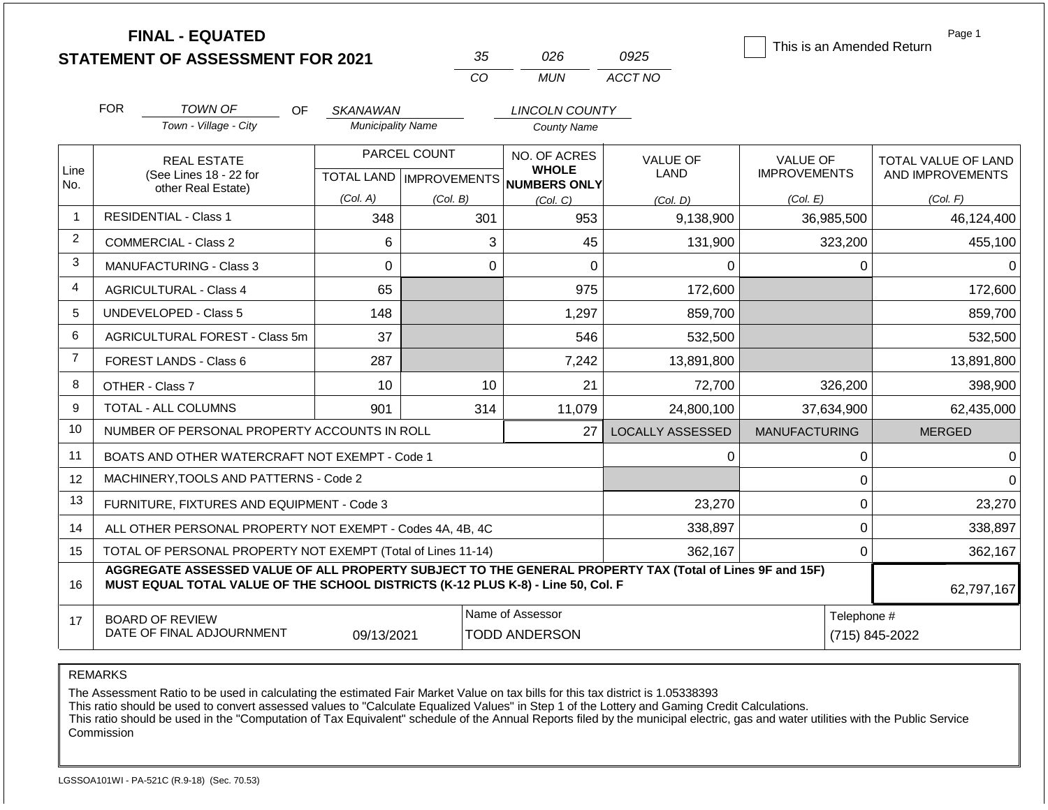# FINAL - EQUATED
## STATEMENT OF ASSESSMENT FOR 2021

| 35 | 026 | 0925 |
|---|---|---|
| CO | MUN | ACCT NO |

☐ This is an Amended Return

Page 1

FOR *TOWN OF* (Town - Village - City) OF *SKANAWAN* (Municipality Name) *LINCOLN COUNTY* (County Name)

| Line No. | REAL ESTATE (See Lines 18 - 22 for other Real Estate) | PARCEL COUNT TOTAL LAND (Col. A) | PARCEL COUNT IMPROVEMENTS (Col. B) | NO. OF ACRES WHOLE NUMBERS ONLY (Col. C) | VALUE OF LAND (Col. D) | VALUE OF IMPROVEMENTS (Col. E) | TOTAL VALUE OF LAND AND IMPROVEMENTS (Col. F) |
|---|---|---|---|---|---|---|---|
| 1 | RESIDENTIAL - Class 1 | 348 | 301 | 953 | 9,138,900 | 36,985,500 | 46,124,400 |
| 2 | COMMERCIAL - Class 2 | 6 | 3 | 45 | 131,900 | 323,200 | 455,100 |
| 3 | MANUFACTURING - Class 3 | 0 | 0 | 0 | 0 | 0 | 0 |
| 4 | AGRICULTURAL - Class 4 | 65 | | 975 | 172,600 | | 172,600 |
| 5 | UNDEVELOPED - Class 5 | 148 | | 1,297 | 859,700 | | 859,700 |
| 6 | AGRICULTURAL FOREST - Class 5m | 37 | | 546 | 532,500 | | 532,500 |
| 7 | FOREST LANDS - Class 6 | 287 | | 7,242 | 13,891,800 | | 13,891,800 |
| 8 | OTHER - Class 7 | 10 | 10 | 21 | 72,700 | 326,200 | 398,900 |
| 9 | TOTAL - ALL COLUMNS | 901 | 314 | 11,079 | 24,800,100 | 37,634,900 | 62,435,000 |
| 10 | NUMBER OF PERSONAL PROPERTY ACCOUNTS IN ROLL | | | 27 | LOCALLY ASSESSED | MANUFACTURING | MERGED |
| 11 | BOATS AND OTHER WATERCRAFT NOT EXEMPT - Code 1 | | | | 0 | 0 | 0 |
| 12 | MACHINERY,TOOLS AND PATTERNS - Code 2 | | | | | 0 | 0 |
| 13 | FURNITURE, FIXTURES AND EQUIPMENT - Code 3 | | | | 23,270 | 0 | 23,270 |
| 14 | ALL OTHER PERSONAL PROPERTY NOT EXEMPT - Codes 4A, 4B, 4C | | | | 338,897 | 0 | 338,897 |
| 15 | TOTAL OF PERSONAL PROPERTY NOT EXEMPT (Total of Lines 11-14) | | | | 362,167 | 0 | 362,167 |
| 16 | **AGGREGATE ASSESSED VALUE OF ALL PROPERTY SUBJECT TO THE GENERAL PROPERTY TAX (Total of Lines 9F and 15F) MUST EQUAL TOTAL VALUE OF THE SCHOOL DISTRICTS (K-12 PLUS K-8) - Line 50, Col. F** | | | | | | 62,797,167 |
| 17 | BOARD OF REVIEW DATE OF FINAL ADJOURNMENT | 09/13/2021 | | Name of Assessor: TODD ANDERSON | | | Telephone #: (715) 845-2022 |

REMARKS

The Assessment Ratio to be used in calculating the estimated Fair Market Value on tax bills for this tax district is 1.05338393
This ratio should be used to convert assessed values to "Calculate Equalized Values" in Step 1 of the Lottery and Gaming Credit Calculations.
This ratio should be used in the "Computation of Tax Equivalent" schedule of the Annual Reports filed by the municipal electric, gas and water utilities with the Public Service Commission

LGSSOA101WI - PA-521C (R.9-18) (Sec. 70.53)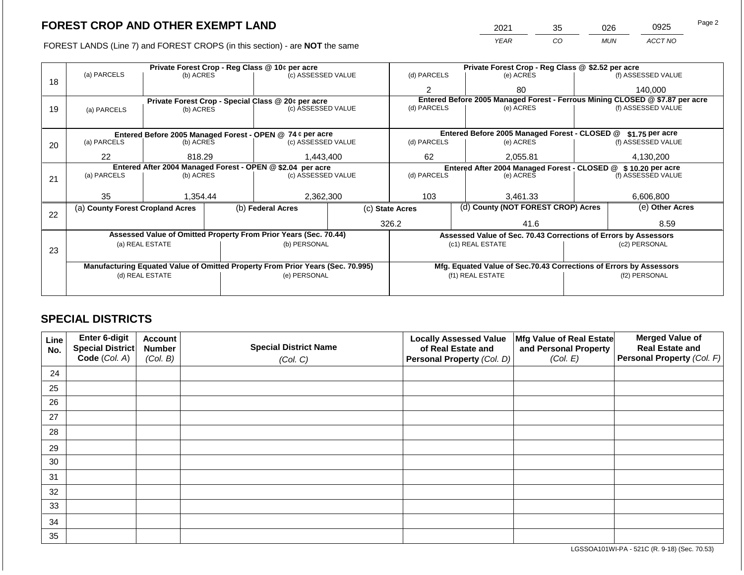# FOREST CROP AND OTHER EXEMPT LAND

| 2021 | 35 | 026 | 0925 |
|---|---|---|---|
| YEAR | CO | MUN | ACCT NO |

FOREST LANDS (Line 7) and FOREST CROPS (in this section) - are **NOT** the same

| Line | (a) PARCELS | (b) ACRES | (c) ASSESSED VALUE | (d) PARCELS | (e) ACRES | (f) ASSESSED VALUE |
|---|---|---|---|---|---|---|
| 18 | **Private Forest Crop - Reg Class @ 10¢ per acre** | | | **Private Forest Crop - Reg Class @ $2.52 per acre** | | |
| | | | | 2 | 80 | 140,000 |
| 19 | **Private Forest Crop - Special Class @ 20¢ per acre** | | | **Entered Before 2005 Managed Forest - Ferrous Mining CLOSED @ $7.87 per acre** | | |
| | | | | | | |
| 20 | **Entered Before 2005 Managed Forest - OPEN @ 74 ¢ per acre** | | | **Entered Before 2005 Managed Forest - CLOSED @ $1.75 per acre** | | |
| | 22 | 818.29 | 1,443,400 | 62 | 2,055.81 | 4,130,200 |
| 21 | **Entered After 2004 Managed Forest - OPEN @ $2.04 per acre** | | | **Entered After 2004 Managed Forest - CLOSED @ $ 10.20 per acre** | | |
| | 35 | 1,354.44 | 2,362,300 | 103 | 3,461.33 | 6,606,800 |

| Line | (a) County Forest Cropland Acres | (b) Federal Acres | (c) State Acres | (d) County (NOT FOREST CROP) Acres | (e) Other Acres |
|---|---|---|---|---|---|
| 22 | | | 326.2 | 41.6 | 8.59 |

| Line | Assessed Value of Omitted Property From Prior Years (Sec. 70.44) | | Assessed Value of Sec. 70.43 Corrections of Errors by Assessors | |
|---|---|---|---|---|
| 23 | (a) REAL ESTATE | (b) PERSONAL | (c1) REAL ESTATE | (c2) PERSONAL |
| | | | | |
| | **Manufacturing Equated Value of Omitted Property From Prior Years (Sec. 70.995)** | | **Mfg. Equated Value of Sec.70.43 Corrections of Errors by Assessors** | |
| | (d) REAL ESTATE | (e) PERSONAL | (f1) REAL ESTATE | (f2) PERSONAL |
| | | | | |

## SPECIAL DISTRICTS

| Line No. | Enter 6-digit Special District Code (Col. A) | Account Number (Col. B) | Special District Name (Col. C) | Locally Assessed Value of Real Estate and Personal Property (Col. D) | Mfg Value of Real Estate and Personal Property (Col. E) | Merged Value of Real Estate and Personal Property (Col. F) |
|---|---|---|---|---|---|---|
| 24 | | | | | | |
| 25 | | | | | | |
| 26 | | | | | | |
| 27 | | | | | | |
| 28 | | | | | | |
| 29 | | | | | | |
| 30 | | | | | | |
| 31 | | | | | | |
| 32 | | | | | | |
| 33 | | | | | | |
| 34 | | | | | | |
| 35 | | | | | | |

LGSSOA101WI-PA - 521C (R. 9-18) (Sec. 70.53)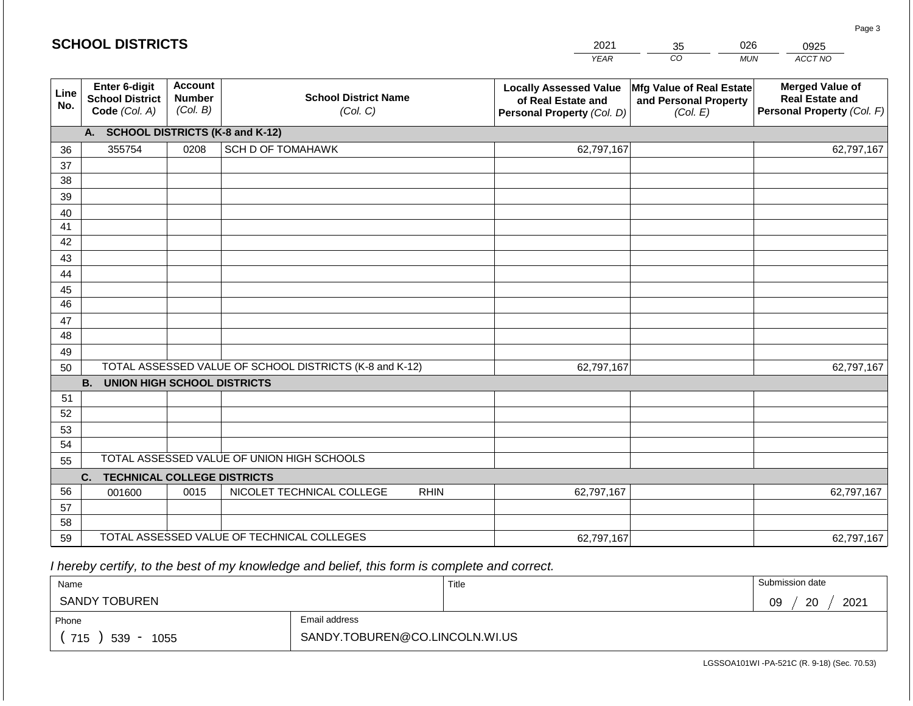## SCHOOL DISTRICTS

| 2021 | 35 | 026 | 0925 |
|---|---|---|---|
| *YEAR* | *CO* | *MUN* | *ACCT NO* |

| Line No. | Enter 6-digit School District Code *(Col. A)* | Account Number *(Col. B)* | School District Name *(Col. C)* | Locally Assessed Value of Real Estate and Personal Property *(Col. D)* | Mfg Value of Real Estate and Personal Property *(Col. E)* | Merged Value of Real Estate and Personal Property *(Col. F)* |
|---|---|---|---|---|---|---|
| | **A. SCHOOL DISTRICTS (K-8 and K-12)** | | | | | |
| 36 | 355754 | 0208 | SCH D OF TOMAHAWK | 62,797,167 | | 62,797,167 |
| 37 | | | | | | |
| 38 | | | | | | |
| 39 | | | | | | |
| 40 | | | | | | |
| 41 | | | | | | |
| 42 | | | | | | |
| 43 | | | | | | |
| 44 | | | | | | |
| 45 | | | | | | |
| 46 | | | | | | |
| 47 | | | | | | |
| 48 | | | | | | |
| 49 | | | | | | |
| 50 | TOTAL ASSESSED VALUE OF SCHOOL DISTRICTS (K-8 and K-12) | | | 62,797,167 | | 62,797,167 |
| | **B. UNION HIGH SCHOOL DISTRICTS** | | | | | |
| 51 | | | | | | |
| 52 | | | | | | |
| 53 | | | | | | |
| 54 | | | | | | |
| 55 | TOTAL ASSESSED VALUE OF UNION HIGH SCHOOLS | | | | | |
| | **C. TECHNICAL COLLEGE DISTRICTS** | | | | | |
| 56 | 001600 | 0015 | NICOLET TECHNICAL COLLEGE RHIN | 62,797,167 | | 62,797,167 |
| 57 | | | | | | |
| 58 | | | | | | |
| 59 | TOTAL ASSESSED VALUE OF TECHNICAL COLLEGES | | | 62,797,167 | | 62,797,167 |

*I hereby certify, to the best of my knowledge and belief, this form is complete and correct.*

| Name | Title | Submission date |
|---|---|---|
| SANDY TOBUREN | | 09 / 20 / 2021 |
| Phone | Email address | |
| ( 715 ) 539 - 1055 | SANDY.TOBUREN@CO.LINCOLN.WI.US | |

LGSSOA101WI -PA-521C (R. 9-18) (Sec. 70.53)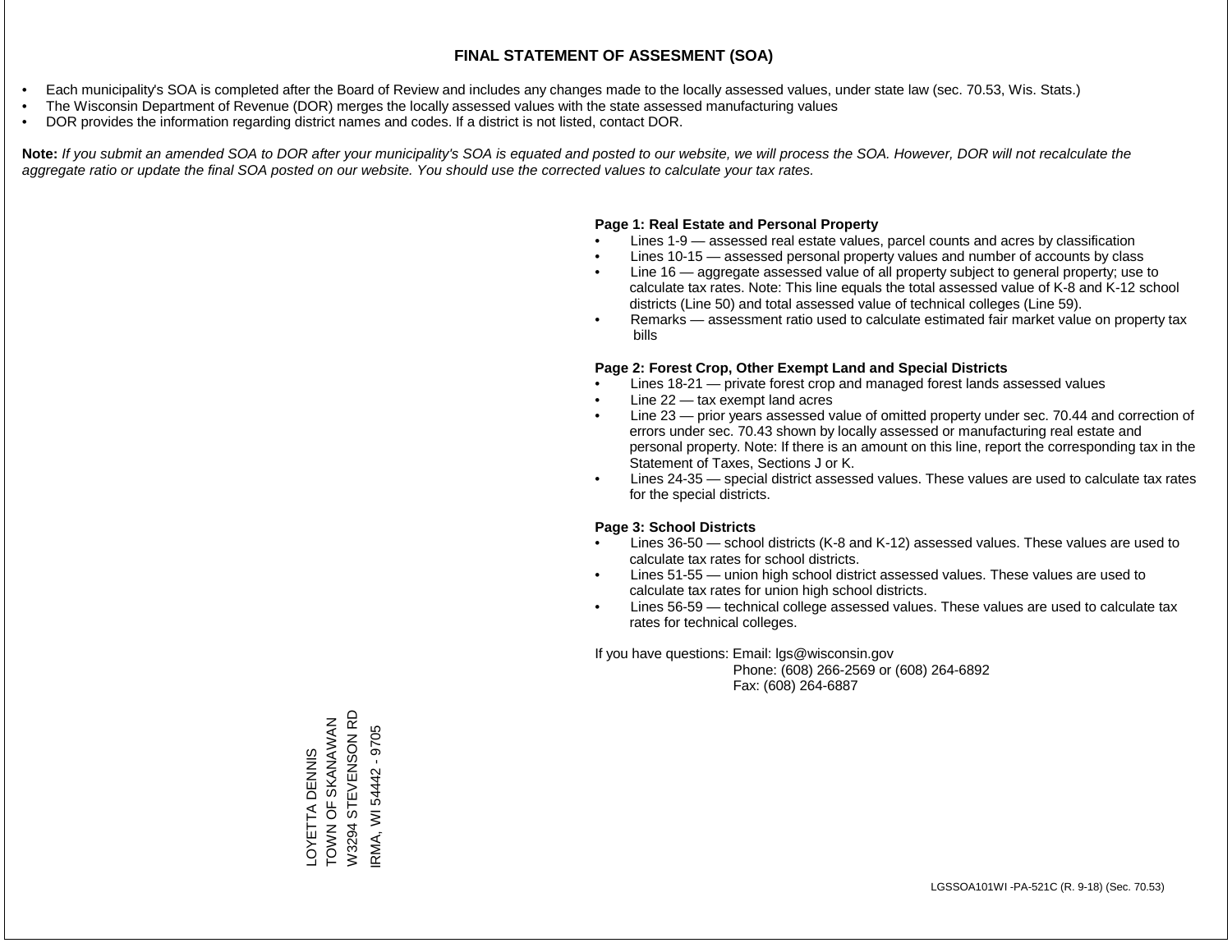# FINAL STATEMENT OF ASSESMENT (SOA)

- Each municipality's SOA is completed after the Board of Review and includes any changes made to the locally assessed values, under state law (sec. 70.53, Wis. Stats.)
- The Wisconsin Department of Revenue (DOR) merges the locally assessed values with the state assessed manufacturing values
- DOR provides the information regarding district names and codes. If a district is not listed, contact DOR.

**Note:** *If you submit an amended SOA to DOR after your municipality's SOA is equated and posted to our website, we will process the SOA. However, DOR will not recalculate the aggregate ratio or update the final SOA posted on our website. You should use the corrected values to calculate your tax rates.*

**Page 1: Real Estate and Personal Property**

- Lines 1-9 — assessed real estate values, parcel counts and acres by classification
- Lines 10-15 — assessed personal property values and number of accounts by class
- Line 16 — aggregate assessed value of all property subject to general property; use to calculate tax rates. Note: This line equals the total assessed value of K-8 and K-12 school districts (Line 50) and total assessed value of technical colleges (Line 59).
- Remarks — assessment ratio used to calculate estimated fair market value on property tax bills

**Page 2: Forest Crop, Other Exempt Land and Special Districts**

- Lines 18-21 — private forest crop and managed forest lands assessed values
- Line 22 — tax exempt land acres
- Line 23 — prior years assessed value of omitted property under sec. 70.44 and correction of errors under sec. 70.43 shown by locally assessed or manufacturing real estate and personal property. Note: If there is an amount on this line, report the corresponding tax in the Statement of Taxes, Sections J or K.
- Lines 24-35 — special district assessed values. These values are used to calculate tax rates for the special districts.

**Page 3: School Districts**

- Lines 36-50 — school districts (K-8 and K-12) assessed values. These values are used to calculate tax rates for school districts.
- Lines 51-55 — union high school district assessed values. These values are used to calculate tax rates for union high school districts.
- Lines 56-59 — technical college assessed values. These values are used to calculate tax rates for technical colleges.

If you have questions: Email: lgs@wisconsin.gov
Phone: (608) 266-2569 or (608) 264-6892
Fax: (608) 264-6887

LOYETTA DENNIS
TOWN OF SKANAWAN
W3294 STEVENSON RD
IRMA, WI 54442 - 9705

LGSSOA101WI -PA-521C (R. 9-18) (Sec. 70.53)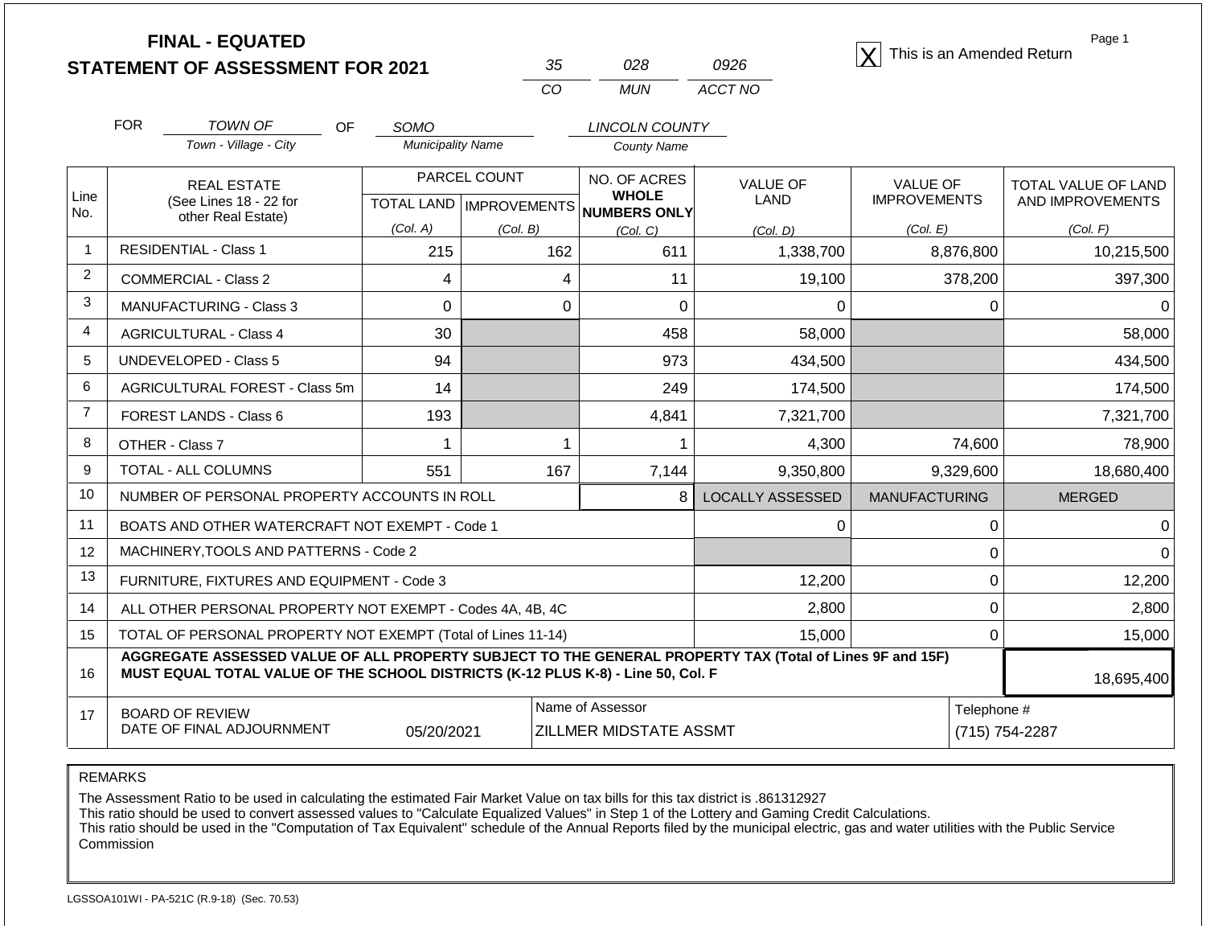# FINAL - EQUATED
## STATEMENT OF ASSESSMENT FOR 2021

| 35 | 028 | 0926 |
|---|---|---|
| CO | MUN | ACCT NO |

[X] This is an Amended Return

Page 1

FOR *TOWN OF* (Town - Village - City) OF *SOMO* (Municipality Name) *LINCOLN COUNTY* (County Name)

| Line No. | REAL ESTATE (See Lines 18 - 22 for other Real Estate) | PARCEL COUNT TOTAL LAND (Col. A) | PARCEL COUNT IMPROVEMENTS (Col. B) | NO. OF ACRES WHOLE NUMBERS ONLY (Col. C) | VALUE OF LAND (Col. D) | VALUE OF IMPROVEMENTS (Col. E) | TOTAL VALUE OF LAND AND IMPROVEMENTS (Col. F) |
|---|---|---|---|---|---|---|---|
| 1 | RESIDENTIAL - Class 1 | 215 | 162 | 611 | 1,338,700 | 8,876,800 | 10,215,500 |
| 2 | COMMERCIAL - Class 2 | 4 | 4 | 11 | 19,100 | 378,200 | 397,300 |
| 3 | MANUFACTURING - Class 3 | 0 | 0 | 0 | 0 | 0 | 0 |
| 4 | AGRICULTURAL - Class 4 | 30 | | 458 | 58,000 | | 58,000 |
| 5 | UNDEVELOPED - Class 5 | 94 | | 973 | 434,500 | | 434,500 |
| 6 | AGRICULTURAL FOREST - Class 5m | 14 | | 249 | 174,500 | | 174,500 |
| 7 | FOREST LANDS - Class 6 | 193 | | 4,841 | 7,321,700 | | 7,321,700 |
| 8 | OTHER - Class 7 | 1 | 1 | 1 | 4,300 | 74,600 | 78,900 |
| 9 | TOTAL - ALL COLUMNS | 551 | 167 | 7,144 | 9,350,800 | 9,329,600 | 18,680,400 |
| 10 | NUMBER OF PERSONAL PROPERTY ACCOUNTS IN ROLL | | | 8 | LOCALLY ASSESSED | MANUFACTURING | MERGED |
| 11 | BOATS AND OTHER WATERCRAFT NOT EXEMPT - Code 1 | | | | 0 | 0 | 0 |
| 12 | MACHINERY,TOOLS AND PATTERNS - Code 2 | | | | | 0 | 0 |
| 13 | FURNITURE, FIXTURES AND EQUIPMENT - Code 3 | | | | 12,200 | 0 | 12,200 |
| 14 | ALL OTHER PERSONAL PROPERTY NOT EXEMPT - Codes 4A, 4B, 4C | | | | 2,800 | 0 | 2,800 |
| 15 | TOTAL OF PERSONAL PROPERTY NOT EXEMPT (Total of Lines 11-14) | | | | 15,000 | 0 | 15,000 |
| 16 | **AGGREGATE ASSESSED VALUE OF ALL PROPERTY SUBJECT TO THE GENERAL PROPERTY TAX (Total of Lines 9F and 15F) MUST EQUAL TOTAL VALUE OF THE SCHOOL DISTRICTS (K-12 PLUS K-8) - Line 50, Col. F** | | | | | | 18,695,400 |
| 17 | BOARD OF REVIEW DATE OF FINAL ADJOURNMENT | 05/20/2021 | Name of Assessor: ZILLMER MIDSTATE ASSMT | | | Telephone #: (715) 754-2287 | |

REMARKS

The Assessment Ratio to be used in calculating the estimated Fair Market Value on tax bills for this tax district is .861312927
This ratio should be used to convert assessed values to "Calculate Equalized Values" in Step 1 of the Lottery and Gaming Credit Calculations.
This ratio should be used in the "Computation of Tax Equivalent" schedule of the Annual Reports filed by the municipal electric, gas and water utilities with the Public Service Commission

LGSSOA101WI - PA-521C (R.9-18) (Sec. 70.53)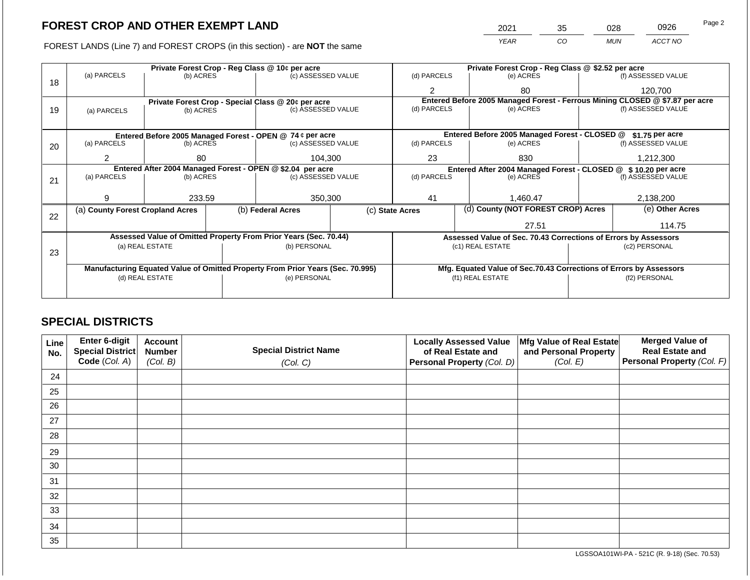# FOREST CROP AND OTHER EXEMPT LAND

| 2021 | 35 | 028 | 0926 |
|---|---|---|---|
| YEAR | CO | MUN | ACCT NO |

FOREST LANDS (Line 7) and FOREST CROPS (in this section) - are **NOT** the same

| Line | (a) PARCELS | (b) ACRES | (c) ASSESSED VALUE | (d) PARCELS | (e) ACRES | (f) ASSESSED VALUE |
|---|---|---|---|---|---|---|
| 18 | **Private Forest Crop - Reg Class @ 10¢ per acre** | | | **Private Forest Crop - Reg Class @ $2.52 per acre** | | |
| | | | | 2 | 80 | 120,700 |
| 19 | **Private Forest Crop - Special Class @ 20¢ per acre** | | | **Entered Before 2005 Managed Forest - Ferrous Mining CLOSED @ $7.87 per acre** | | |
| | | | | | | |
| 20 | **Entered Before 2005 Managed Forest - OPEN @ 74 ¢ per acre** | | | **Entered Before 2005 Managed Forest - CLOSED @ $1.75 per acre** | | |
| | 2 | 80 | 104,300 | 23 | 830 | 1,212,300 |
| 21 | **Entered After 2004 Managed Forest - OPEN @ $2.04 per acre** | | | **Entered After 2004 Managed Forest - CLOSED @ $ 10.20 per acre** | | |
| | 9 | 233.59 | 350,300 | 41 | 1,460.47 | 2,138,200 |

| Line | (a) County Forest Cropland Acres | (b) Federal Acres | (c) State Acres | (d) County (NOT FOREST CROP) Acres | (e) Other Acres |
|---|---|---|---|---|---|
| 22 | | | | 27.51 | 114.75 |

| Line | Assessed Value of Omitted Property From Prior Years (Sec. 70.44) | | Assessed Value of Sec. 70.43 Corrections of Errors by Assessors | |
|---|---|---|---|---|
| 23 | (a) REAL ESTATE | (b) PERSONAL | (c1) REAL ESTATE | (c2) PERSONAL |
| | | | | |
| | **Manufacturing Equated Value of Omitted Property From Prior Years (Sec. 70.995)** | | **Mfg. Equated Value of Sec.70.43 Corrections of Errors by Assessors** | |
| | (d) REAL ESTATE | (e) PERSONAL | (f1) REAL ESTATE | (f2) PERSONAL |
| | | | | |

## SPECIAL DISTRICTS

| Line No. | Enter 6-digit Special District Code (Col. A) | Account Number (Col. B) | Special District Name (Col. C) | Locally Assessed Value of Real Estate and Personal Property (Col. D) | Mfg Value of Real Estate and Personal Property (Col. E) | Merged Value of Real Estate and Personal Property (Col. F) |
|---|---|---|---|---|---|---|
| 24 | | | | | | |
| 25 | | | | | | |
| 26 | | | | | | |
| 27 | | | | | | |
| 28 | | | | | | |
| 29 | | | | | | |
| 30 | | | | | | |
| 31 | | | | | | |
| 32 | | | | | | |
| 33 | | | | | | |
| 34 | | | | | | |
| 35 | | | | | | |

LGSSOA101WI-PA - 521C (R. 9-18) (Sec. 70.53)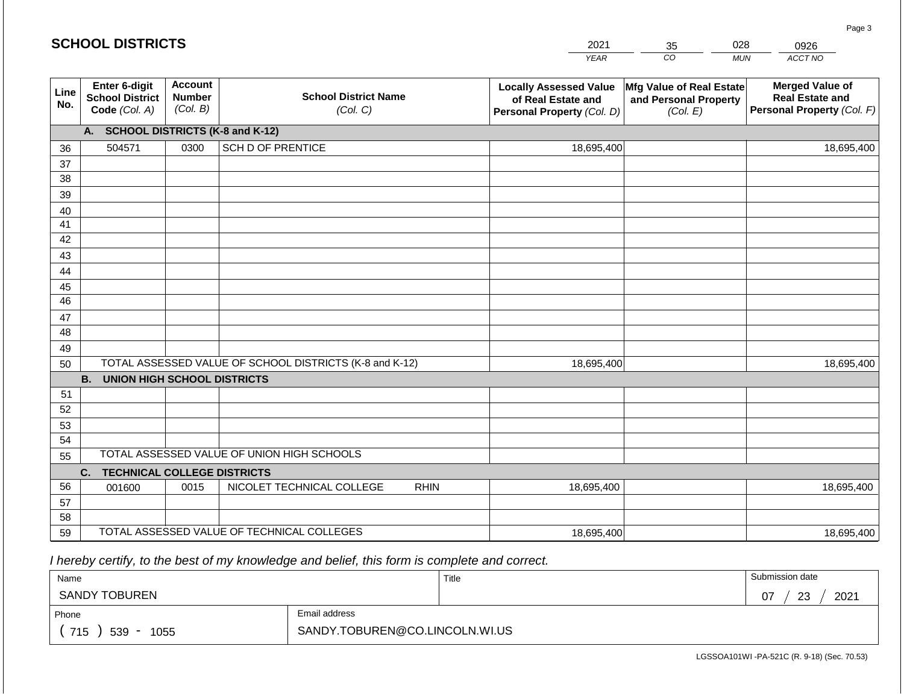## SCHOOL DISTRICTS

| 2021 | 35 | 028 | 0926 |
|---|---|---|---|
| YEAR | CO | MUN | ACCT NO |

| Line No. | Enter 6-digit School District Code (Col. A) | Account Number (Col. B) | School District Name (Col. C) | Locally Assessed Value of Real Estate and Personal Property (Col. D) | Mfg Value of Real Estate and Personal Property (Col. E) | Merged Value of Real Estate and Personal Property (Col. F) |
|---|---|---|---|---|---|---|
| | **A. SCHOOL DISTRICTS (K-8 and K-12)** | | | | | |
| 36 | 504571 | 0300 | SCH D OF PRENTICE | 18,695,400 | | 18,695,400 |
| 37 | | | | | | |
| 38 | | | | | | |
| 39 | | | | | | |
| 40 | | | | | | |
| 41 | | | | | | |
| 42 | | | | | | |
| 43 | | | | | | |
| 44 | | | | | | |
| 45 | | | | | | |
| 46 | | | | | | |
| 47 | | | | | | |
| 48 | | | | | | |
| 49 | | | | | | |
| 50 | TOTAL ASSESSED VALUE OF SCHOOL DISTRICTS (K-8 and K-12) | | | 18,695,400 | | 18,695,400 |
| | **B. UNION HIGH SCHOOL DISTRICTS** | | | | | |
| 51 | | | | | | |
| 52 | | | | | | |
| 53 | | | | | | |
| 54 | | | | | | |
| 55 | TOTAL ASSESSED VALUE OF UNION HIGH SCHOOLS | | | | | |
| | **C. TECHNICAL COLLEGE DISTRICTS** | | | | | |
| 56 | 001600 | 0015 | NICOLET TECHNICAL COLLEGE RHIN | 18,695,400 | | 18,695,400 |
| 57 | | | | | | |
| 58 | | | | | | |
| 59 | TOTAL ASSESSED VALUE OF TECHNICAL COLLEGES | | | 18,695,400 | | 18,695,400 |

*I hereby certify, to the best of my knowledge and belief, this form is complete and correct.*

| Name | Title | Submission date |
|---|---|---|
| SANDY TOBUREN | | 07 / 23 / 2021 |
| Phone | Email address | |
| ( 715 ) 539 - 1055 | SANDY.TOBUREN@CO.LINCOLN.WI.US | |

LGSSOA101WI -PA-521C (R. 9-18) (Sec. 70.53)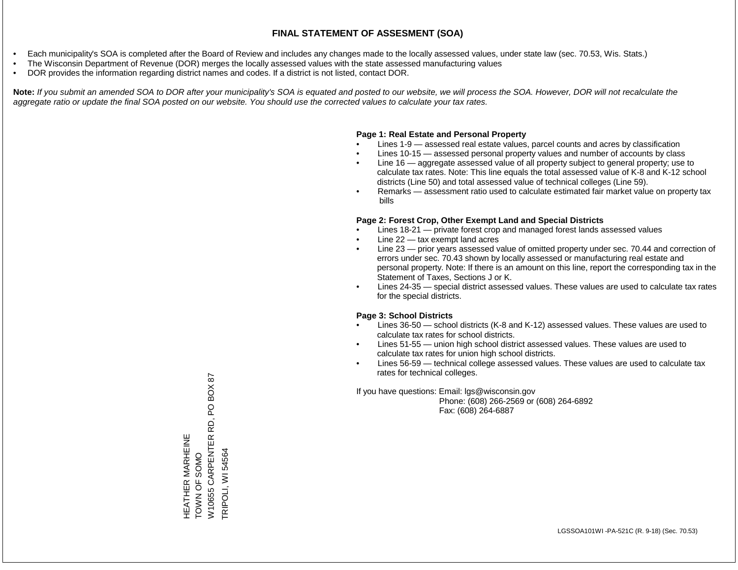# FINAL STATEMENT OF ASSESMENT (SOA)

- Each municipality's SOA is completed after the Board of Review and includes any changes made to the locally assessed values, under state law (sec. 70.53, Wis. Stats.)
- The Wisconsin Department of Revenue (DOR) merges the locally assessed values with the state assessed manufacturing values
- DOR provides the information regarding district names and codes. If a district is not listed, contact DOR.

**Note:** *If you submit an amended SOA to DOR after your municipality's SOA is equated and posted to our website, we will process the SOA. However, DOR will not recalculate the aggregate ratio or update the final SOA posted on our website. You should use the corrected values to calculate your tax rates.*

**Page 1: Real Estate and Personal Property**

- Lines 1-9 — assessed real estate values, parcel counts and acres by classification
- Lines 10-15 — assessed personal property values and number of accounts by class
- Line 16 — aggregate assessed value of all property subject to general property; use to calculate tax rates. Note: This line equals the total assessed value of K-8 and K-12 school districts (Line 50) and total assessed value of technical colleges (Line 59).
- Remarks — assessment ratio used to calculate estimated fair market value on property tax bills

**Page 2: Forest Crop, Other Exempt Land and Special Districts**

- Lines 18-21 — private forest crop and managed forest lands assessed values
- Line 22 — tax exempt land acres
- Line 23 — prior years assessed value of omitted property under sec. 70.44 and correction of errors under sec. 70.43 shown by locally assessed or manufacturing real estate and personal property. Note: If there is an amount on this line, report the corresponding tax in the Statement of Taxes, Sections J or K.
- Lines 24-35 — special district assessed values. These values are used to calculate tax rates for the special districts.

**Page 3: School Districts**

- Lines 36-50 — school districts (K-8 and K-12) assessed values. These values are used to calculate tax rates for school districts.
- Lines 51-55 — union high school district assessed values. These values are used to calculate tax rates for union high school districts.
- Lines 56-59 — technical college assessed values. These values are used to calculate tax rates for technical colleges.

If you have questions: Email: lgs@wisconsin.gov
Phone: (608) 266-2569 or (608) 264-6892
Fax: (608) 264-6887

HEATHER MARHEINE
TOWN OF SOMO
W10655 CARPENTER RD, PO BOX 87
TRIPOLI, WI 54564

LGSSOA101WI -PA-521C (R. 9-18) (Sec. 70.53)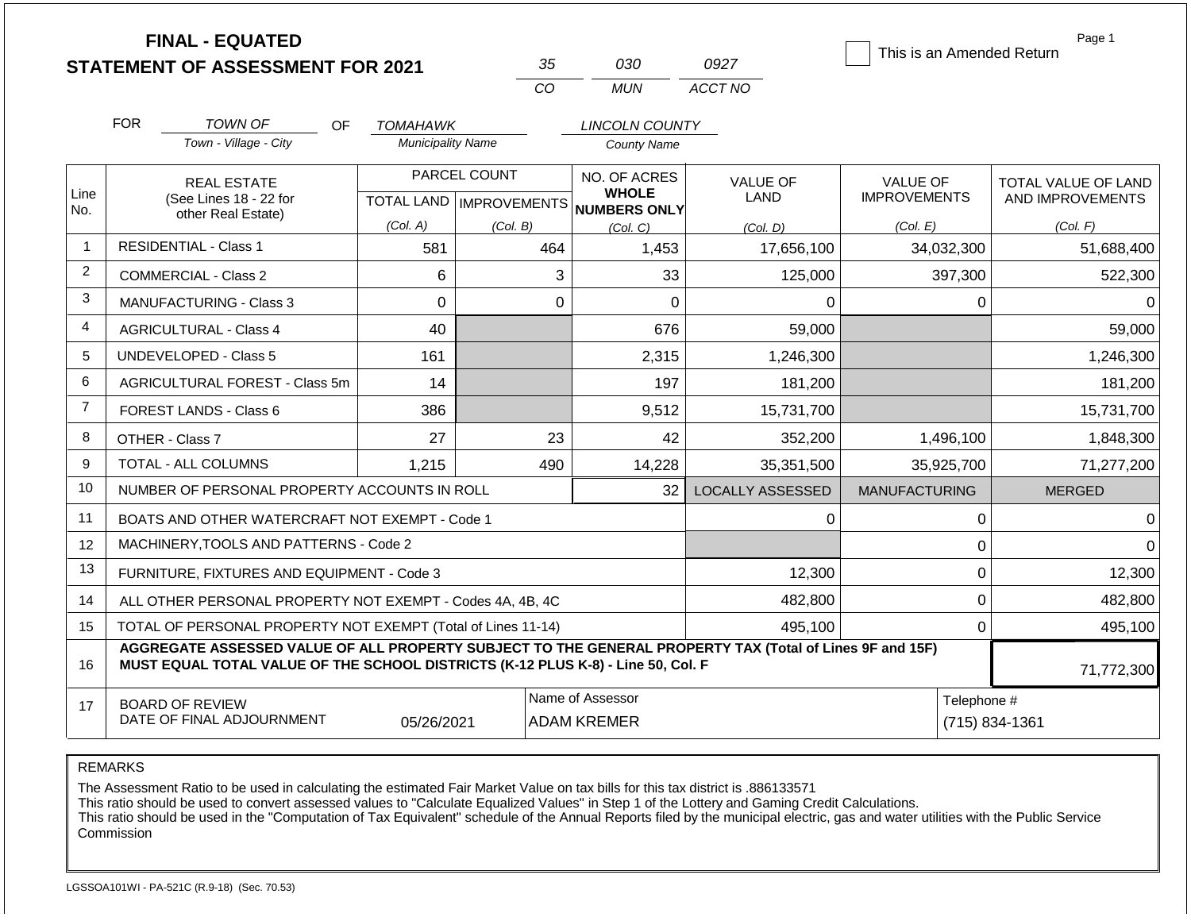# FINAL - EQUATED
## STATEMENT OF ASSESSMENT FOR 2021

| 35 | 030 | 0927 |
|---|---|---|
| CO | MUN | ACCT NO |

☐ This is an Amended Return

FOR *TOWN OF* (Town - Village - City) OF *TOMAHAWK* (Municipality Name) *LINCOLN COUNTY* (County Name)

| Line No. | REAL ESTATE (See Lines 18 - 22 for other Real Estate) | PARCEL COUNT TOTAL LAND (Col. A) | PARCEL COUNT IMPROVEMENTS (Col. B) | NO. OF ACRES WHOLE NUMBERS ONLY (Col. C) | VALUE OF LAND (Col. D) | VALUE OF IMPROVEMENTS (Col. E) | TOTAL VALUE OF LAND AND IMPROVEMENTS (Col. F) |
|---|---|---|---|---|---|---|---|
| 1 | RESIDENTIAL - Class 1 | 581 | 464 | 1,453 | 17,656,100 | 34,032,300 | 51,688,400 |
| 2 | COMMERCIAL - Class 2 | 6 | 3 | 33 | 125,000 | 397,300 | 522,300 |
| 3 | MANUFACTURING - Class 3 | 0 | 0 | 0 | 0 | 0 | 0 |
| 4 | AGRICULTURAL - Class 4 | 40 | | 676 | 59,000 | | 59,000 |
| 5 | UNDEVELOPED - Class 5 | 161 | | 2,315 | 1,246,300 | | 1,246,300 |
| 6 | AGRICULTURAL FOREST - Class 5m | 14 | | 197 | 181,200 | | 181,200 |
| 7 | FOREST LANDS - Class 6 | 386 | | 9,512 | 15,731,700 | | 15,731,700 |
| 8 | OTHER - Class 7 | 27 | 23 | 42 | 352,200 | 1,496,100 | 1,848,300 |
| 9 | TOTAL - ALL COLUMNS | 1,215 | 490 | 14,228 | 35,351,500 | 35,925,700 | 71,277,200 |
| 10 | NUMBER OF PERSONAL PROPERTY ACCOUNTS IN ROLL | | | 32 | LOCALLY ASSESSED | MANUFACTURING | MERGED |
| 11 | BOATS AND OTHER WATERCRAFT NOT EXEMPT - Code 1 | | | | 0 | 0 | 0 |
| 12 | MACHINERY,TOOLS AND PATTERNS - Code 2 | | | | | 0 | 0 |
| 13 | FURNITURE, FIXTURES AND EQUIPMENT - Code 3 | | | | 12,300 | 0 | 12,300 |
| 14 | ALL OTHER PERSONAL PROPERTY NOT EXEMPT - Codes 4A, 4B, 4C | | | | 482,800 | 0 | 482,800 |
| 15 | TOTAL OF PERSONAL PROPERTY NOT EXEMPT (Total of Lines 11-14) | | | | 495,100 | 0 | 495,100 |
| 16 | **AGGREGATE ASSESSED VALUE OF ALL PROPERTY SUBJECT TO THE GENERAL PROPERTY TAX (Total of Lines 9F and 15F) MUST EQUAL TOTAL VALUE OF THE SCHOOL DISTRICTS (K-12 PLUS K-8) - Line 50, Col. F** | | | | | | 71,772,300 |
| 17 | BOARD OF REVIEW DATE OF FINAL ADJOURNMENT | 05/26/2021 | | Name of Assessor: ADAM KREMER | | | Telephone #: (715) 834-1361 |

REMARKS

The Assessment Ratio to be used in calculating the estimated Fair Market Value on tax bills for this tax district is .886133571
This ratio should be used to convert assessed values to "Calculate Equalized Values" in Step 1 of the Lottery and Gaming Credit Calculations.
This ratio should be used in the "Computation of Tax Equivalent" schedule of the Annual Reports filed by the municipal electric, gas and water utilities with the Public Service Commission

LGSSOA101WI - PA-521C (R.9-18) (Sec. 70.53)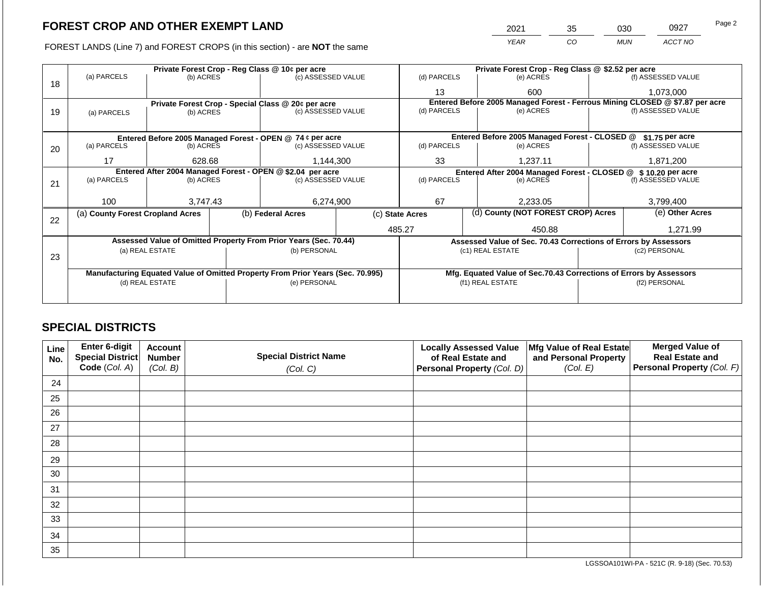# FOREST CROP AND OTHER EXEMPT LAND

| 2021 | 35 | 030 | 0927 |
|---|---|---|---|
| YEAR | CO | MUN | ACCT NO |

FOREST LANDS (Line 7) and FOREST CROPS (in this section) - are **NOT** the same

| Line | (a) PARCELS | (b) ACRES | (c) ASSESSED VALUE | (d) PARCELS | (e) ACRES | (f) ASSESSED VALUE |
|---|---|---|---|---|---|---|
| 18 | Private Forest Crop - Reg Class @ 10¢ per acre | | | Private Forest Crop - Reg Class @ $2.52 per acre | | |
| | | | | 13 | 600 | 1,073,000 |
| 19 | Private Forest Crop - Special Class @ 20¢ per acre | | | Entered Before 2005 Managed Forest - Ferrous Mining CLOSED @ $7.87 per acre | | |
| | | | | | | |
| 20 | Entered Before 2005 Managed Forest - OPEN @ 74 ¢ per acre | | | Entered Before 2005 Managed Forest - CLOSED @ $1.75 per acre | | |
| | 17 | 628.68 | 1,144,300 | 33 | 1,237.11 | 1,871,200 |
| 21 | Entered After 2004 Managed Forest - OPEN @ $2.04 per acre | | | Entered After 2004 Managed Forest - CLOSED @ $ 10.20 per acre | | |
| | 100 | 3,747.43 | 6,274,900 | 67 | 2,233.05 | 3,799,400 |

| Line | (a) County Forest Cropland Acres | (b) Federal Acres | (c) State Acres | (d) County (NOT FOREST CROP) Acres | (e) Other Acres |
|---|---|---|---|---|---|
| 22 | | | 485.27 | 450.88 | 1,271.99 |

| Line | Assessed Value of Omitted Property From Prior Years (Sec. 70.44) (a) REAL ESTATE | (b) PERSONAL | Assessed Value of Sec. 70.43 Corrections of Errors by Assessors (c1) REAL ESTATE | (c2) PERSONAL |
|---|---|---|---|---|
| 23 | | | | |
| | **Manufacturing Equated Value of Omitted Property From Prior Years (Sec. 70.995)** (d) REAL ESTATE | (e) PERSONAL | **Mfg. Equated Value of Sec.70.43 Corrections of Errors by Assessors** (f1) REAL ESTATE | (f2) PERSONAL |
| | | | | |

## SPECIAL DISTRICTS

| Line No. | Enter 6-digit Special District Code (Col. A) | Account Number (Col. B) | Special District Name (Col. C) | Locally Assessed Value of Real Estate and Personal Property (Col. D) | Mfg Value of Real Estate and Personal Property (Col. E) | Merged Value of Real Estate and Personal Property (Col. F) |
|---|---|---|---|---|---|---|
| 24 | | | | | | |
| 25 | | | | | | |
| 26 | | | | | | |
| 27 | | | | | | |
| 28 | | | | | | |
| 29 | | | | | | |
| 30 | | | | | | |
| 31 | | | | | | |
| 32 | | | | | | |
| 33 | | | | | | |
| 34 | | | | | | |
| 35 | | | | | | |

LGSSOA101WI-PA - 521C (R. 9-18) (Sec. 70.53)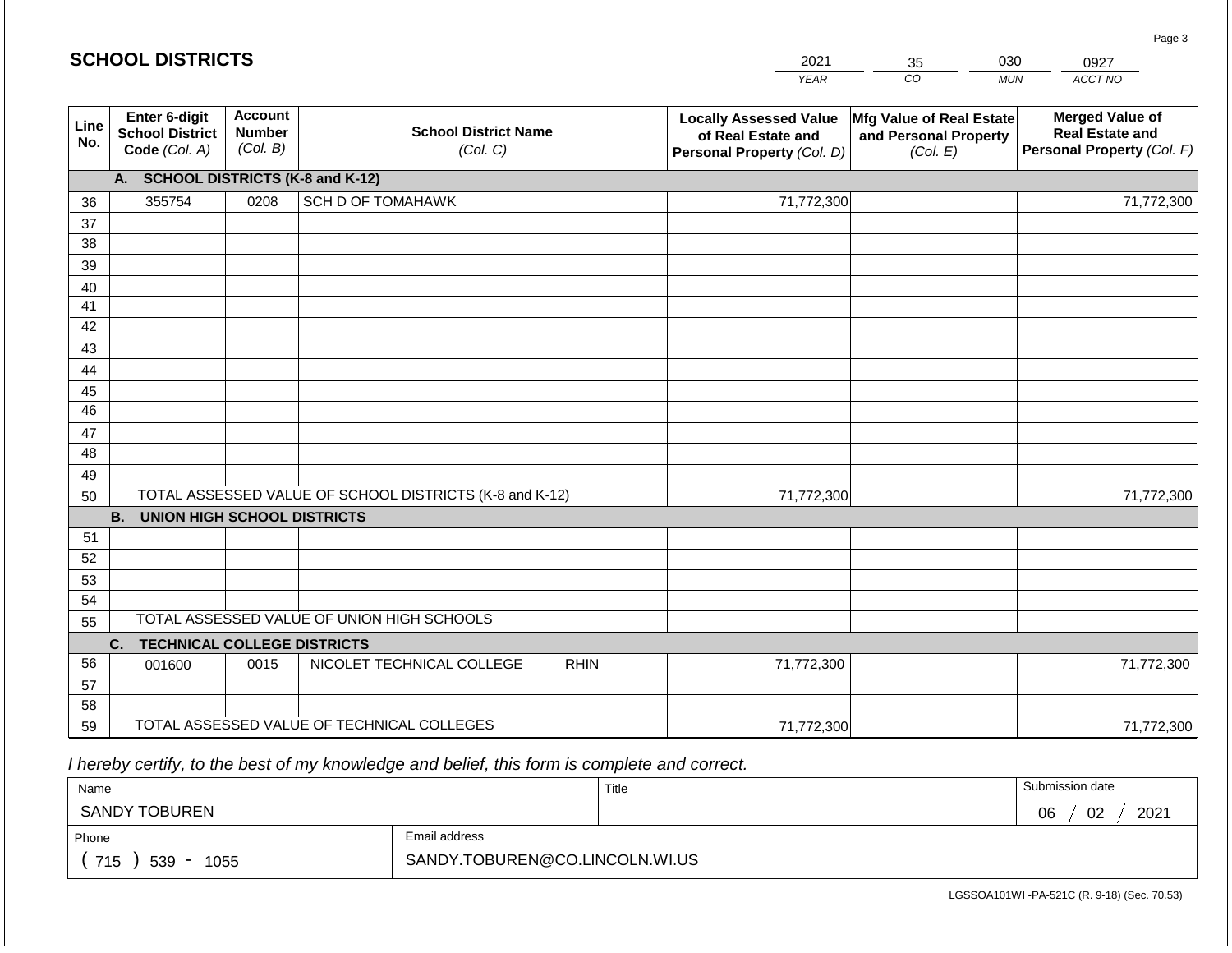# SCHOOL DISTRICTS

| 2021 | 35 | 030 | 0927 |
|---|---|---|---|
| YEAR | CO | MUN | ACCT NO |

| Line No. | Enter 6-digit School District Code (Col. A) | Account Number (Col. B) | School District Name (Col. C) | Locally Assessed Value of Real Estate and Personal Property (Col. D) | Mfg Value of Real Estate and Personal Property (Col. E) | Merged Value of Real Estate and Personal Property (Col. F) |
|---|---|---|---|---|---|---|
| | **A. SCHOOL DISTRICTS (K-8 and K-12)** | | | | | |
| 36 | 355754 | 0208 | SCH D OF TOMAHAWK | 71,772,300 | | 71,772,300 |
| 37 | | | | | | |
| 38 | | | | | | |
| 39 | | | | | | |
| 40 | | | | | | |
| 41 | | | | | | |
| 42 | | | | | | |
| 43 | | | | | | |
| 44 | | | | | | |
| 45 | | | | | | |
| 46 | | | | | | |
| 47 | | | | | | |
| 48 | | | | | | |
| 49 | | | | | | |
| 50 | TOTAL ASSESSED VALUE OF SCHOOL DISTRICTS (K-8 and K-12) | | | 71,772,300 | | 71,772,300 |
| | **B. UNION HIGH SCHOOL DISTRICTS** | | | | | |
| 51 | | | | | | |
| 52 | | | | | | |
| 53 | | | | | | |
| 54 | | | | | | |
| 55 | TOTAL ASSESSED VALUE OF UNION HIGH SCHOOLS | | | | | |
| | **C. TECHNICAL COLLEGE DISTRICTS** | | | | | |
| 56 | 001600 | 0015 | NICOLET TECHNICAL COLLEGE RHIN | 71,772,300 | | 71,772,300 |
| 57 | | | | | | |
| 58 | | | | | | |
| 59 | TOTAL ASSESSED VALUE OF TECHNICAL COLLEGES | | | 71,772,300 | | 71,772,300 |

*I hereby certify, to the best of my knowledge and belief, this form is complete and correct.*

| Name | Title | Submission date |
|---|---|---|
| SANDY TOBUREN | | 06 / 02 / 2021 |

| Phone | Email address |
|---|---|
| ( 715 ) 539 - 1055 | SANDY.TOBUREN@CO.LINCOLN.WI.US |

LGSSOA101WI -PA-521C (R. 9-18) (Sec. 70.53)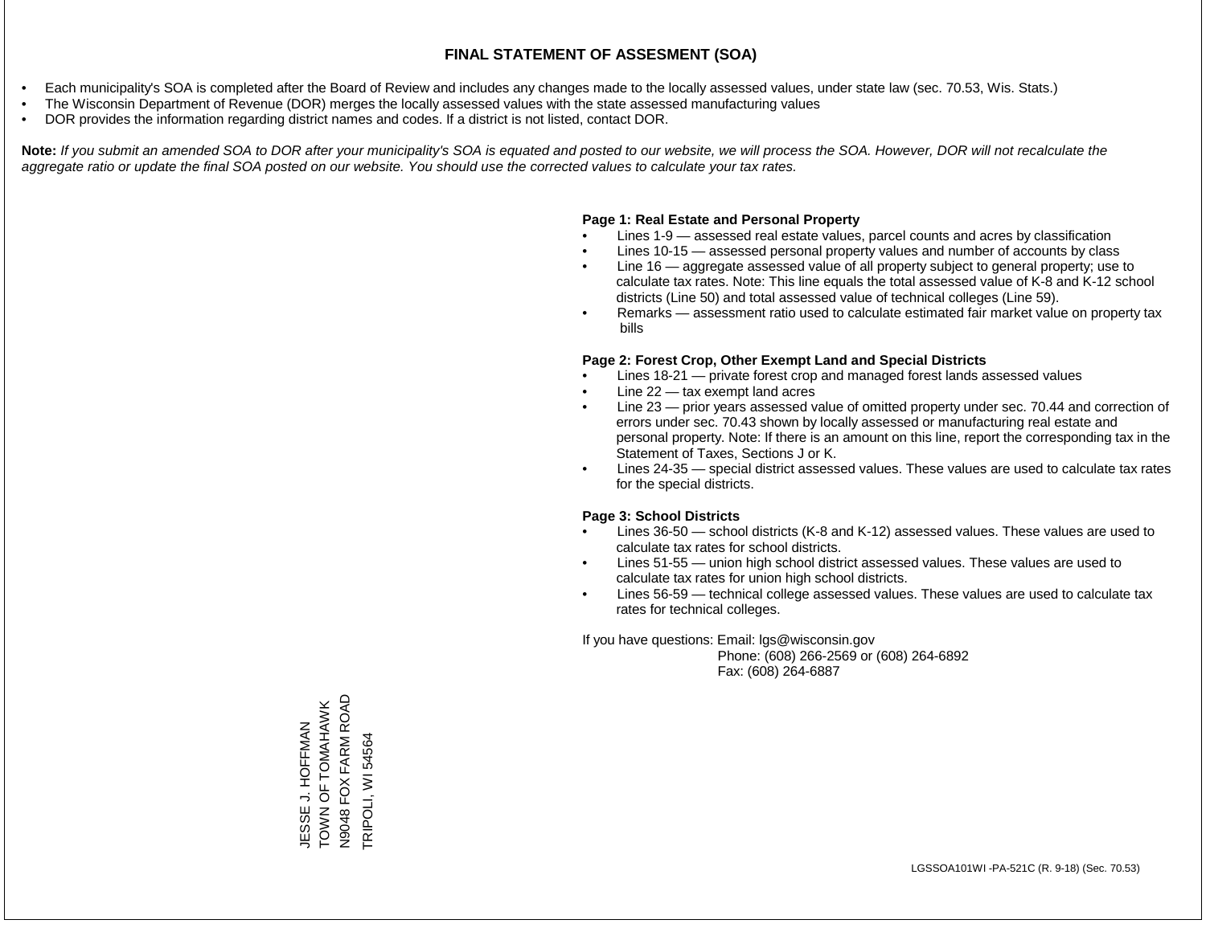# FINAL STATEMENT OF ASSESMENT (SOA)

- Each municipality's SOA is completed after the Board of Review and includes any changes made to the locally assessed values, under state law (sec. 70.53, Wis. Stats.)
- The Wisconsin Department of Revenue (DOR) merges the locally assessed values with the state assessed manufacturing values
- DOR provides the information regarding district names and codes. If a district is not listed, contact DOR.

**Note:** *If you submit an amended SOA to DOR after your municipality's SOA is equated and posted to our website, we will process the SOA. However, DOR will not recalculate the aggregate ratio or update the final SOA posted on our website. You should use the corrected values to calculate your tax rates.*

**Page 1: Real Estate and Personal Property**

- Lines 1-9 — assessed real estate values, parcel counts and acres by classification
- Lines 10-15 — assessed personal property values and number of accounts by class
- Line 16 — aggregate assessed value of all property subject to general property; use to calculate tax rates. Note: This line equals the total assessed value of K-8 and K-12 school districts (Line 50) and total assessed value of technical colleges (Line 59).
- Remarks — assessment ratio used to calculate estimated fair market value on property tax bills

**Page 2: Forest Crop, Other Exempt Land and Special Districts**

- Lines 18-21 — private forest crop and managed forest lands assessed values
- Line 22 — tax exempt land acres
- Line 23 — prior years assessed value of omitted property under sec. 70.44 and correction of errors under sec. 70.43 shown by locally assessed or manufacturing real estate and personal property. Note: If there is an amount on this line, report the corresponding tax in the Statement of Taxes, Sections J or K.
- Lines 24-35 — special district assessed values. These values are used to calculate tax rates for the special districts.

**Page 3: School Districts**

- Lines 36-50 — school districts (K-8 and K-12) assessed values. These values are used to calculate tax rates for school districts.
- Lines 51-55 — union high school district assessed values. These values are used to calculate tax rates for union high school districts.
- Lines 56-59 — technical college assessed values. These values are used to calculate tax rates for technical colleges.

If you have questions: Email: lgs@wisconsin.gov
Phone: (608) 266-2569 or (608) 264-6892
Fax: (608) 264-6887

JESSE J. HOFFMAN
TOWN OF TOMAHAWK
N9048 FOX FARM ROAD
TRIPOLI, WI 54564

LGSSOA101WI -PA-521C (R. 9-18) (Sec. 70.53)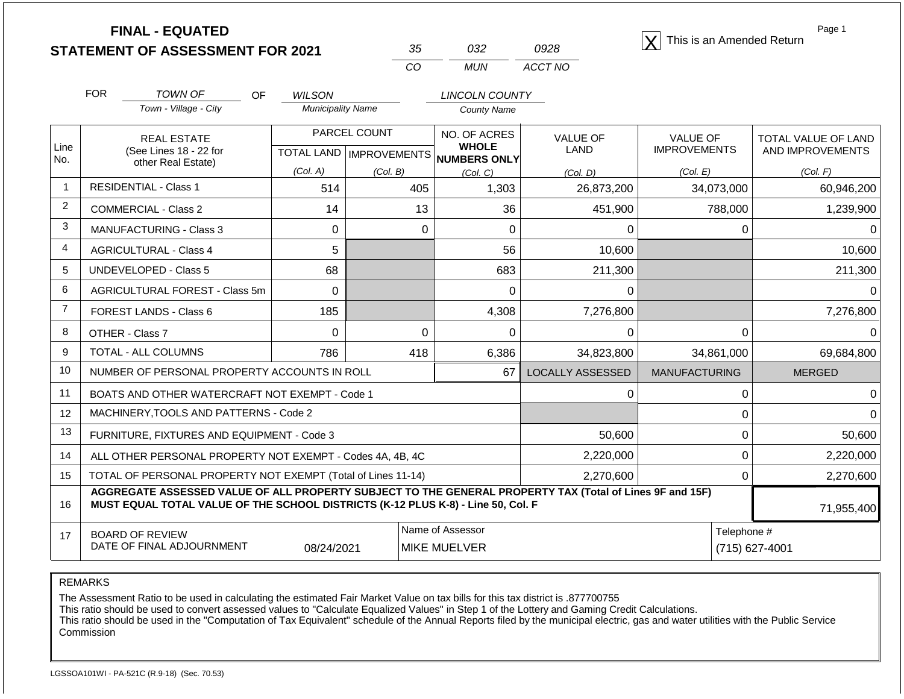# FINAL - EQUATED
## STATEMENT OF ASSESSMENT FOR 2021

| 35 | 032 | 0928 |
|---|---|---|
| CO | MUN | ACCT NO |

[X] This is an Amended Return

FOR *TOWN OF* (Town - Village - City) OF *WILSON* (Municipality Name) *LINCOLN COUNTY* (County Name)

| Line No. | REAL ESTATE (See Lines 18 - 22 for other Real Estate) | PARCEL COUNT TOTAL LAND (Col. A) | PARCEL COUNT IMPROVEMENTS (Col. B) | NO. OF ACRES WHOLE NUMBERS ONLY (Col. C) | VALUE OF LAND (Col. D) | VALUE OF IMPROVEMENTS (Col. E) | TOTAL VALUE OF LAND AND IMPROVEMENTS (Col. F) |
|---|---|---|---|---|---|---|---|
| 1 | RESIDENTIAL - Class 1 | 514 | 405 | 1,303 | 26,873,200 | 34,073,000 | 60,946,200 |
| 2 | COMMERCIAL - Class 2 | 14 | 13 | 36 | 451,900 | 788,000 | 1,239,900 |
| 3 | MANUFACTURING - Class 3 | 0 | 0 | 0 | 0 | 0 | 0 |
| 4 | AGRICULTURAL - Class 4 | 5 | | 56 | 10,600 | | 10,600 |
| 5 | UNDEVELOPED - Class 5 | 68 | | 683 | 211,300 | | 211,300 |
| 6 | AGRICULTURAL FOREST - Class 5m | 0 | | 0 | 0 | | 0 |
| 7 | FOREST LANDS - Class 6 | 185 | | 4,308 | 7,276,800 | | 7,276,800 |
| 8 | OTHER - Class 7 | 0 | 0 | 0 | 0 | 0 | 0 |
| 9 | TOTAL - ALL COLUMNS | 786 | 418 | 6,386 | 34,823,800 | 34,861,000 | 69,684,800 |
| 10 | NUMBER OF PERSONAL PROPERTY ACCOUNTS IN ROLL | | | 67 | LOCALLY ASSESSED | MANUFACTURING | MERGED |
| 11 | BOATS AND OTHER WATERCRAFT NOT EXEMPT - Code 1 | | | | 0 | 0 | 0 |
| 12 | MACHINERY,TOOLS AND PATTERNS - Code 2 | | | | | 0 | 0 |
| 13 | FURNITURE, FIXTURES AND EQUIPMENT - Code 3 | | | | 50,600 | 0 | 50,600 |
| 14 | ALL OTHER PERSONAL PROPERTY NOT EXEMPT - Codes 4A, 4B, 4C | | | | 2,220,000 | 0 | 2,220,000 |
| 15 | TOTAL OF PERSONAL PROPERTY NOT EXEMPT (Total of Lines 11-14) | | | | 2,270,600 | 0 | 2,270,600 |
| 16 | **AGGREGATE ASSESSED VALUE OF ALL PROPERTY SUBJECT TO THE GENERAL PROPERTY TAX (Total of Lines 9F and 15F) MUST EQUAL TOTAL VALUE OF THE SCHOOL DISTRICTS (K-12 PLUS K-8) - Line 50, Col. F** | | | | | | 71,955,400 |
| 17 | BOARD OF REVIEW DATE OF FINAL ADJOURNMENT | 08/24/2021 | | Name of Assessor: MIKE MUELVER | | | Telephone #: (715) 627-4001 |

REMARKS

The Assessment Ratio to be used in calculating the estimated Fair Market Value on tax bills for this tax district is .877700755
This ratio should be used to convert assessed values to "Calculate Equalized Values" in Step 1 of the Lottery and Gaming Credit Calculations.
This ratio should be used in the "Computation of Tax Equivalent" schedule of the Annual Reports filed by the municipal electric, gas and water utilities with the Public Service Commission

LGSSOA101WI - PA-521C (R.9-18) (Sec. 70.53)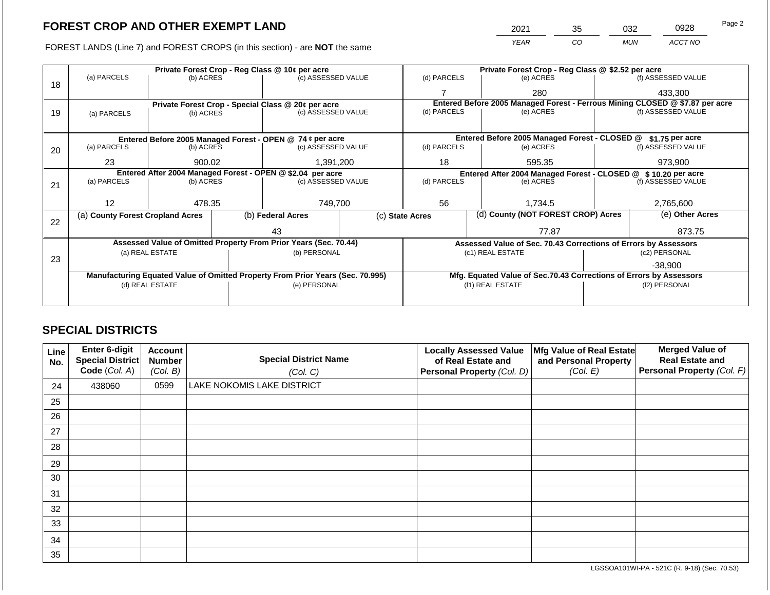## FOREST CROP AND OTHER EXEMPT LAND

| 2021 | 35 | 032 | 0928 |
|---|---|---|---|
| YEAR | CO | MUN | ACCT NO |

FOREST LANDS (Line 7) and FOREST CROPS (in this section) - are **NOT** the same

| Line | Private Forest Crop - Reg Class @ 10¢ per acre | | | Private Forest Crop - Reg Class @ $2.52 per acre | | |
|---|---|---|---|---|---|---|
| 18 | (a) PARCELS | (b) ACRES | (c) ASSESSED VALUE | (d) PARCELS | (e) ACRES | (f) ASSESSED VALUE |
| | | | | 7 | 280 | 433,300 |
| | **Private Forest Crop - Special Class @ 20¢ per acre** | | | **Entered Before 2005 Managed Forest - Ferrous Mining CLOSED @ $7.87 per acre** | | |
| 19 | (a) PARCELS | (b) ACRES | (c) ASSESSED VALUE | (d) PARCELS | (e) ACRES | (f) ASSESSED VALUE |
| | | | | | | |
| | **Entered Before 2005 Managed Forest - OPEN @ 74 ¢ per acre** | | | **Entered Before 2005 Managed Forest - CLOSED @ $1.75 per acre** | | |
| 20 | (a) PARCELS | (b) ACRES | (c) ASSESSED VALUE | (d) PARCELS | (e) ACRES | (f) ASSESSED VALUE |
| | 23 | 900.02 | 1,391,200 | 18 | 595.35 | 973,900 |
| | **Entered After 2004 Managed Forest - OPEN @ $2.04 per acre** | | | **Entered After 2004 Managed Forest - CLOSED @ $10.20 per acre** | | |
| 21 | (a) PARCELS | (b) ACRES | (c) ASSESSED VALUE | (d) PARCELS | (e) ACRES | (f) ASSESSED VALUE |
| | 12 | 478.35 | 749,700 | 56 | 1,734.5 | 2,765,600 |

| Line | (a) County Forest Cropland Acres | (b) Federal Acres | (c) State Acres | (d) County (NOT FOREST CROP) Acres | (e) Other Acres |
|---|---|---|---|---|---|
| 22 | | 43 | | 77.87 | 873.75 |

| Line | Assessed Value of Omitted Property From Prior Years (Sec. 70.44) | | Assessed Value of Sec. 70.43 Corrections of Errors by Assessors | |
|---|---|---|---|---|
| 23 | (a) REAL ESTATE | (b) PERSONAL | (c1) REAL ESTATE | (c2) PERSONAL |
| | | | | -38,900 |
| | **Manufacturing Equated Value of Omitted Property From Prior Years (Sec. 70.995)** | | **Mfg. Equated Value of Sec.70.43 Corrections of Errors by Assessors** | |
| | (d) REAL ESTATE | (e) PERSONAL | (f1) REAL ESTATE | (f2) PERSONAL |
| | | | | |

## SPECIAL DISTRICTS

| Line No. | Enter 6-digit Special District Code (Col. A) | Account Number (Col. B) | Special District Name (Col. C) | Locally Assessed Value of Real Estate and Personal Property (Col. D) | Mfg Value of Real Estate and Personal Property (Col. E) | Merged Value of Real Estate and Personal Property (Col. F) |
|---|---|---|---|---|---|---|
| 24 | 438060 | 0599 | LAKE NOKOMIS LAKE DISTRICT | | | |
| 25 | | | | | | |
| 26 | | | | | | |
| 27 | | | | | | |
| 28 | | | | | | |
| 29 | | | | | | |
| 30 | | | | | | |
| 31 | | | | | | |
| 32 | | | | | | |
| 33 | | | | | | |
| 34 | | | | | | |
| 35 | | | | | | |

LGSSOA101WI-PA - 521C (R. 9-18) (Sec. 70.53)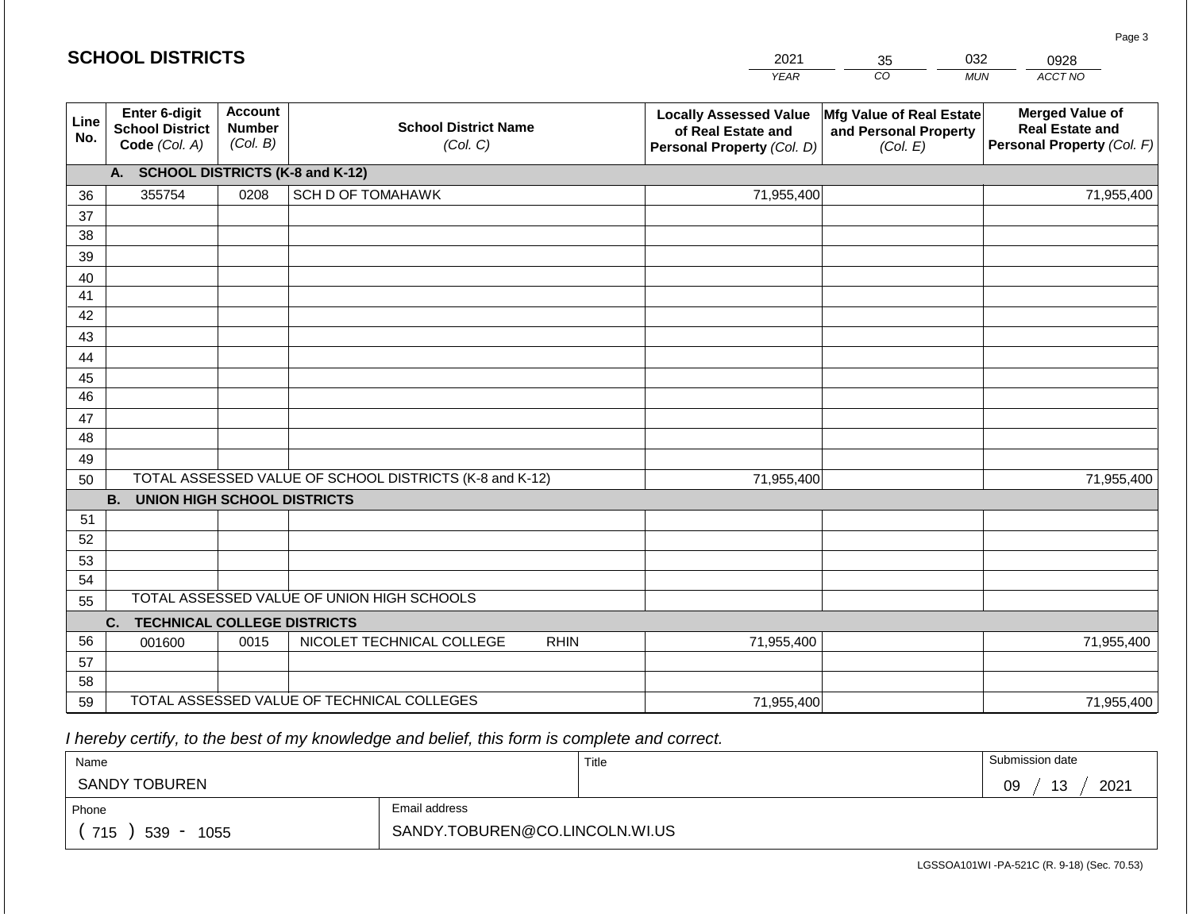# SCHOOL DISTRICTS

| 2021 | 35 | 032 | 0928 |
|---|---|---|---|
| YEAR | CO | MUN | ACCT NO |

| Line No. | Enter 6-digit School District Code (Col. A) | Account Number (Col. B) | School District Name (Col. C) | Locally Assessed Value of Real Estate and Personal Property (Col. D) | Mfg Value of Real Estate and Personal Property (Col. E) | Merged Value of Real Estate and Personal Property (Col. F) |
|---|---|---|---|---|---|---|
| | **A. SCHOOL DISTRICTS (K-8 and K-12)** | | | | | |
| 36 | 355754 | 0208 | SCH D OF TOMAHAWK | 71,955,400 | | 71,955,400 |
| 37 | | | | | | |
| 38 | | | | | | |
| 39 | | | | | | |
| 40 | | | | | | |
| 41 | | | | | | |
| 42 | | | | | | |
| 43 | | | | | | |
| 44 | | | | | | |
| 45 | | | | | | |
| 46 | | | | | | |
| 47 | | | | | | |
| 48 | | | | | | |
| 49 | | | | | | |
| 50 | TOTAL ASSESSED VALUE OF SCHOOL DISTRICTS (K-8 and K-12) | | | 71,955,400 | | 71,955,400 |
| | **B. UNION HIGH SCHOOL DISTRICTS** | | | | | |
| 51 | | | | | | |
| 52 | | | | | | |
| 53 | | | | | | |
| 54 | | | | | | |
| 55 | TOTAL ASSESSED VALUE OF UNION HIGH SCHOOLS | | | | | |
| | **C. TECHNICAL COLLEGE DISTRICTS** | | | | | |
| 56 | 001600 | 0015 | NICOLET TECHNICAL COLLEGE RHIN | 71,955,400 | | 71,955,400 |
| 57 | | | | | | |
| 58 | | | | | | |
| 59 | TOTAL ASSESSED VALUE OF TECHNICAL COLLEGES | | | 71,955,400 | | 71,955,400 |

*I hereby certify, to the best of my knowledge and belief, this form is complete and correct.*

| Name | Title | Submission date |
|---|---|---|
| SANDY TOBUREN | | 09 / 13 / 2021 |
| Phone | Email address | |
| ( 715 ) 539 - 1055 | SANDY.TOBUREN@CO.LINCOLN.WI.US | |

LGSSOA101WI -PA-521C (R. 9-18) (Sec. 70.53)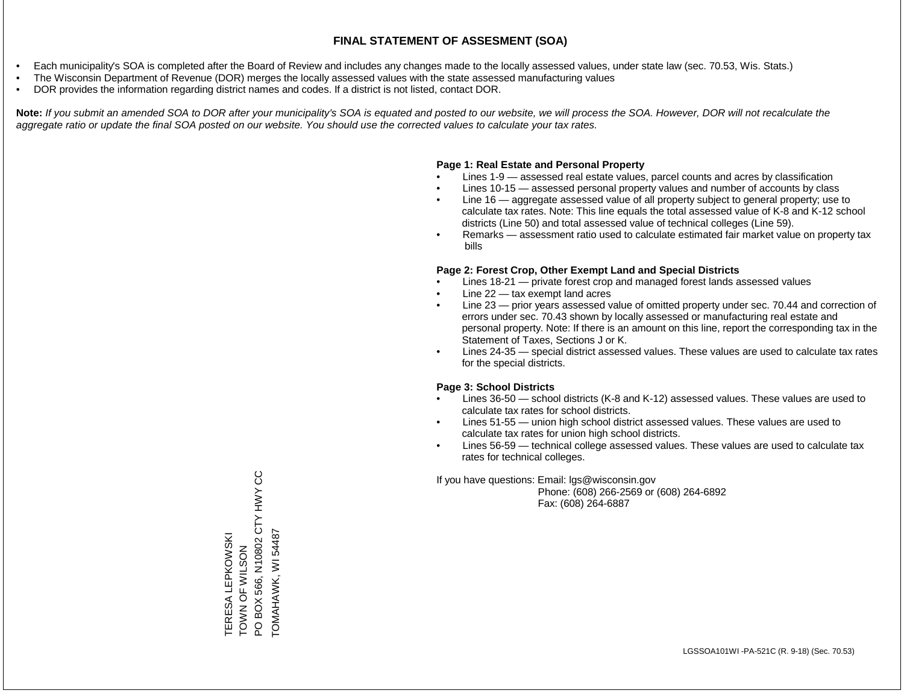# FINAL STATEMENT OF ASSESMENT (SOA)

- Each municipality's SOA is completed after the Board of Review and includes any changes made to the locally assessed values, under state law (sec. 70.53, Wis. Stats.)
- The Wisconsin Department of Revenue (DOR) merges the locally assessed values with the state assessed manufacturing values
- DOR provides the information regarding district names and codes. If a district is not listed, contact DOR.

**Note:** *If you submit an amended SOA to DOR after your municipality's SOA is equated and posted to our website, we will process the SOA. However, DOR will not recalculate the aggregate ratio or update the final SOA posted on our website. You should use the corrected values to calculate your tax rates.*

**Page 1: Real Estate and Personal Property**

- Lines 1-9 — assessed real estate values, parcel counts and acres by classification
- Lines 10-15 — assessed personal property values and number of accounts by class
- Line 16 — aggregate assessed value of all property subject to general property; use to calculate tax rates. Note: This line equals the total assessed value of K-8 and K-12 school districts (Line 50) and total assessed value of technical colleges (Line 59).
- Remarks — assessment ratio used to calculate estimated fair market value on property tax bills

**Page 2: Forest Crop, Other Exempt Land and Special Districts**

- Lines 18-21 — private forest crop and managed forest lands assessed values
- Line 22 — tax exempt land acres
- Line 23 — prior years assessed value of omitted property under sec. 70.44 and correction of errors under sec. 70.43 shown by locally assessed or manufacturing real estate and personal property. Note: If there is an amount on this line, report the corresponding tax in the Statement of Taxes, Sections J or K.
- Lines 24-35 — special district assessed values. These values are used to calculate tax rates for the special districts.

**Page 3: School Districts**

- Lines 36-50 — school districts (K-8 and K-12) assessed values. These values are used to calculate tax rates for school districts.
- Lines 51-55 — union high school district assessed values. These values are used to calculate tax rates for union high school districts.
- Lines 56-59 — technical college assessed values. These values are used to calculate tax rates for technical colleges.

If you have questions: Email: lgs@wisconsin.gov
Phone: (608) 266-2569 or (608) 264-6892
Fax: (608) 264-6887

TERESA LEPKOWSKI
TOWN OF WILSON
PO BOX 566, N10802 CTY HWY CC
TOMAHAWK, WI 54487

LGSSOA101WI -PA-521C (R. 9-18) (Sec. 70.53)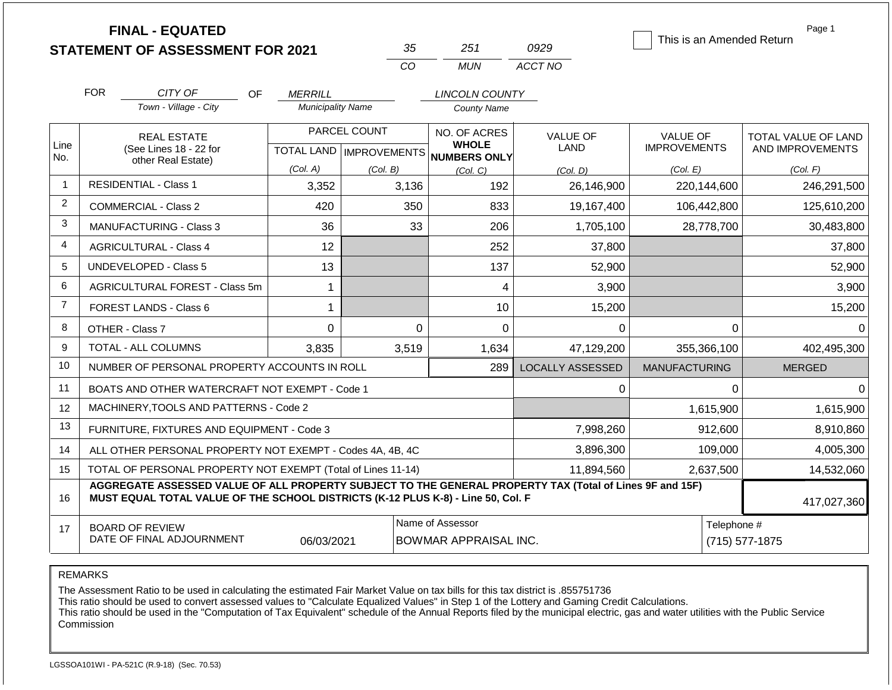# FINAL - EQUATED
# STATEMENT OF ASSESSMENT FOR 2021

| 35 | 251 | 0929 |
|---|---|---|
| CO | MUN | ACCT NO |

☐ This is an Amended Return

FOR *CITY OF* (Town - Village - City) OF *MERRILL* (Municipality Name) *LINCOLN COUNTY* (County Name)

| Line No. | REAL ESTATE (See Lines 18 - 22 for other Real Estate) | PARCEL COUNT TOTAL LAND (Col. A) | PARCEL COUNT IMPROVEMENTS (Col. B) | NO. OF ACRES WHOLE NUMBERS ONLY (Col. C) | VALUE OF LAND (Col. D) | VALUE OF IMPROVEMENTS (Col. E) | TOTAL VALUE OF LAND AND IMPROVEMENTS (Col. F) |
|---|---|---|---|---|---|---|---|
| 1 | RESIDENTIAL - Class 1 | 3,352 | 3,136 | 192 | 26,146,900 | 220,144,600 | 246,291,500 |
| 2 | COMMERCIAL - Class 2 | 420 | 350 | 833 | 19,167,400 | 106,442,800 | 125,610,200 |
| 3 | MANUFACTURING - Class 3 | 36 | 33 | 206 | 1,705,100 | 28,778,700 | 30,483,800 |
| 4 | AGRICULTURAL - Class 4 | 12 | | 252 | 37,800 | | 37,800 |
| 5 | UNDEVELOPED - Class 5 | 13 | | 137 | 52,900 | | 52,900 |
| 6 | AGRICULTURAL FOREST - Class 5m | 1 | | 4 | 3,900 | | 3,900 |
| 7 | FOREST LANDS - Class 6 | 1 | | 10 | 15,200 | | 15,200 |
| 8 | OTHER - Class 7 | 0 | 0 | 0 | 0 | 0 | 0 |
| 9 | TOTAL - ALL COLUMNS | 3,835 | 3,519 | 1,634 | 47,129,200 | 355,366,100 | 402,495,300 |
| 10 | NUMBER OF PERSONAL PROPERTY ACCOUNTS IN ROLL | | | 289 | LOCALLY ASSESSED | MANUFACTURING | MERGED |
| 11 | BOATS AND OTHER WATERCRAFT NOT EXEMPT - Code 1 | | | | 0 | 0 | 0 |
| 12 | MACHINERY,TOOLS AND PATTERNS - Code 2 | | | | | 1,615,900 | 1,615,900 |
| 13 | FURNITURE, FIXTURES AND EQUIPMENT - Code 3 | | | | 7,998,260 | 912,600 | 8,910,860 |
| 14 | ALL OTHER PERSONAL PROPERTY NOT EXEMPT - Codes 4A, 4B, 4C | | | | 3,896,300 | 109,000 | 4,005,300 |
| 15 | TOTAL OF PERSONAL PROPERTY NOT EXEMPT (Total of Lines 11-14) | | | | 11,894,560 | 2,637,500 | 14,532,060 |
| 16 | **AGGREGATE ASSESSED VALUE OF ALL PROPERTY SUBJECT TO THE GENERAL PROPERTY TAX (Total of Lines 9F and 15F) MUST EQUAL TOTAL VALUE OF THE SCHOOL DISTRICTS (K-12 PLUS K-8) - Line 50, Col. F** | | | | | | 417,027,360 |
| 17 | BOARD OF REVIEW DATE OF FINAL ADJOURNMENT | 06/03/2021 | | Name of Assessor: BOWMAR APPRAISAL INC. | | | Telephone #: (715) 577-1875 |

REMARKS

The Assessment Ratio to be used in calculating the estimated Fair Market Value on tax bills for this tax district is .855751736
This ratio should be used to convert assessed values to "Calculate Equalized Values" in Step 1 of the Lottery and Gaming Credit Calculations.
This ratio should be used in the "Computation of Tax Equivalent" schedule of the Annual Reports filed by the municipal electric, gas and water utilities with the Public Service Commission

LGSSOA101WI - PA-521C (R.9-18) (Sec. 70.53)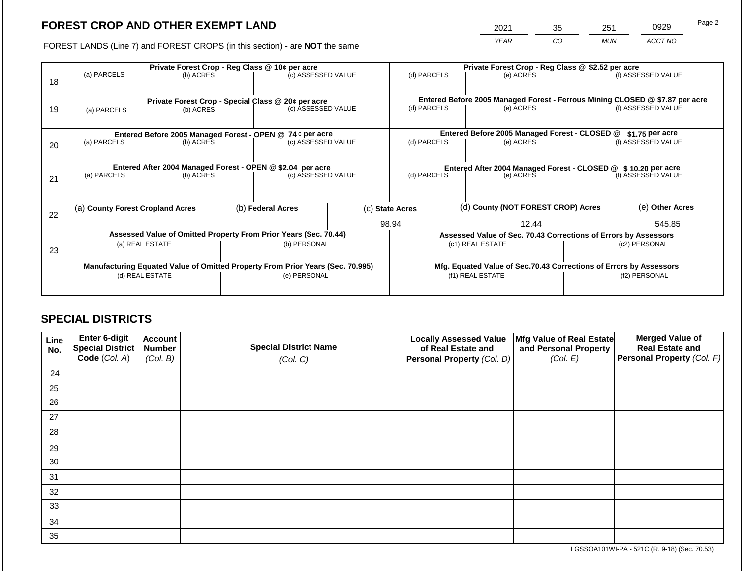# FOREST CROP AND OTHER EXEMPT LAND

| 2021 | 35 | 251 | 0929 |
|---|---|---|---|
| YEAR | CO | MUN | ACCT NO |

FOREST LANDS (Line 7) and FOREST CROPS (in this section) - are **NOT** the same

| Line | | | | | | |
|---|---|---|---|---|---|---|
| 18 | **Private Forest Crop - Reg Class @ 10¢ per acre** | | | **Private Forest Crop - Reg Class @ $2.52 per acre** | | |
| | (a) PARCELS | (b) ACRES | (c) ASSESSED VALUE | (d) PARCELS | (e) ACRES | (f) ASSESSED VALUE |
| | | | | | | |
| 19 | **Private Forest Crop - Special Class @ 20¢ per acre** | | | **Entered Before 2005 Managed Forest - Ferrous Mining CLOSED @ $7.87 per acre** | | |
| | (a) PARCELS | (b) ACRES | (c) ASSESSED VALUE | (d) PARCELS | (e) ACRES | (f) ASSESSED VALUE |
| | | | | | | |
| 20 | **Entered Before 2005 Managed Forest - OPEN @ 74 ¢ per acre** | | | **Entered Before 2005 Managed Forest - CLOSED @ $1.75 per acre** | | |
| | (a) PARCELS | (b) ACRES | (c) ASSESSED VALUE | (d) PARCELS | (e) ACRES | (f) ASSESSED VALUE |
| | | | | | | |
| 21 | **Entered After 2004 Managed Forest - OPEN @ $2.04 per acre** | | | **Entered After 2004 Managed Forest - CLOSED @ $ 10.20 per acre** | | |
| | (a) PARCELS | (b) ACRES | (c) ASSESSED VALUE | (d) PARCELS | (e) ACRES | (f) ASSESSED VALUE |
| | | | | | | |

| Line | (a) County Forest Cropland Acres | (b) Federal Acres | (c) State Acres | (d) County (NOT FOREST CROP) Acres | (e) Other Acres |
|---|---|---|---|---|---|
| 22 | | | 98.94 | 12.44 | 545.85 |

| Line | Assessed Value of Omitted Property From Prior Years (Sec. 70.44) | | Assessed Value of Sec. 70.43 Corrections of Errors by Assessors | |
|---|---|---|---|---|
| 23 | (a) REAL ESTATE | (b) PERSONAL | (c1) REAL ESTATE | (c2) PERSONAL |
| | | | | |
| | **Manufacturing Equated Value of Omitted Property From Prior Years (Sec. 70.995)** | | **Mfg. Equated Value of Sec.70.43 Corrections of Errors by Assessors** | |
| | (d) REAL ESTATE | (e) PERSONAL | (f1) REAL ESTATE | (f2) PERSONAL |
| | | | | |

## SPECIAL DISTRICTS

| Line No. | Enter 6-digit Special District Code (Col. A) | Account Number (Col. B) | Special District Name (Col. C) | Locally Assessed Value of Real Estate and Personal Property (Col. D) | Mfg Value of Real Estate and Personal Property (Col. E) | Merged Value of Real Estate and Personal Property (Col. F) |
|---|---|---|---|---|---|---|
| 24 | | | | | | |
| 25 | | | | | | |
| 26 | | | | | | |
| 27 | | | | | | |
| 28 | | | | | | |
| 29 | | | | | | |
| 30 | | | | | | |
| 31 | | | | | | |
| 32 | | | | | | |
| 33 | | | | | | |
| 34 | | | | | | |
| 35 | | | | | | |

LGSSOA101WI-PA - 521C (R. 9-18) (Sec. 70.53)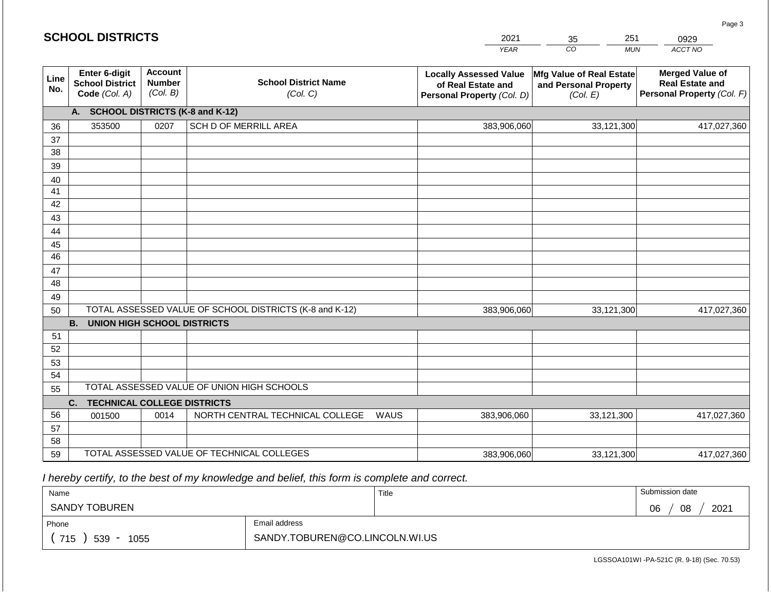## SCHOOL DISTRICTS

| 2021 | 35 | 251 | 0929 |
|---|---|---|---|
| YEAR | CO | MUN | ACCT NO |

| Line No. | Enter 6-digit School District Code (Col. A) | Account Number (Col. B) | School District Name (Col. C) | Locally Assessed Value of Real Estate and Personal Property (Col. D) | Mfg Value of Real Estate and Personal Property (Col. E) | Merged Value of Real Estate and Personal Property (Col. F) |
|---|---|---|---|---|---|---|
| | **A. SCHOOL DISTRICTS (K-8 and K-12)** | | | | | |
| 36 | 353500 | 0207 | SCH D OF MERRILL AREA | 383,906,060 | 33,121,300 | 417,027,360 |
| 37 | | | | | | |
| 38 | | | | | | |
| 39 | | | | | | |
| 40 | | | | | | |
| 41 | | | | | | |
| 42 | | | | | | |
| 43 | | | | | | |
| 44 | | | | | | |
| 45 | | | | | | |
| 46 | | | | | | |
| 47 | | | | | | |
| 48 | | | | | | |
| 49 | | | | | | |
| 50 | TOTAL ASSESSED VALUE OF SCHOOL DISTRICTS (K-8 and K-12) | | | 383,906,060 | 33,121,300 | 417,027,360 |
| | **B. UNION HIGH SCHOOL DISTRICTS** | | | | | |
| 51 | | | | | | |
| 52 | | | | | | |
| 53 | | | | | | |
| 54 | | | | | | |
| 55 | TOTAL ASSESSED VALUE OF UNION HIGH SCHOOLS | | | | | |
| | **C. TECHNICAL COLLEGE DISTRICTS** | | | | | |
| 56 | 001500 | 0014 | NORTH CENTRAL TECHNICAL COLLEGE WAUS | 383,906,060 | 33,121,300 | 417,027,360 |
| 57 | | | | | | |
| 58 | | | | | | |
| 59 | TOTAL ASSESSED VALUE OF TECHNICAL COLLEGES | | | 383,906,060 | 33,121,300 | 417,027,360 |

*I hereby certify, to the best of my knowledge and belief, this form is complete and correct.*

| Name | Title | Submission date |
|---|---|---|
| SANDY TOBUREN | | 06 / 08 / 2021 |
| Phone | Email address | |
| ( 715 ) 539 - 1055 | SANDY.TOBUREN@CO.LINCOLN.WI.US | |

LGSSOA101WI -PA-521C (R. 9-18) (Sec. 70.53)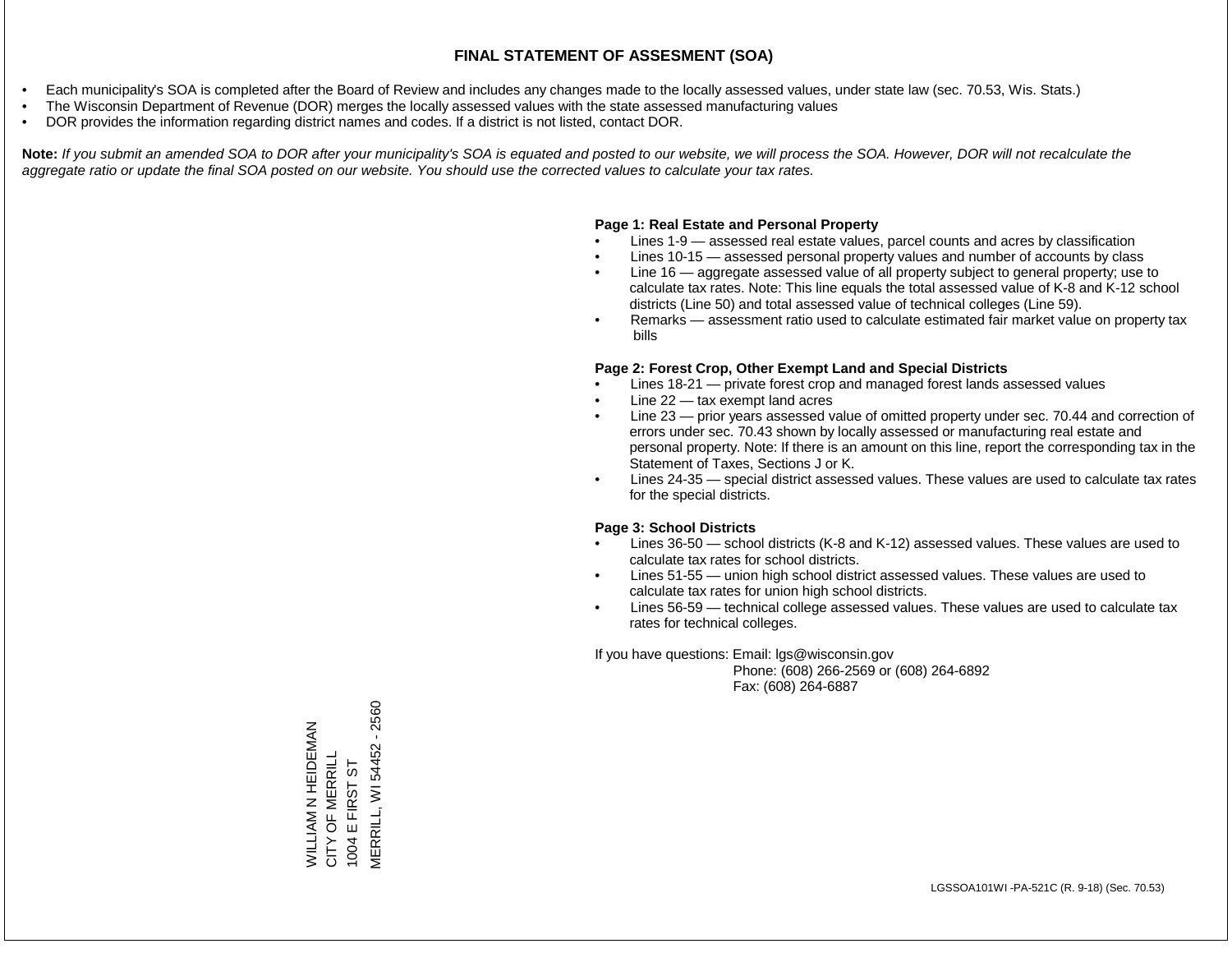# FINAL STATEMENT OF ASSESMENT (SOA)

- Each municipality's SOA is completed after the Board of Review and includes any changes made to the locally assessed values, under state law (sec. 70.53, Wis. Stats.)
- The Wisconsin Department of Revenue (DOR) merges the locally assessed values with the state assessed manufacturing values
- DOR provides the information regarding district names and codes. If a district is not listed, contact DOR.

**Note:** *If you submit an amended SOA to DOR after your municipality's SOA is equated and posted to our website, we will process the SOA. However, DOR will not recalculate the aggregate ratio or update the final SOA posted on our website. You should use the corrected values to calculate your tax rates.*

**Page 1: Real Estate and Personal Property**

- Lines 1-9 — assessed real estate values, parcel counts and acres by classification
- Lines 10-15 — assessed personal property values and number of accounts by class
- Line 16 — aggregate assessed value of all property subject to general property; use to calculate tax rates. Note: This line equals the total assessed value of K-8 and K-12 school districts (Line 50) and total assessed value of technical colleges (Line 59).
- Remarks — assessment ratio used to calculate estimated fair market value on property tax bills

**Page 2: Forest Crop, Other Exempt Land and Special Districts**

- Lines 18-21 — private forest crop and managed forest lands assessed values
- Line 22 — tax exempt land acres
- Line 23 — prior years assessed value of omitted property under sec. 70.44 and correction of errors under sec. 70.43 shown by locally assessed or manufacturing real estate and personal property. Note: If there is an amount on this line, report the corresponding tax in the Statement of Taxes, Sections J or K.
- Lines 24-35 — special district assessed values. These values are used to calculate tax rates for the special districts.

**Page 3: School Districts**

- Lines 36-50 — school districts (K-8 and K-12) assessed values. These values are used to calculate tax rates for school districts.
- Lines 51-55 — union high school district assessed values. These values are used to calculate tax rates for union high school districts.
- Lines 56-59 — technical college assessed values. These values are used to calculate tax rates for technical colleges.

If you have questions: Email: lgs@wisconsin.gov
Phone: (608) 266-2569 or (608) 264-6892
Fax: (608) 264-6887

WILLIAM N HEIDEMAN
CITY OF MERRILL
1004 E FIRST ST
MERRILL, WI 54452 - 2560

LGSSOA101WI -PA-521C (R. 9-18) (Sec. 70.53)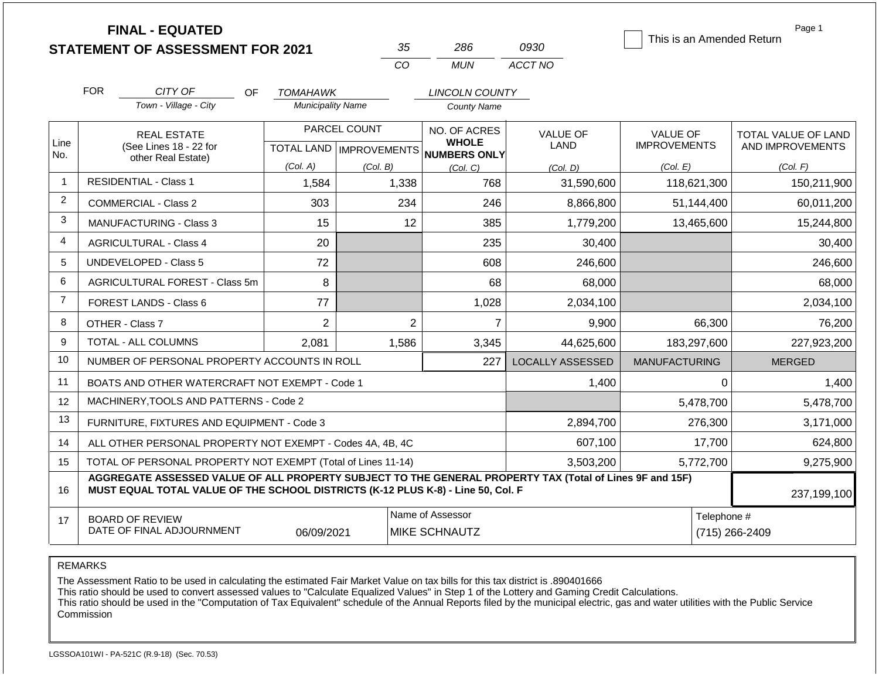# FINAL - EQUATED
## STATEMENT OF ASSESSMENT FOR 2021

| 35 | 286 | 0930 |
|---|---|---|
| CO | MUN | ACCT NO |

☐ This is an Amended Return

FOR CITY OF (Town - Village - City) OF TOMAHAWK (Municipality Name) LINCOLN COUNTY (County Name)

| Line No. | REAL ESTATE (See Lines 18 - 22 for other Real Estate) | PARCEL COUNT | | NO. OF ACRES WHOLE NUMBERS ONLY | VALUE OF LAND | VALUE OF IMPROVEMENTS | TOTAL VALUE OF LAND AND IMPROVEMENTS |
|---|---|---|---|---|---|---|---|
| | | TOTAL LAND (Col. A) | IMPROVEMENTS (Col. B) | (Col. C) | (Col. D) | (Col. E) | (Col. F) |
| 1 | RESIDENTIAL - Class 1 | 1,584 | 1,338 | 768 | 31,590,600 | 118,621,300 | 150,211,900 |
| 2 | COMMERCIAL - Class 2 | 303 | 234 | 246 | 8,866,800 | 51,144,400 | 60,011,200 |
| 3 | MANUFACTURING - Class 3 | 15 | 12 | 385 | 1,779,200 | 13,465,600 | 15,244,800 |
| 4 | AGRICULTURAL - Class 4 | 20 | | 235 | 30,400 | | 30,400 |
| 5 | UNDEVELOPED - Class 5 | 72 | | 608 | 246,600 | | 246,600 |
| 6 | AGRICULTURAL FOREST - Class 5m | 8 | | 68 | 68,000 | | 68,000 |
| 7 | FOREST LANDS - Class 6 | 77 | | 1,028 | 2,034,100 | | 2,034,100 |
| 8 | OTHER - Class 7 | 2 | 2 | 7 | 9,900 | 66,300 | 76,200 |
| 9 | TOTAL - ALL COLUMNS | 2,081 | 1,586 | 3,345 | 44,625,600 | 183,297,600 | 227,923,200 |
| 10 | NUMBER OF PERSONAL PROPERTY ACCOUNTS IN ROLL | | | 227 | LOCALLY ASSESSED | MANUFACTURING | MERGED |
| 11 | BOATS AND OTHER WATERCRAFT NOT EXEMPT - Code 1 | | | | 1,400 | 0 | 1,400 |
| 12 | MACHINERY,TOOLS AND PATTERNS - Code 2 | | | | | 5,478,700 | 5,478,700 |
| 13 | FURNITURE, FIXTURES AND EQUIPMENT - Code 3 | | | | 2,894,700 | 276,300 | 3,171,000 |
| 14 | ALL OTHER PERSONAL PROPERTY NOT EXEMPT - Codes 4A, 4B, 4C | | | | 607,100 | 17,700 | 624,800 |
| 15 | TOTAL OF PERSONAL PROPERTY NOT EXEMPT (Total of Lines 11-14) | | | | 3,503,200 | 5,772,700 | 9,275,900 |
| 16 | **AGGREGATE ASSESSED VALUE OF ALL PROPERTY SUBJECT TO THE GENERAL PROPERTY TAX (Total of Lines 9F and 15F) MUST EQUAL TOTAL VALUE OF THE SCHOOL DISTRICTS (K-12 PLUS K-8) - Line 50, Col. F** | | | | | | 237,199,100 |
| 17 | BOARD OF REVIEW DATE OF FINAL ADJOURNMENT | 06/09/2021 | Name of Assessor: MIKE SCHNAUTZ | | | Telephone #: (715) 266-2409 | |

REMARKS

The Assessment Ratio to be used in calculating the estimated Fair Market Value on tax bills for this tax district is .890401666
This ratio should be used to convert assessed values to "Calculate Equalized Values" in Step 1 of the Lottery and Gaming Credit Calculations.
This ratio should be used in the "Computation of Tax Equivalent" schedule of the Annual Reports filed by the municipal electric, gas and water utilities with the Public Service Commission

LGSSOA101WI - PA-521C (R.9-18) (Sec. 70.53)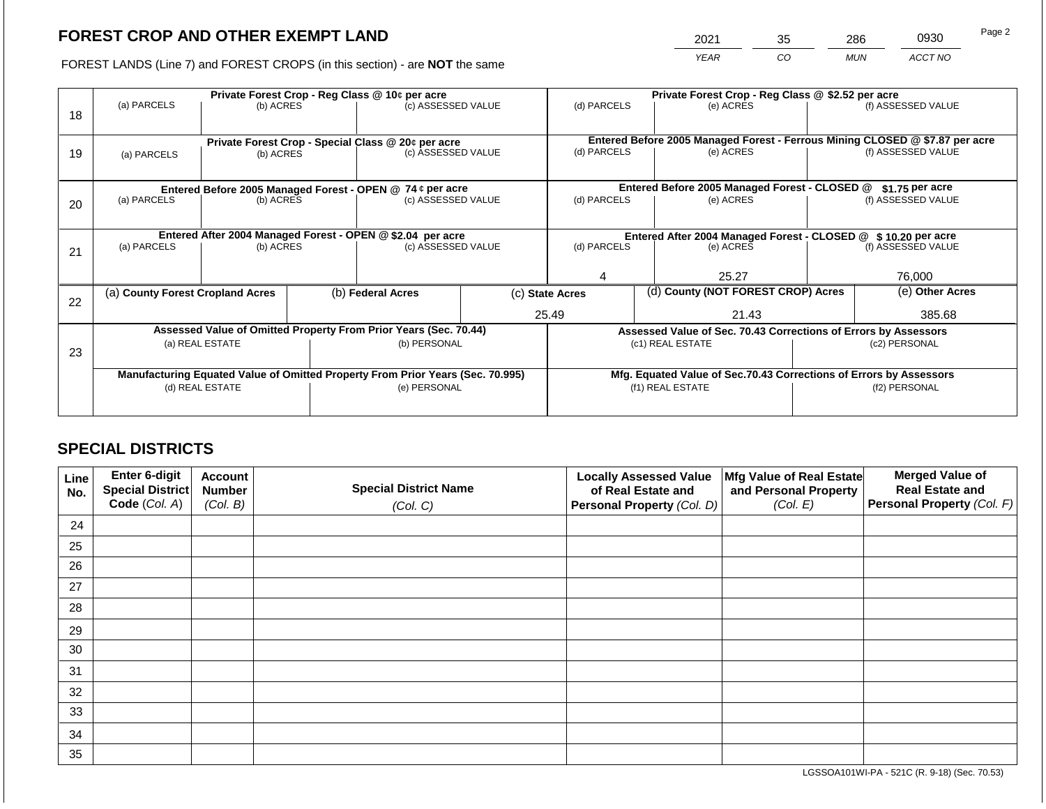## FOREST CROP AND OTHER EXEMPT LAND

FOREST LANDS (Line 7) and FOREST CROPS (in this section) - are **NOT** the same

| 2021 | 35 | 286 | 0930 |
|---|---|---|---|
| YEAR | CO | MUN | ACCT NO |

| Line | Private Forest Crop - Reg Class @ 10¢ per acre | | | Private Forest Crop - Reg Class @ $2.52 per acre | | |
|---|---|---|---|---|---|---|
| 18 | (a) PARCELS | (b) ACRES | (c) ASSESSED VALUE | (d) PARCELS | (e) ACRES | (f) ASSESSED VALUE |
| | | | | | | |
| | **Private Forest Crop - Special Class @ 20¢ per acre** | | | **Entered Before 2005 Managed Forest - Ferrous Mining CLOSED @ $7.87 per acre** | | |
| 19 | (a) PARCELS | (b) ACRES | (c) ASSESSED VALUE | (d) PARCELS | (e) ACRES | (f) ASSESSED VALUE |
| | | | | | | |
| | **Entered Before 2005 Managed Forest - OPEN @ 74 ¢ per acre** | | | **Entered Before 2005 Managed Forest - CLOSED @ $1.75 per acre** | | |
| 20 | (a) PARCELS | (b) ACRES | (c) ASSESSED VALUE | (d) PARCELS | (e) ACRES | (f) ASSESSED VALUE |
| | | | | | | |
| | **Entered After 2004 Managed Forest - OPEN @ $2.04 per acre** | | | **Entered After 2004 Managed Forest - CLOSED @ $ 10.20 per acre** | | |
| 21 | (a) PARCELS | (b) ACRES | (c) ASSESSED VALUE | (d) PARCELS | (e) ACRES | (f) ASSESSED VALUE |
| | | | | 4 | 25.27 | 76,000 |

| Line | (a) County Forest Cropland Acres | (b) Federal Acres | (c) State Acres | (d) County (NOT FOREST CROP) Acres | (e) Other Acres |
|---|---|---|---|---|---|
| 22 | | | 25.49 | 21.43 | 385.68 |

| Line | Assessed Value of Omitted Property From Prior Years (Sec. 70.44) | | Assessed Value of Sec. 70.43 Corrections of Errors by Assessors | |
|---|---|---|---|---|
| 23 | (a) REAL ESTATE | (b) PERSONAL | (c1) REAL ESTATE | (c2) PERSONAL |
| | | | | |
| | **Manufacturing Equated Value of Omitted Property From Prior Years (Sec. 70.995)** | | **Mfg. Equated Value of Sec.70.43 Corrections of Errors by Assessors** | |
| | (d) REAL ESTATE | (e) PERSONAL | (f1) REAL ESTATE | (f2) PERSONAL |
| | | | | |

## SPECIAL DISTRICTS

| Line No. | Enter 6-digit Special District Code (Col. A) | Account Number (Col. B) | Special District Name (Col. C) | Locally Assessed Value of Real Estate and Personal Property (Col. D) | Mfg Value of Real Estate and Personal Property (Col. E) | Merged Value of Real Estate and Personal Property (Col. F) |
|---|---|---|---|---|---|---|
| 24 | | | | | | |
| 25 | | | | | | |
| 26 | | | | | | |
| 27 | | | | | | |
| 28 | | | | | | |
| 29 | | | | | | |
| 30 | | | | | | |
| 31 | | | | | | |
| 32 | | | | | | |
| 33 | | | | | | |
| 34 | | | | | | |
| 35 | | | | | | |

LGSSOA101WI-PA - 521C (R. 9-18) (Sec. 70.53)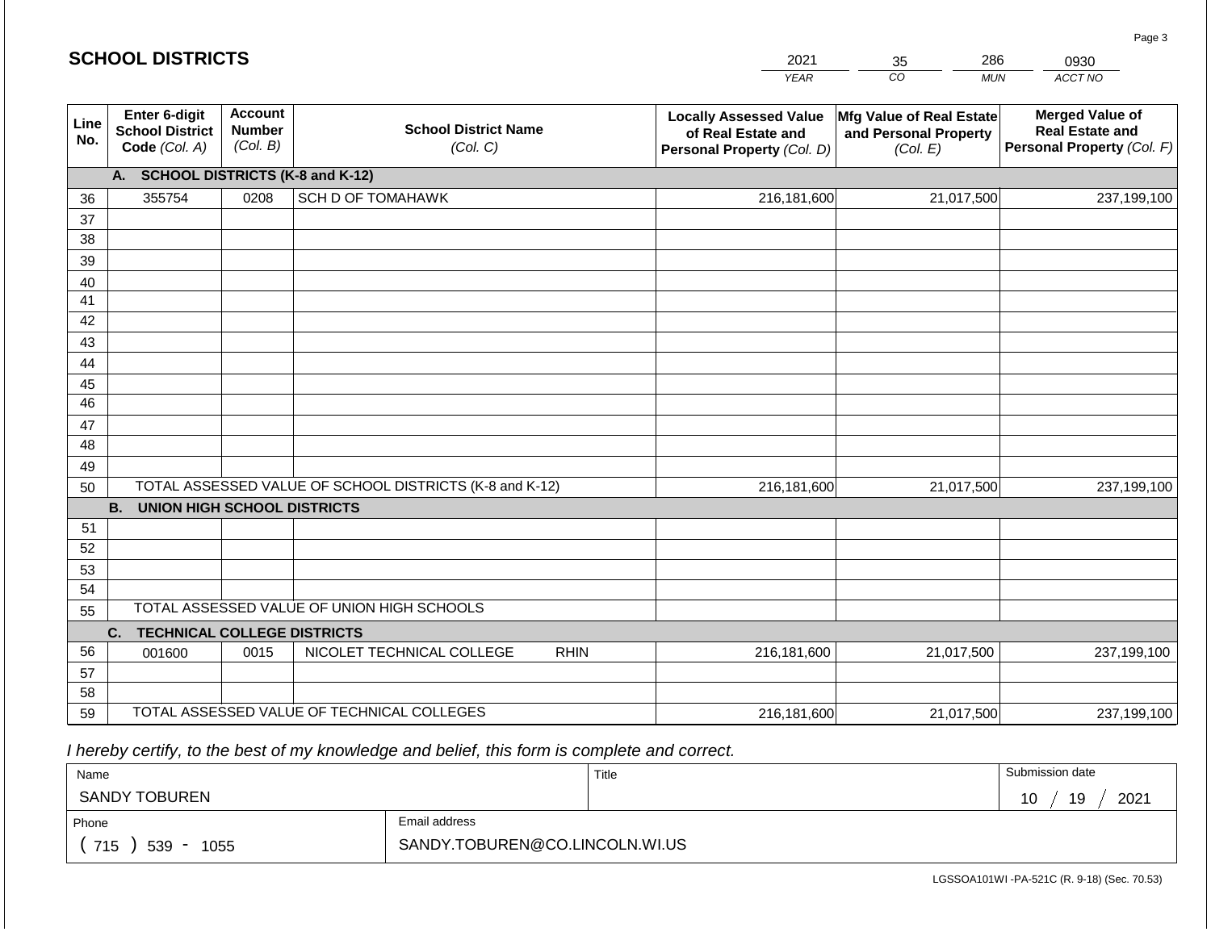## SCHOOL DISTRICTS

| 2021 | 35 | 286 | 0930 |
|---|---|---|---|
| YEAR | CO | MUN | ACCT NO |

| Line No. | Enter 6-digit School District Code (Col. A) | Account Number (Col. B) | School District Name (Col. C) | Locally Assessed Value of Real Estate and Personal Property (Col. D) | Mfg Value of Real Estate and Personal Property (Col. E) | Merged Value of Real Estate and Personal Property (Col. F) |
|---|---|---|---|---|---|---|
| | **A. SCHOOL DISTRICTS (K-8 and K-12)** | | | | | |
| 36 | 355754 | 0208 | SCH D OF TOMAHAWK | 216,181,600 | 21,017,500 | 237,199,100 |
| 37 | | | | | | |
| 38 | | | | | | |
| 39 | | | | | | |
| 40 | | | | | | |
| 41 | | | | | | |
| 42 | | | | | | |
| 43 | | | | | | |
| 44 | | | | | | |
| 45 | | | | | | |
| 46 | | | | | | |
| 47 | | | | | | |
| 48 | | | | | | |
| 49 | | | | | | |
| 50 | TOTAL ASSESSED VALUE OF SCHOOL DISTRICTS (K-8 and K-12) | | | 216,181,600 | 21,017,500 | 237,199,100 |
| | **B. UNION HIGH SCHOOL DISTRICTS** | | | | | |
| 51 | | | | | | |
| 52 | | | | | | |
| 53 | | | | | | |
| 54 | | | | | | |
| 55 | TOTAL ASSESSED VALUE OF UNION HIGH SCHOOLS | | | | | |
| | **C. TECHNICAL COLLEGE DISTRICTS** | | | | | |
| 56 | 001600 | 0015 | NICOLET TECHNICAL COLLEGE RHIN | 216,181,600 | 21,017,500 | 237,199,100 |
| 57 | | | | | | |
| 58 | | | | | | |
| 59 | TOTAL ASSESSED VALUE OF TECHNICAL COLLEGES | | | 216,181,600 | 21,017,500 | 237,199,100 |

*I hereby certify, to the best of my knowledge and belief, this form is complete and correct.*

| Name | | Title | Submission date |
|---|---|---|---|
| SANDY TOBUREN | | | 10 / 19 / 2021 |
| Phone | Email address | | |
| ( 715 ) 539 - 1055 | SANDY.TOBUREN@CO.LINCOLN.WI.US | | |

LGSSOA101WI -PA-521C (R. 9-18) (Sec. 70.53)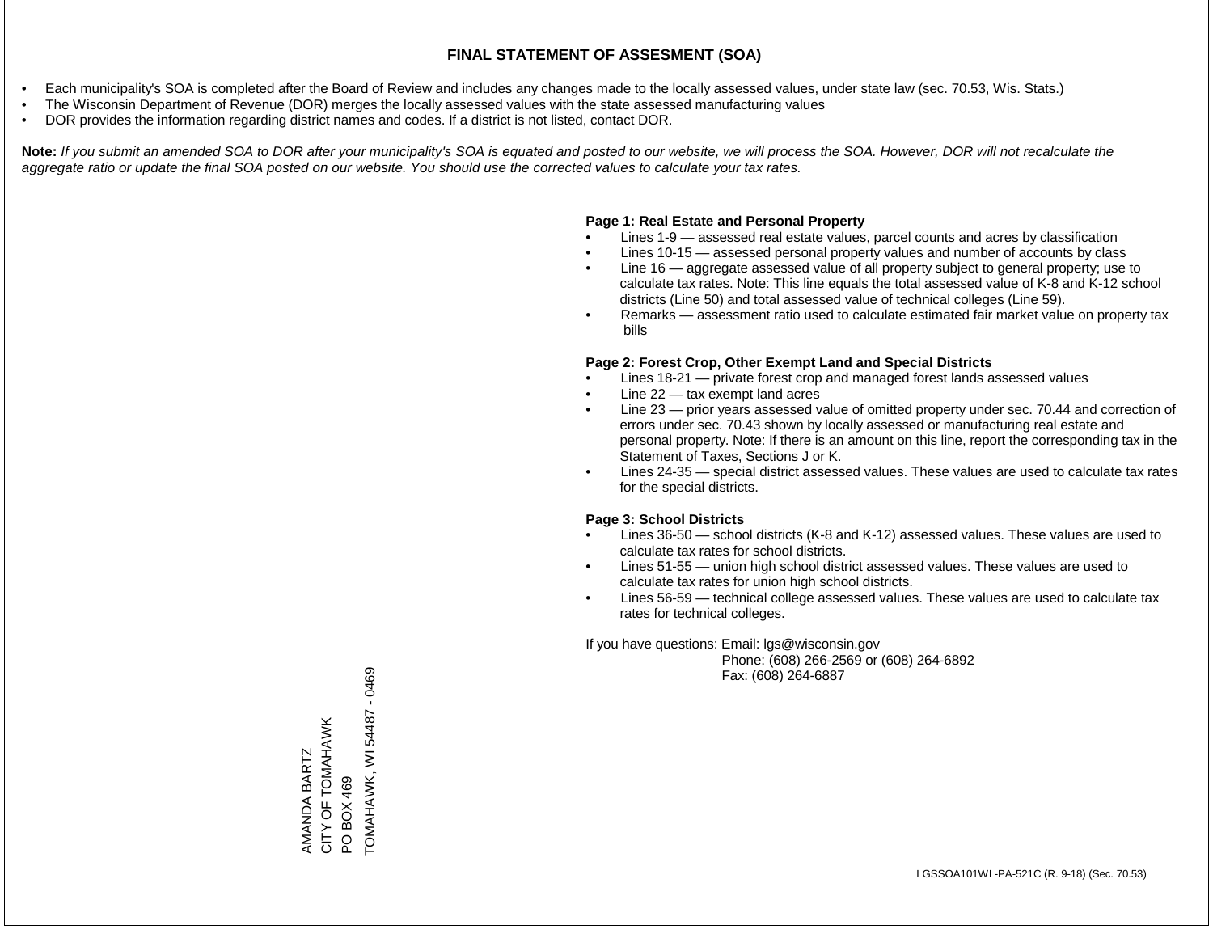# FINAL STATEMENT OF ASSESMENT (SOA)

- Each municipality's SOA is completed after the Board of Review and includes any changes made to the locally assessed values, under state law (sec. 70.53, Wis. Stats.)
- The Wisconsin Department of Revenue (DOR) merges the locally assessed values with the state assessed manufacturing values
- DOR provides the information regarding district names and codes. If a district is not listed, contact DOR.

**Note:** *If you submit an amended SOA to DOR after your municipality's SOA is equated and posted to our website, we will process the SOA. However, DOR will not recalculate the aggregate ratio or update the final SOA posted on our website. You should use the corrected values to calculate your tax rates.*

**Page 1: Real Estate and Personal Property**

- Lines 1-9 — assessed real estate values, parcel counts and acres by classification
- Lines 10-15 — assessed personal property values and number of accounts by class
- Line 16 — aggregate assessed value of all property subject to general property; use to calculate tax rates. Note: This line equals the total assessed value of K-8 and K-12 school districts (Line 50) and total assessed value of technical colleges (Line 59).
- Remarks — assessment ratio used to calculate estimated fair market value on property tax bills

**Page 2: Forest Crop, Other Exempt Land and Special Districts**

- Lines 18-21 — private forest crop and managed forest lands assessed values
- Line 22 — tax exempt land acres
- Line 23 — prior years assessed value of omitted property under sec. 70.44 and correction of errors under sec. 70.43 shown by locally assessed or manufacturing real estate and personal property. Note: If there is an amount on this line, report the corresponding tax in the Statement of Taxes, Sections J or K.
- Lines 24-35 — special district assessed values. These values are used to calculate tax rates for the special districts.

**Page 3: School Districts**

- Lines 36-50 — school districts (K-8 and K-12) assessed values. These values are used to calculate tax rates for school districts.
- Lines 51-55 — union high school district assessed values. These values are used to calculate tax rates for union high school districts.
- Lines 56-59 — technical college assessed values. These values are used to calculate tax rates for technical colleges.

If you have questions: Email: lgs@wisconsin.gov
Phone: (608) 266-2569 or (608) 264-6892
Fax: (608) 264-6887

AMANDA BARTZ
CITY OF TOMAHAWK
PO BOX 469
TOMAHAWK, WI 54487 - 0469

LGSSOA101WI -PA-521C (R. 9-18) (Sec. 70.53)